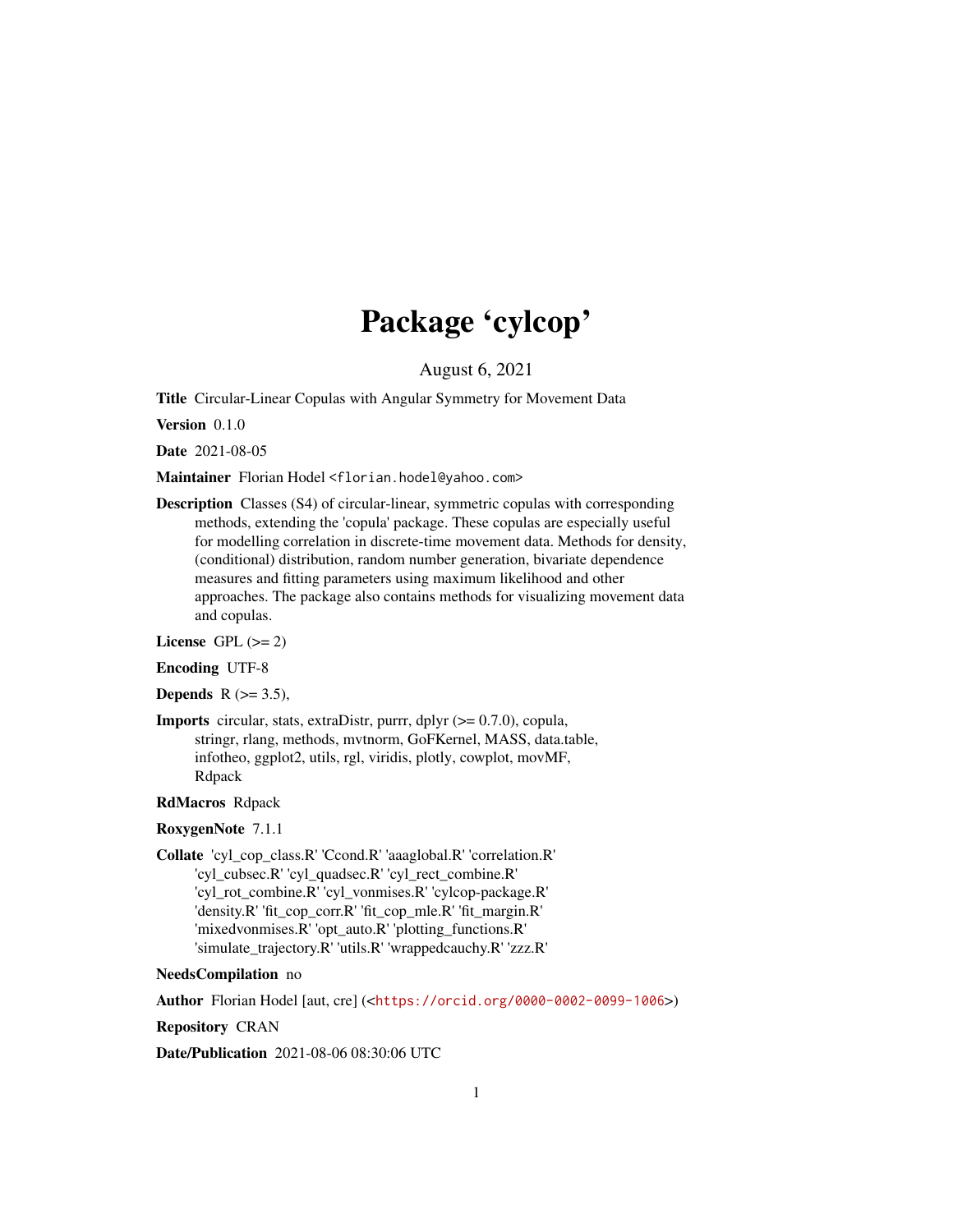# Package 'cylcop'

August 6, 2021

**Title** Circular-Linear Copulas with Angular Symmetry for Movement Data

**Version** 0.1.0

**Date** 2021-08-05

**Maintainer** Florian Hodel <florian.hodel@yahoo.com>

**Description** Classes (S4) of circular-linear, symmetric copulas with corresponding methods, extending the 'copula' package. These copulas are especially useful for modelling correlation in discrete-time movement data. Methods for density, (conditional) distribution, random number generation, bivariate dependence measures and fitting parameters using maximum likelihood and other approaches. The package also contains methods for visualizing movement data and copulas.

**License** GPL (>= 2)

**Encoding** UTF-8

**Depends** R (>= 3.5),

**Imports** circular, stats, extraDistr, purrr, dplyr (>= 0.7.0), copula, stringr, rlang, methods, mvtnorm, GoFKernel, MASS, data.table, infotheo, ggplot2, utils, rgl, viridis, plotly, cowplot, movMF, Rdpack

**RdMacros** Rdpack

**RoxygenNote** 7.1.1

**Collate** 'cyl_cop_class.R' 'Ccond.R' 'aaaglobal.R' 'correlation.R' 'cyl_cubsec.R' 'cyl_quadsec.R' 'cyl_rect_combine.R' 'cyl_rot_combine.R' 'cyl_vonmises.R' 'cylcop-package.R' 'density.R' 'fit_cop_corr.R' 'fit_cop_mle.R' 'fit_margin.R' 'mixedvonmises.R' 'opt_auto.R' 'plotting_functions.R' 'simulate_trajectory.R' 'utils.R' 'wrappedcauchy.R' 'zzz.R'

**NeedsCompilation** no

**Author** Florian Hodel [aut, cre] (<https://orcid.org/0000-0002-0099-1006>)

**Repository** CRAN

**Date/Publication** 2021-08-06 08:30:06 UTC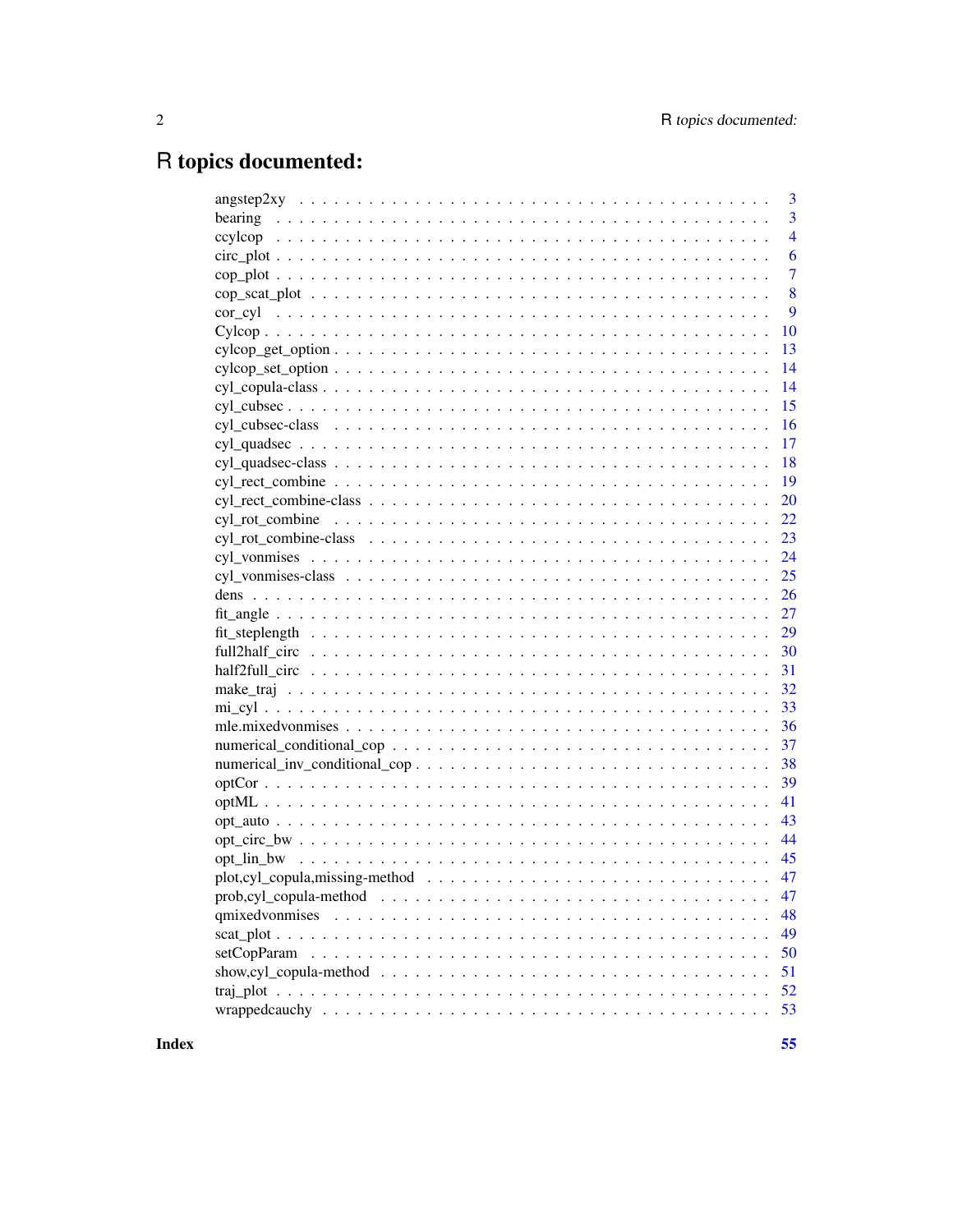# R topics documented:

| | |
|---|---|
| angstep2xy | 3 |
| bearing | 3 |
| ccylcop | 4 |
| circ_plot | 6 |
| cop_plot | 7 |
| cop_scat_plot | 8 |
| cor_cyl | 9 |
| Cylcop | 10 |
| cylcop_get_option | 13 |
| cylcop_set_option | 14 |
| cyl_copula-class | 14 |
| cyl_cubsec | 15 |
| cyl_cubsec-class | 16 |
| cyl_quadsec | 17 |
| cyl_quadsec-class | 18 |
| cyl_rect_combine | 19 |
| cyl_rect_combine-class | 20 |
| cyl_rot_combine | 22 |
| cyl_rot_combine-class | 23 |
| cyl_vonmises | 24 |
| cyl_vonmises-class | 25 |
| dens | 26 |
| fit_angle | 27 |
| fit_steplength | 29 |
| full2half_circ | 30 |
| half2full_circ | 31 |
| make_traj | 32 |
| mi_cyl | 33 |
| mle.mixedvonmises | 36 |
| numerical_conditional_cop | 37 |
| numerical_inv_conditional_cop | 38 |
| optCor | 39 |
| optML | 41 |
| opt_auto | 43 |
| opt_circ_bw | 44 |
| opt_lin_bw | 45 |
| plot,cyl_copula,missing-method | 47 |
| prob,cyl_copula-method | 47 |
| qmixedvonmises | 48 |
| scat_plot | 49 |
| setCopParam | 50 |
| show,cyl_copula-method | 51 |
| traj_plot | 52 |
| wrappedcauchy | 53 |

**Index** **55**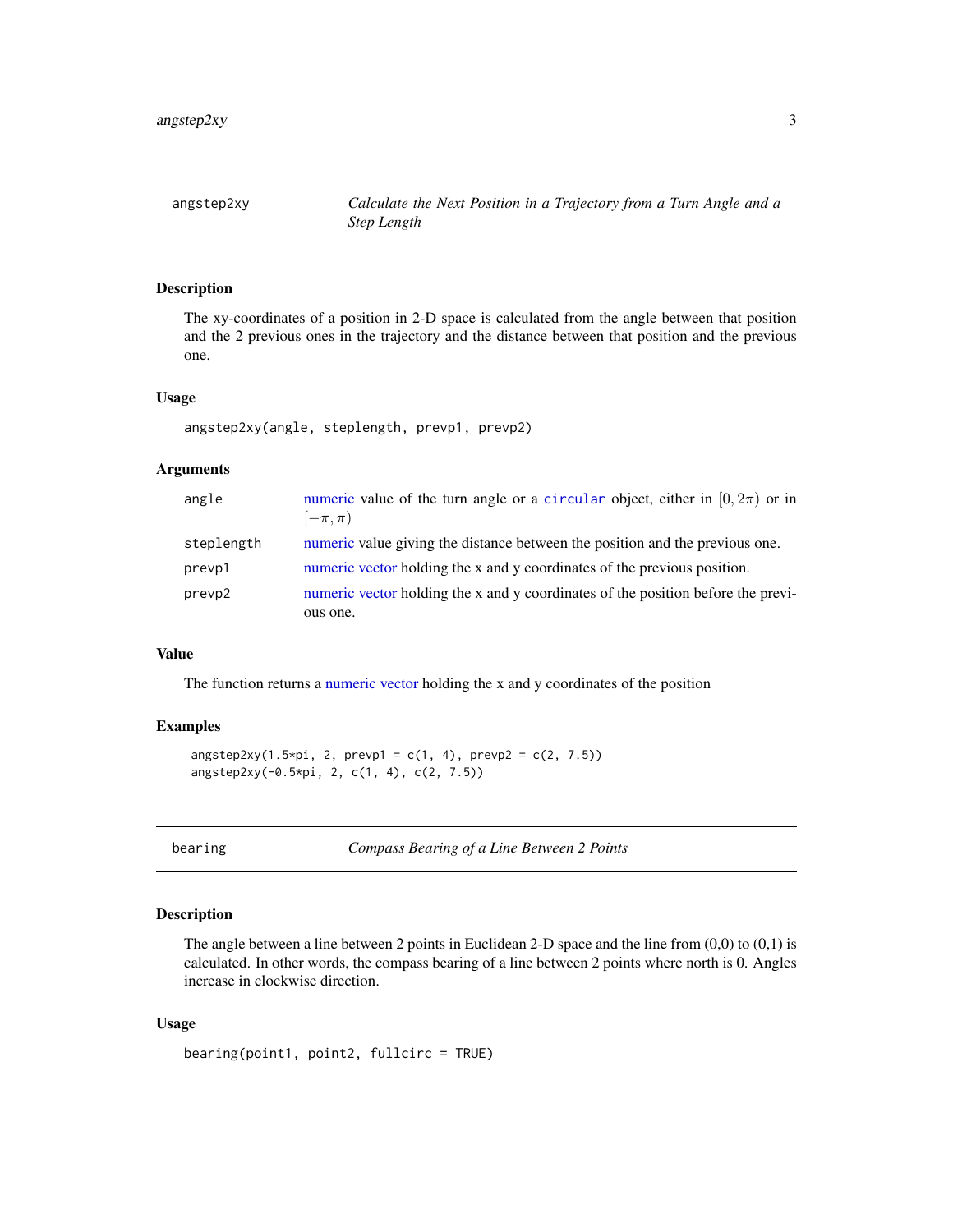## angstep2xy — *Calculate the Next Position in a Trajectory from a Turn Angle and a Step Length*

### Description

The xy-coordinates of a position in 2-D space is calculated from the angle between that position and the 2 previous ones in the trajectory and the distance between that position and the previous one.

### Usage

```
angstep2xy(angle, steplength, prevp1, prevp2)
```

### Arguments

| | |
|---|---|
| `angle` | numeric value of the turn angle or a `circular` object, either in $[0, 2\pi)$ or in $[-\pi, \pi)$ |
| `steplength` | numeric value giving the distance between the position and the previous one. |
| `prevp1` | numeric vector holding the x and y coordinates of the previous position. |
| `prevp2` | numeric vector holding the x and y coordinates of the position before the previous one. |

### Value

The function returns a numeric vector holding the x and y coordinates of the position

### Examples

```
angstep2xy(1.5*pi, 2, prevp1 = c(1, 4), prevp2 = c(2, 7.5))
angstep2xy(-0.5*pi, 2, c(1, 4), c(2, 7.5))
```

## bearing — *Compass Bearing of a Line Between 2 Points*

### Description

The angle between a line between 2 points in Euclidean 2-D space and the line from (0,0) to (0,1) is calculated. In other words, the compass bearing of a line between 2 points where north is 0. Angles increase in clockwise direction.

### Usage

```
bearing(point1, point2, fullcirc = TRUE)
```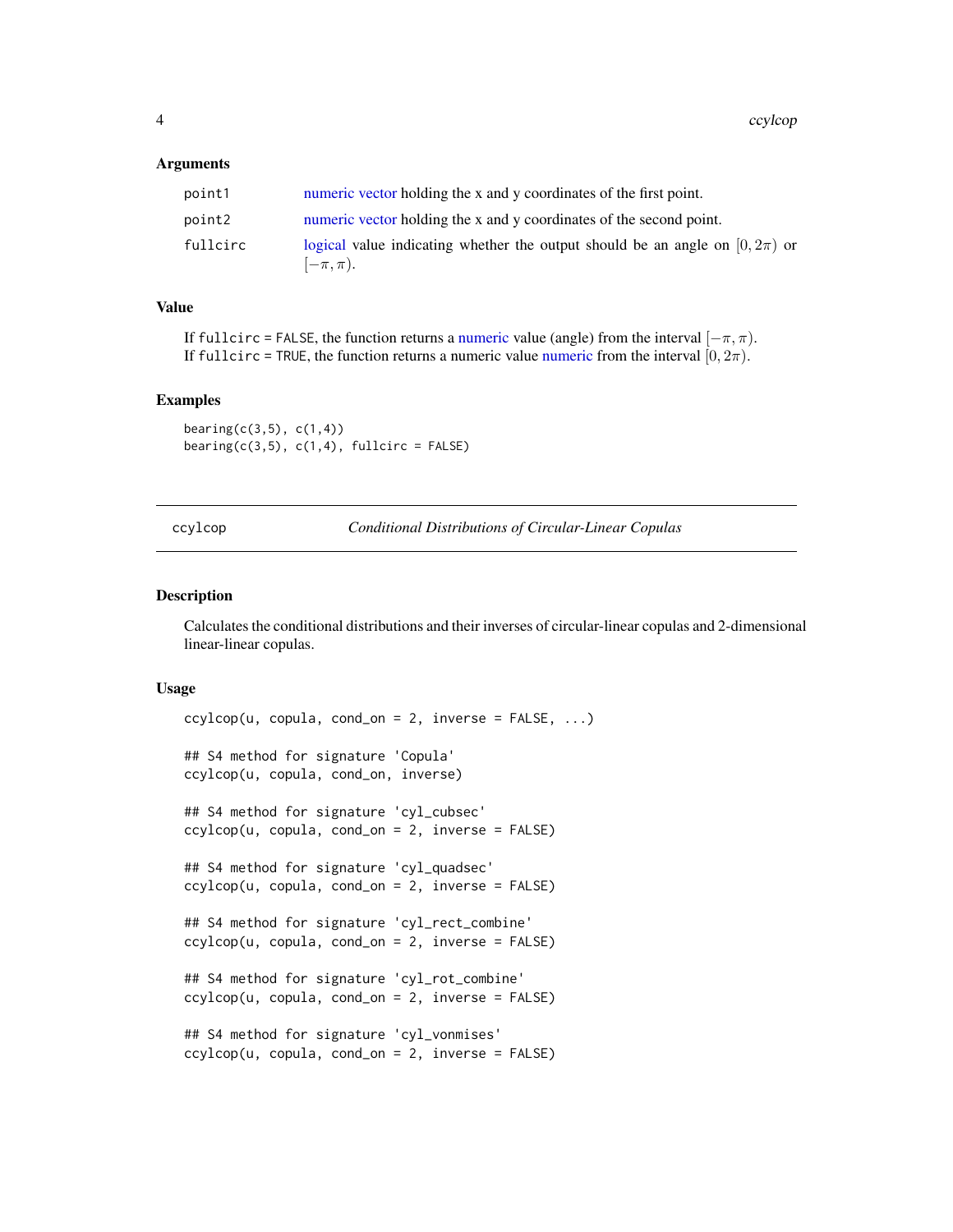### Arguments

| | |
|---|---|
| point1 | numeric vector holding the x and y coordinates of the first point. |
| point2 | numeric vector holding the x and y coordinates of the second point. |
| fullcirc | logical value indicating whether the output should be an angle on $[0, 2\pi)$ or $[-\pi, \pi)$. |

### Value

If fullcirc = FALSE, the function returns a numeric value (angle) from the interval $[-\pi, \pi)$.
If fullcirc = TRUE, the function returns a numeric value numeric from the interval $[0, 2\pi)$.

### Examples

```
bearing(c(3,5), c(1,4))
bearing(c(3,5), c(1,4), fullcirc = FALSE)
```

---

## ccylcop — *Conditional Distributions of Circular-Linear Copulas*

---

### Description

Calculates the conditional distributions and their inverses of circular-linear copulas and 2-dimensional linear-linear copulas.

### Usage

```
ccylcop(u, copula, cond_on = 2, inverse = FALSE, ...)

## S4 method for signature 'Copula'
ccylcop(u, copula, cond_on, inverse)

## S4 method for signature 'cyl_cubsec'
ccylcop(u, copula, cond_on = 2, inverse = FALSE)

## S4 method for signature 'cyl_quadsec'
ccylcop(u, copula, cond_on = 2, inverse = FALSE)

## S4 method for signature 'cyl_rect_combine'
ccylcop(u, copula, cond_on = 2, inverse = FALSE)

## S4 method for signature 'cyl_rot_combine'
ccylcop(u, copula, cond_on = 2, inverse = FALSE)

## S4 method for signature 'cyl_vonmises'
ccylcop(u, copula, cond_on = 2, inverse = FALSE)
```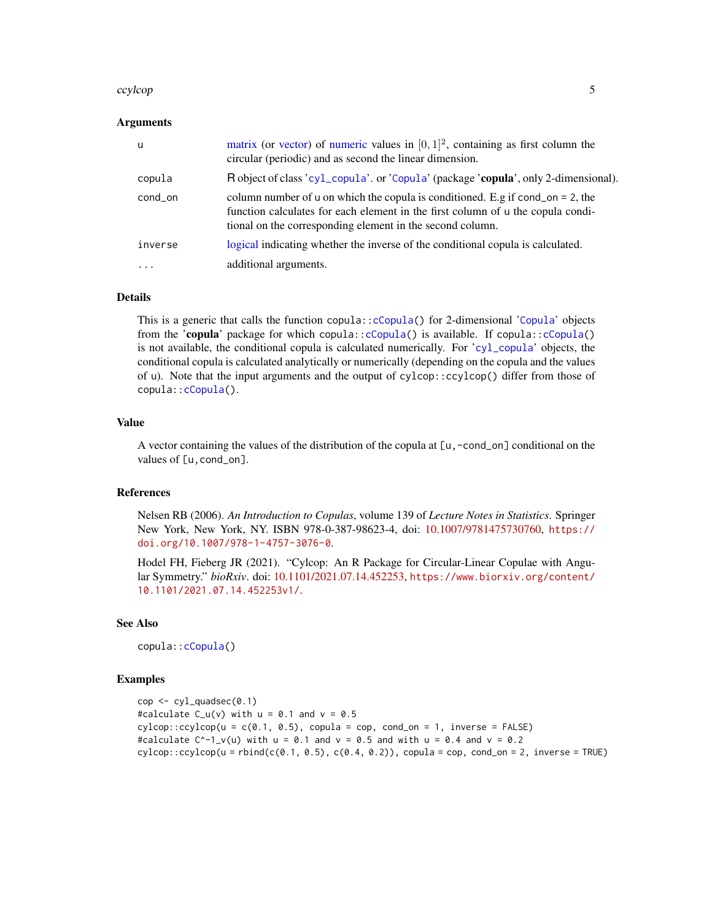### Arguments

| | |
|---|---|
| u | matrix (or vector) of numeric values in $[0, 1]^2$, containing as first column the circular (periodic) and as second the linear dimension. |
| copula | R object of class 'cyl_copula'. or 'Copula' (package '**copula**', only 2-dimensional). |
| cond_on | column number of u on which the copula is conditioned. E.g if cond_on = 2, the function calculates for each element in the first column of u the copula conditional on the corresponding element in the second column. |
| inverse | logical indicating whether the inverse of the conditional copula is calculated. |
| ... | additional arguments. |

### Details

This is a generic that calls the function copula::cCopula() for 2-dimensional 'Copula' objects from the '**copula**' package for which copula::cCopula() is available. If copula::cCopula() is not available, the conditional copula is calculated numerically. For 'cyl_copula' objects, the conditional copula is calculated analytically or numerically (depending on the copula and the values of u). Note that the input arguments and the output of cylcop::ccylcop() differ from those of copula::cCopula().

### Value

A vector containing the values of the distribution of the copula at [u,-cond_on] conditional on the values of [u,cond_on].

### References

Nelsen RB (2006). *An Introduction to Copulas*, volume 139 of *Lecture Notes in Statistics*. Springer New York, New York, NY. ISBN 978-0-387-98623-4, doi: 10.1007/9781475730760, https://doi.org/10.1007/978-1-4757-3076-0.

Hodel FH, Fieberg JR (2021). "Cylcop: An R Package for Circular-Linear Copulae with Angular Symmetry." *bioRxiv*. doi: 10.1101/2021.07.14.452253, https://www.biorxiv.org/content/10.1101/2021.07.14.452253v1/.

### See Also

copula::cCopula()

### Examples

```
cop <- cyl_quadsec(0.1)
#calculate C_u(v) with u = 0.1 and v = 0.5
cylcop::ccylcop(u = c(0.1, 0.5), copula = cop, cond_on = 1, inverse = FALSE)
#calculate C^-1_v(u) with u = 0.1 and v = 0.5 and with u = 0.4 and v = 0.2
cylcop::ccylcop(u = rbind(c(0.1, 0.5), c(0.4, 0.2)), copula = cop, cond_on = 2, inverse = TRUE)
```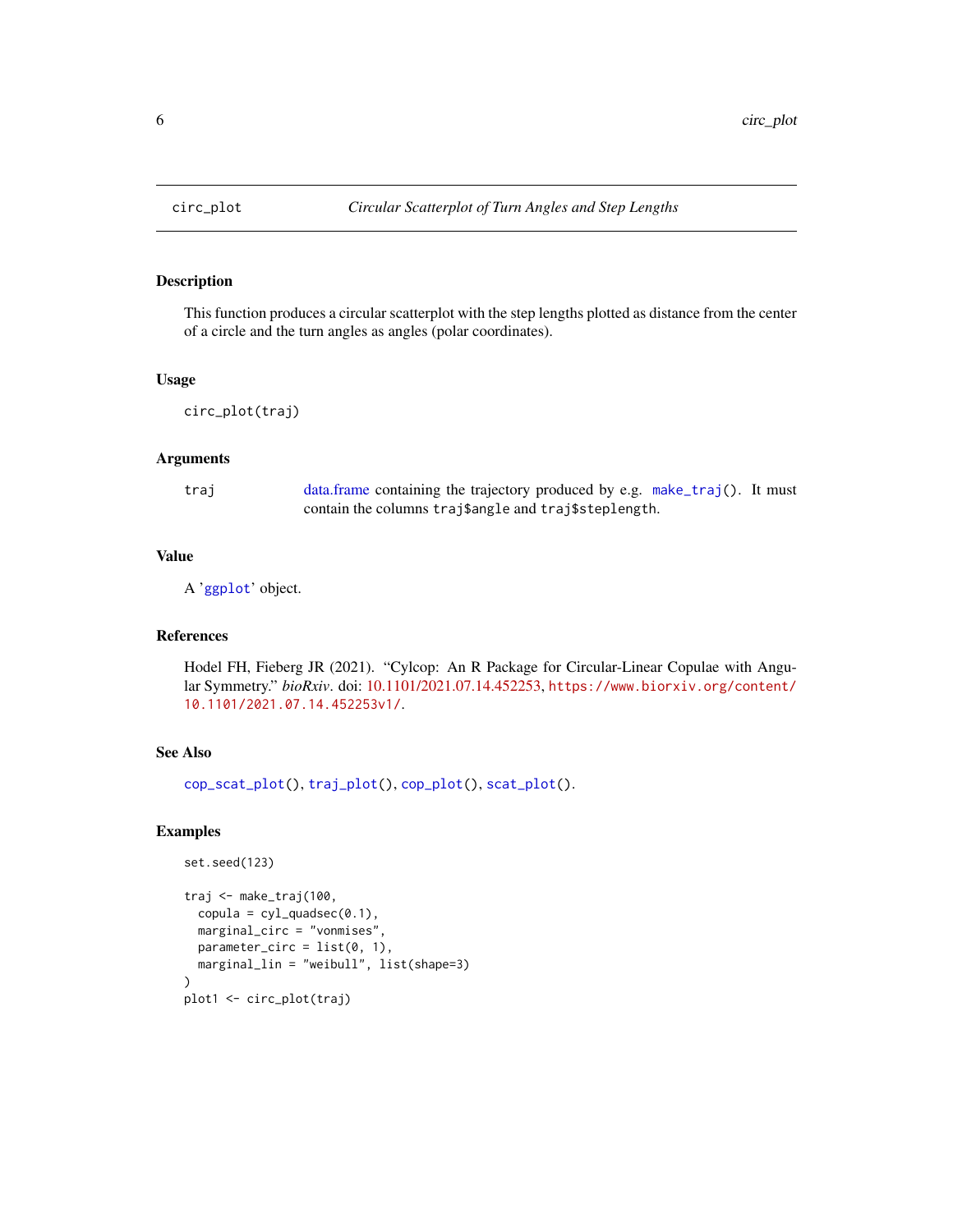# circ_plot — *Circular Scatterplot of Turn Angles and Step Lengths*

## Description

This function produces a circular scatterplot with the step lengths plotted as distance from the center of a circle and the turn angles as angles (polar coordinates).

## Usage

```
circ_plot(traj)
```

## Arguments

| | |
|---|---|
| `traj` | data.frame containing the trajectory produced by e.g. `make_traj()`. It must contain the columns `traj$angle` and `traj$steplength`. |

## Value

A 'ggplot' object.

## References

Hodel FH, Fieberg JR (2021). "Cylcop: An R Package for Circular-Linear Copulae with Angular Symmetry." *bioRxiv*. doi: 10.1101/2021.07.14.452253, https://www.biorxiv.org/content/10.1101/2021.07.14.452253v1/.

## See Also

`cop_scat_plot()`, `traj_plot()`, `cop_plot()`, `scat_plot()`.

## Examples

```
set.seed(123)

traj <- make_traj(100,
  copula = cyl_quadsec(0.1),
  marginal_circ = "vonmises",
  parameter_circ = list(0, 1),
  marginal_lin = "weibull", list(shape=3)
)
plot1 <- circ_plot(traj)
```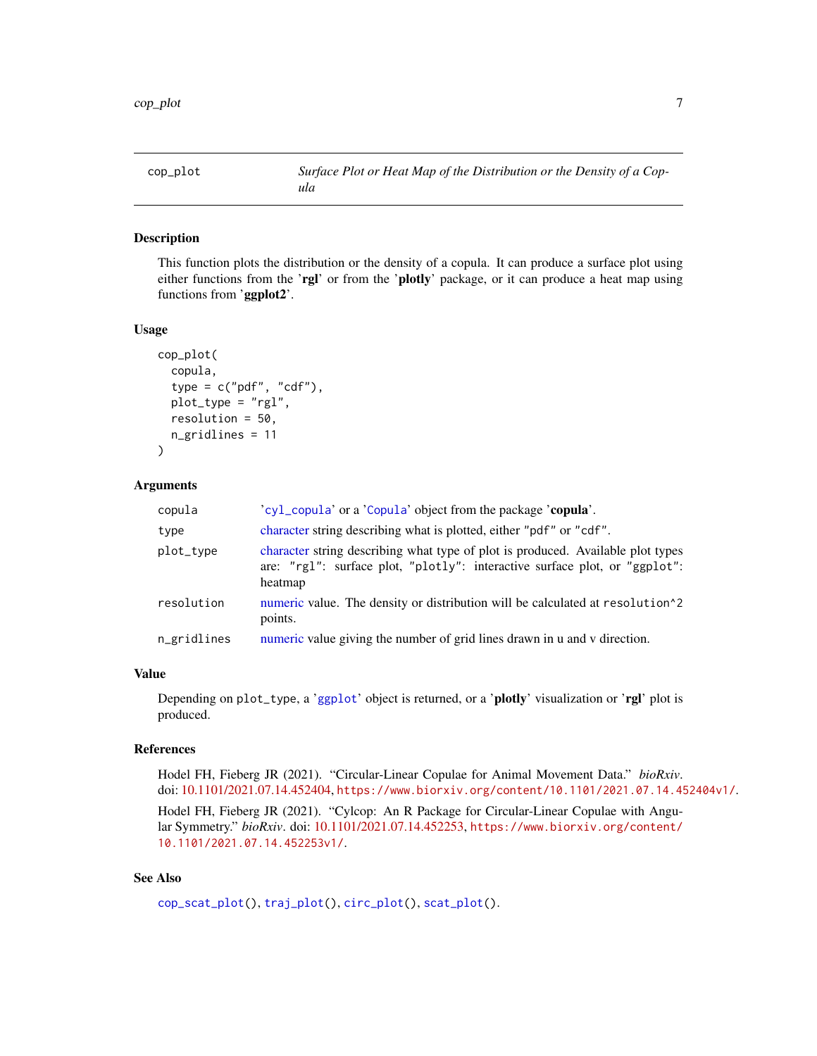cop_plot — *Surface Plot or Heat Map of the Distribution or the Density of a Copula*

## Description

This function plots the distribution or the density of a copula. It can produce a surface plot using either functions from the '**rgl**' or from the '**plotly**' package, or it can produce a heat map using functions from '**ggplot2**'.

## Usage

```
cop_plot(
  copula,
  type = c("pdf", "cdf"),
  plot_type = "rgl",
  resolution = 50,
  n_gridlines = 11
)
```

## Arguments

| | |
|---|---|
| `copula` | '`cyl_copula`' or a '`Copula`' object from the package '**copula**'. |
| `type` | character string describing what is plotted, either `"pdf"` or `"cdf"`. |
| `plot_type` | character string describing what type of plot is produced. Available plot types are: `"rgl"`: surface plot, `"plotly"`: interactive surface plot, or `"ggplot"`: heatmap |
| `resolution` | numeric value. The density or distribution will be calculated at `resolution^2` points. |
| `n_gridlines` | numeric value giving the number of grid lines drawn in u and v direction. |

## Value

Depending on `plot_type`, a '`ggplot`' object is returned, or a '**plotly**' visualization or '**rgl**' plot is produced.

## References

Hodel FH, Fieberg JR (2021). "Circular-Linear Copulae for Animal Movement Data." *bioRxiv*. doi: 10.1101/2021.07.14.452404, `https://www.biorxiv.org/content/10.1101/2021.07.14.452404v1/`.

Hodel FH, Fieberg JR (2021). "Cylcop: An R Package for Circular-Linear Copulae with Angular Symmetry." *bioRxiv*. doi: 10.1101/2021.07.14.452253, `https://www.biorxiv.org/content/10.1101/2021.07.14.452253v1/`.

## See Also

`cop_scat_plot()`, `traj_plot()`, `circ_plot()`, `scat_plot()`.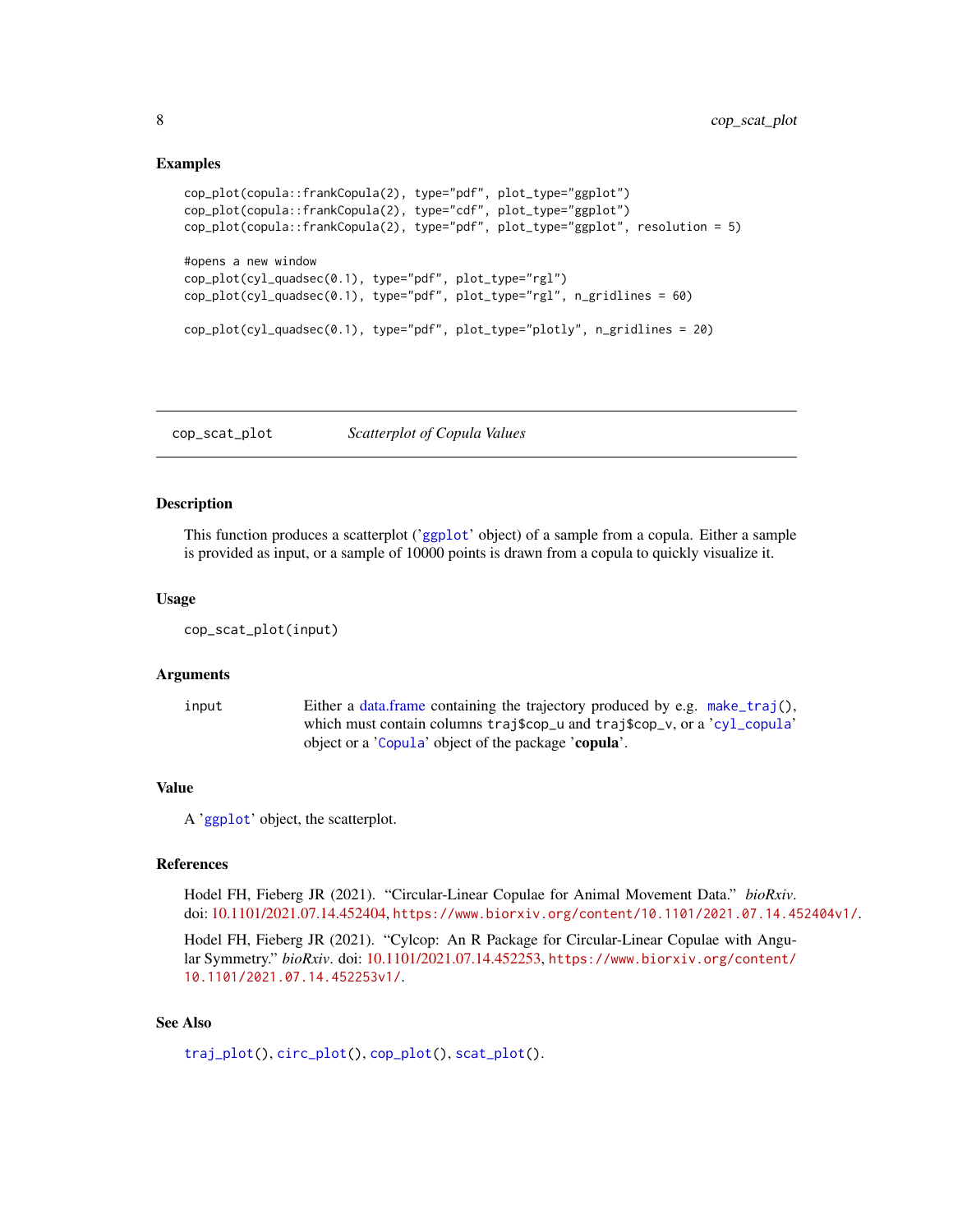## Examples

```
cop_plot(copula::frankCopula(2), type="pdf", plot_type="ggplot")
cop_plot(copula::frankCopula(2), type="cdf", plot_type="ggplot")
cop_plot(copula::frankCopula(2), type="pdf", plot_type="ggplot", resolution = 5)

#opens a new window
cop_plot(cyl_quadsec(0.1), type="pdf", plot_type="rgl")
cop_plot(cyl_quadsec(0.1), type="pdf", plot_type="rgl", n_gridlines = 60)

cop_plot(cyl_quadsec(0.1), type="pdf", plot_type="plotly", n_gridlines = 20)
```

---

# cop_scat_plot    *Scatterplot of Copula Values*

---

## Description

This function produces a scatterplot ('ggplot' object) of a sample from a copula. Either a sample is provided as input, or a sample of 10000 points is drawn from a copula to quickly visualize it.

## Usage

```
cop_scat_plot(input)
```

## Arguments

| | |
|---|---|
| input | Either a data.frame containing the trajectory produced by e.g. `make_traj()`, which must contain columns `traj$cop_u` and `traj$cop_v`, or a '`cyl_copula`' object or a '`Copula`' object of the package '**copula**'. |

## Value

A '`ggplot`' object, the scatterplot.

## References

Hodel FH, Fieberg JR (2021). "Circular-Linear Copulae for Animal Movement Data." *bioRxiv*. doi: 10.1101/2021.07.14.452404, https://www.biorxiv.org/content/10.1101/2021.07.14.452404v1/.

Hodel FH, Fieberg JR (2021). "Cylcop: An R Package for Circular-Linear Copulae with Angular Symmetry." *bioRxiv*. doi: 10.1101/2021.07.14.452253, https://www.biorxiv.org/content/10.1101/2021.07.14.452253v1/.

## See Also

`traj_plot()`, `circ_plot()`, `cop_plot()`, `scat_plot()`.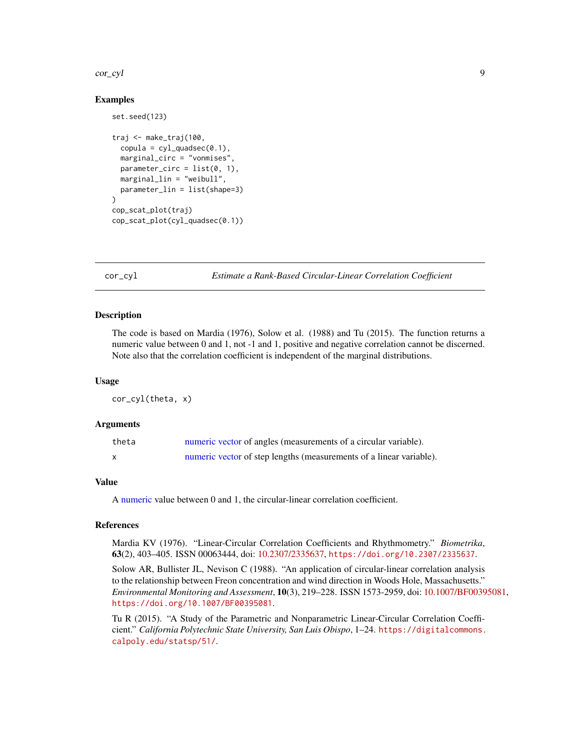## Examples

```
set.seed(123)

traj <- make_traj(100,
  copula = cyl_quadsec(0.1),
  marginal_circ = "vonmises",
  parameter_circ = list(0, 1),
  marginal_lin = "weibull",
  parameter_lin = list(shape=3)
)
cop_scat_plot(traj)
cop_scat_plot(cyl_quadsec(0.1))
```

---

# cor_cyl — *Estimate a Rank-Based Circular-Linear Correlation Coefficient*

## Description

The code is based on Mardia (1976), Solow et al. (1988) and Tu (2015). The function returns a numeric value between 0 and 1, not -1 and 1, positive and negative correlation cannot be discerned. Note also that the correlation coefficient is independent of the marginal distributions.

## Usage

```
cor_cyl(theta, x)
```

## Arguments

| | |
|---|---|
| theta | numeric vector of angles (measurements of a circular variable). |
| x | numeric vector of step lengths (measurements of a linear variable). |

## Value

A numeric value between 0 and 1, the circular-linear correlation coefficient.

## References

Mardia KV (1976). "Linear-Circular Correlation Coefficients and Rhythmometry." *Biometrika*, **63**(2), 403–405. ISSN 00063444, doi: 10.2307/2335637, https://doi.org/10.2307/2335637.

Solow AR, Bullister JL, Nevison C (1988). "An application of circular-linear correlation analysis to the relationship between Freon concentration and wind direction in Woods Hole, Massachusetts." *Environmental Monitoring and Assessment*, **10**(3), 219–228. ISSN 1573-2959, doi: 10.1007/BF00395081, https://doi.org/10.1007/BF00395081.

Tu R (2015). "A Study of the Parametric and Nonparametric Linear-Circular Correlation Coefficient." *California Polytechnic State University, San Luis Obispo*, 1–24. https://digitalcommons.calpoly.edu/statsp/51/.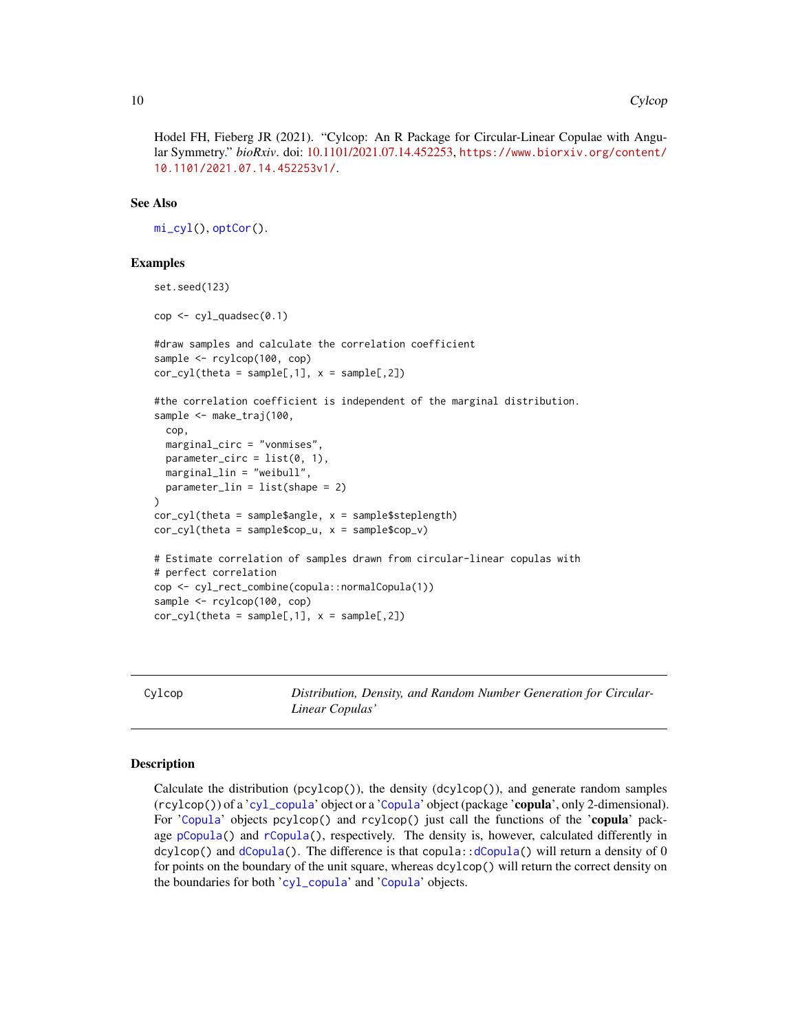Hodel FH, Fieberg JR (2021). "Cylcop: An R Package for Circular-Linear Copulae with Angular Symmetry." *bioRxiv*. doi: 10.1101/2021.07.14.452253, https://www.biorxiv.org/content/10.1101/2021.07.14.452253v1/.

### See Also

mi_cyl(), optCor().

### Examples

```
set.seed(123)

cop <- cyl_quadsec(0.1)

#draw samples and calculate the correlation coefficient
sample <- rcylcop(100, cop)
cor_cyl(theta = sample[,1], x = sample[,2])

#the correlation coefficient is independent of the marginal distribution.
sample <- make_traj(100,
  cop,
  marginal_circ = "vonmises",
  parameter_circ = list(0, 1),
  marginal_lin = "weibull",
  parameter_lin = list(shape = 2)
)
cor_cyl(theta = sample$angle, x = sample$steplength)
cor_cyl(theta = sample$cop_u, x = sample$cop_v)

# Estimate correlation of samples drawn from circular-linear copulas with
# perfect correlation
cop <- cyl_rect_combine(copula::normalCopula(1))
sample <- rcylcop(100, cop)
cor_cyl(theta = sample[,1], x = sample[,2])
```

---

## Cylcop — *Distribution, Density, and Random Number Generation for Circular-Linear Copulas'*

### Description

Calculate the distribution (pcylcop()), the density (dcylcop()), and generate random samples (rcylcop()) of a 'cyl_copula' object or a 'Copula' object (package '**copula**', only 2-dimensional). For 'Copula' objects pcylcop() and rcylcop() just call the functions of the '**copula**' package pCopula() and rCopula(), respectively. The density is, however, calculated differently in dcylcop() and dCopula(). The difference is that copula::dCopula() will return a density of 0 for points on the boundary of the unit square, whereas dcylcop() will return the correct density on the boundaries for both 'cyl_copula' and 'Copula' objects.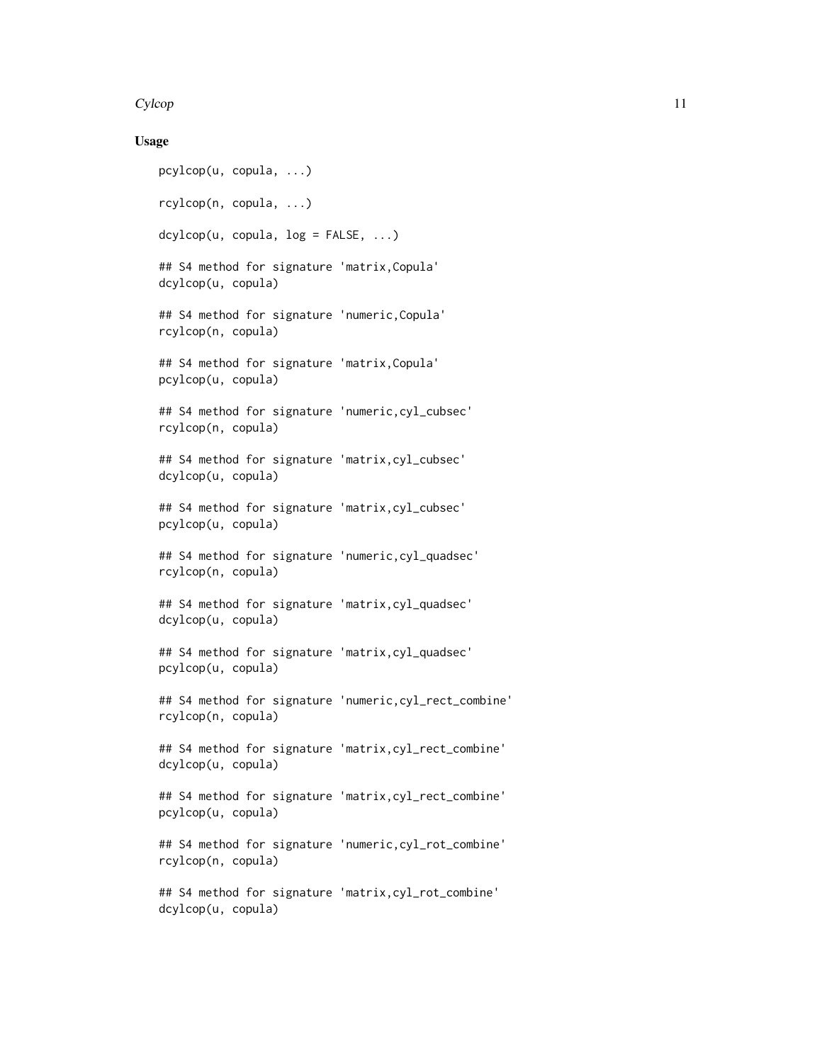### Usage

```
pcylcop(u, copula, ...)

rcylcop(n, copula, ...)

dcylcop(u, copula, log = FALSE, ...)

## S4 method for signature 'matrix,Copula'
dcylcop(u, copula)

## S4 method for signature 'numeric,Copula'
rcylcop(n, copula)

## S4 method for signature 'matrix,Copula'
pcylcop(u, copula)

## S4 method for signature 'numeric,cyl_cubsec'
rcylcop(n, copula)

## S4 method for signature 'matrix,cyl_cubsec'
dcylcop(u, copula)

## S4 method for signature 'matrix,cyl_cubsec'
pcylcop(u, copula)

## S4 method for signature 'numeric,cyl_quadsec'
rcylcop(n, copula)

## S4 method for signature 'matrix,cyl_quadsec'
dcylcop(u, copula)

## S4 method for signature 'matrix,cyl_quadsec'
pcylcop(u, copula)

## S4 method for signature 'numeric,cyl_rect_combine'
rcylcop(n, copula)

## S4 method for signature 'matrix,cyl_rect_combine'
dcylcop(u, copula)

## S4 method for signature 'matrix,cyl_rect_combine'
pcylcop(u, copula)

## S4 method for signature 'numeric,cyl_rot_combine'
rcylcop(n, copula)

## S4 method for signature 'matrix,cyl_rot_combine'
dcylcop(u, copula)
```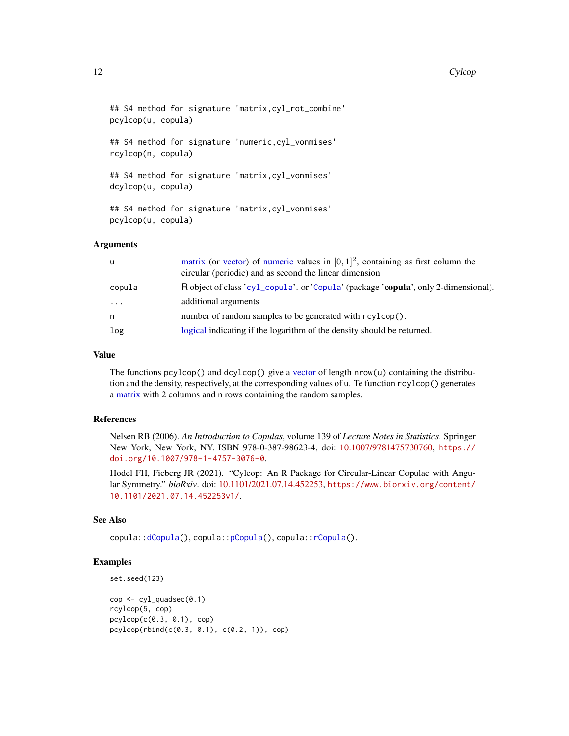```
## S4 method for signature 'matrix,cyl_rot_combine'
pcylcop(u, copula)

## S4 method for signature 'numeric,cyl_vonmises'
rcylcop(n, copula)

## S4 method for signature 'matrix,cyl_vonmises'
dcylcop(u, copula)

## S4 method for signature 'matrix,cyl_vonmises'
pcylcop(u, copula)
```

### Arguments

| | |
|---|---|
| u | matrix (or vector) of numeric values in $[0, 1]^2$, containing as first column the circular (periodic) and as second the linear dimension |
| copula | R object of class 'cyl_copula'. or 'Copula' (package '**copula**', only 2-dimensional). |
| ... | additional arguments |
| n | number of random samples to be generated with `rcylcop()`. |
| log | logical indicating if the logarithm of the density should be returned. |

### Value

The functions `pcylcop()` and `dcylcop()` give a vector of length `nrow(u)` containing the distribution and the density, respectively, at the corresponding values of `u`. Te function `rcylcop()` generates a matrix with 2 columns and `n` rows containing the random samples.

### References

Nelsen RB (2006). *An Introduction to Copulas*, volume 139 of *Lecture Notes in Statistics*. Springer New York, New York, NY. ISBN 978-0-387-98623-4, doi: 10.1007/9781475730760, https://doi.org/10.1007/978-1-4757-3076-0.

Hodel FH, Fieberg JR (2021). "Cylcop: An R Package for Circular-Linear Copulae with Angular Symmetry." *bioRxiv*. doi: 10.1101/2021.07.14.452253, https://www.biorxiv.org/content/10.1101/2021.07.14.452253v1/.

### See Also

`copula::dCopula()`, `copula::pCopula()`, `copula::rCopula()`.

### Examples

```
set.seed(123)

cop <- cyl_quadsec(0.1)
rcylcop(5, cop)
pcylcop(c(0.3, 0.1), cop)
pcylcop(rbind(c(0.3, 0.1), c(0.2, 1)), cop)
```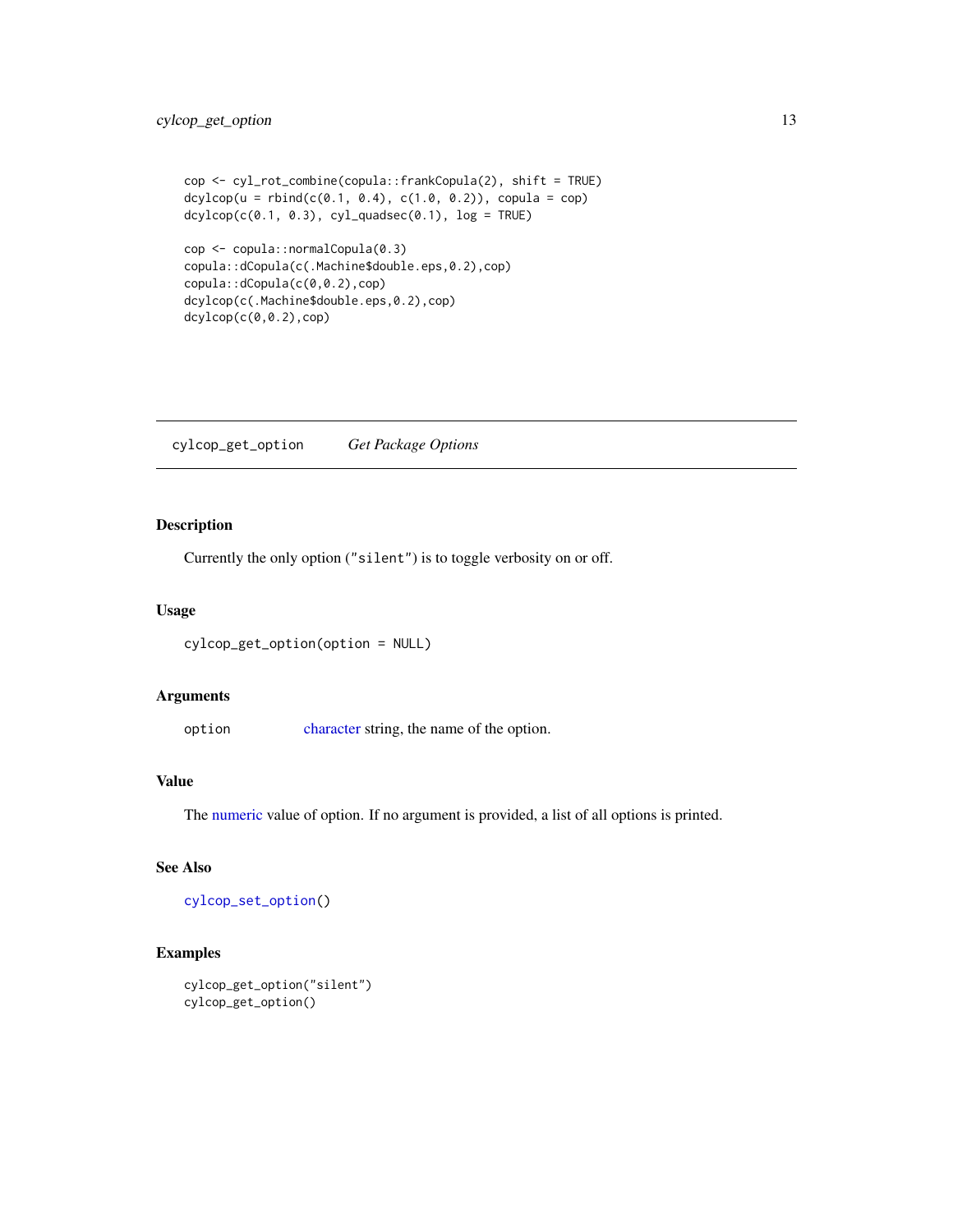```
cop <- cyl_rot_combine(copula::frankCopula(2), shift = TRUE)
dcylcop(u = rbind(c(0.1, 0.4), c(1.0, 0.2)), copula = cop)
dcylcop(c(0.1, 0.3), cyl_quadsec(0.1), log = TRUE)

cop <- copula::normalCopula(0.3)
copula::dCopula(c(.Machine$double.eps,0.2),cop)
copula::dCopula(c(0,0.2),cop)
dcylcop(c(.Machine$double.eps,0.2),cop)
dcylcop(c(0,0.2),cop)
```

## cylcop_get_option — *Get Package Options*

### Description

Currently the only option (`"silent"`) is to toggle verbosity on or off.

### Usage

```
cylcop_get_option(option = NULL)
```

### Arguments

| | |
|---|---|
| `option` | character string, the name of the option. |

### Value

The numeric value of option. If no argument is provided, a list of all options is printed.

### See Also

`cylcop_set_option()`

### Examples

```
cylcop_get_option("silent")
cylcop_get_option()
```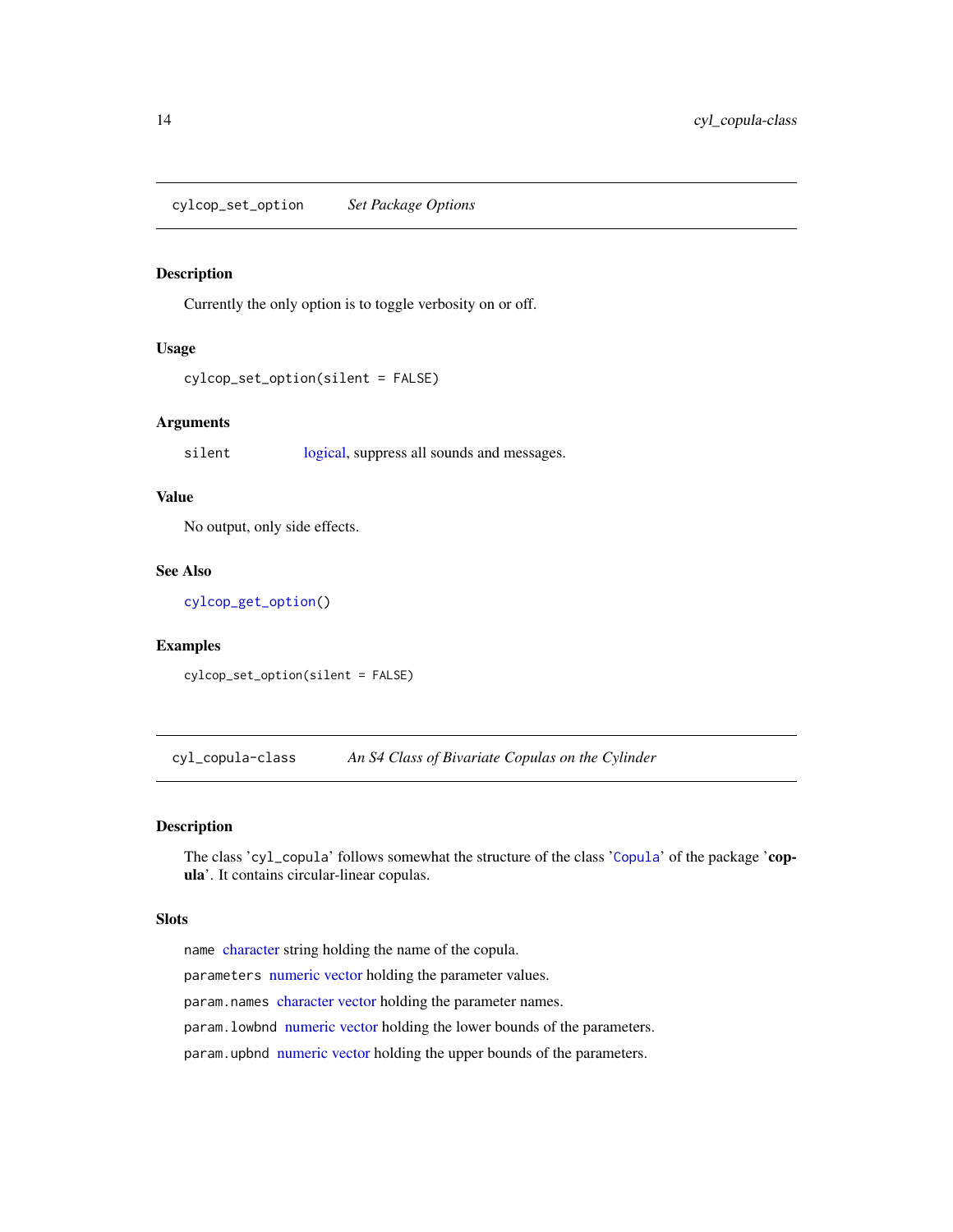## cylcop_set_option *Set Package Options*

### Description

Currently the only option is to toggle verbosity on or off.

### Usage

```
cylcop_set_option(silent = FALSE)
```

### Arguments

`silent` logical, suppress all sounds and messages.

### Value

No output, only side effects.

### See Also

`cylcop_get_option()`

### Examples

```
cylcop_set_option(silent = FALSE)
```

## cyl_copula-class *An S4 Class of Bivariate Copulas on the Cylinder*

### Description

The class '`cyl_copula`' follows somewhat the structure of the class '`Copula`' of the package '**copula**'. It contains circular-linear copulas.

### Slots

`name` character string holding the name of the copula.

`parameters` numeric vector holding the parameter values.

`param.names` character vector holding the parameter names.

`param.lowbnd` numeric vector holding the lower bounds of the parameters.

`param.upbnd` numeric vector holding the upper bounds of the parameters.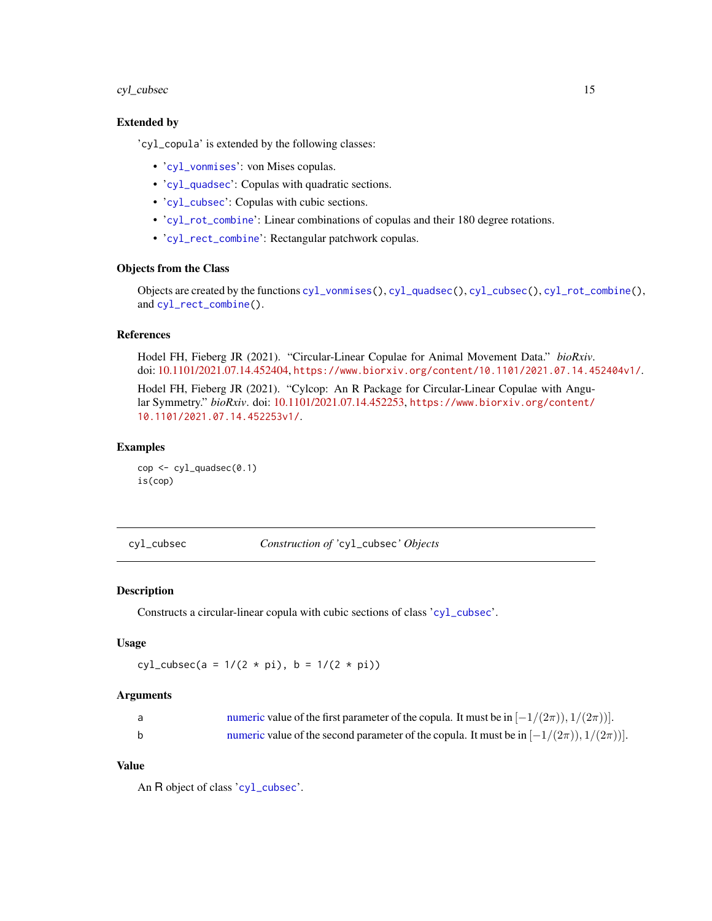### Extended by

'cyl_copula' is extended by the following classes:

- 'cyl_vonmises': von Mises copulas.
- 'cyl_quadsec': Copulas with quadratic sections.
- 'cyl_cubsec': Copulas with cubic sections.
- 'cyl_rot_combine': Linear combinations of copulas and their 180 degree rotations.
- 'cyl_rect_combine': Rectangular patchwork copulas.

### Objects from the Class

Objects are created by the functions cyl_vonmises(), cyl_quadsec(), cyl_cubsec(), cyl_rot_combine(), and cyl_rect_combine().

### References

Hodel FH, Fieberg JR (2021). "Circular-Linear Copulae for Animal Movement Data." *bioRxiv*. doi: 10.1101/2021.07.14.452404, https://www.biorxiv.org/content/10.1101/2021.07.14.452404v1/.

Hodel FH, Fieberg JR (2021). "Cylcop: An R Package for Circular-Linear Copulae with Angular Symmetry." *bioRxiv*. doi: 10.1101/2021.07.14.452253, https://www.biorxiv.org/content/10.1101/2021.07.14.452253v1/.

### Examples

```
cop <- cyl_quadsec(0.1)
is(cop)
```

---

## cyl_cubsec — *Construction of* 'cyl_cubsec' *Objects*

### Description

Constructs a circular-linear copula with cubic sections of class 'cyl_cubsec'.

### Usage

```
cyl_cubsec(a = 1/(2 * pi), b = 1/(2 * pi))
```

### Arguments

| | |
|---|---|
| a | numeric value of the first parameter of the copula. It must be in $[-1/(2\pi)), 1/(2\pi))]$. |
| b | numeric value of the second parameter of the copula. It must be in $[-1/(2\pi)), 1/(2\pi))]$. |

### Value

An R object of class 'cyl_cubsec'.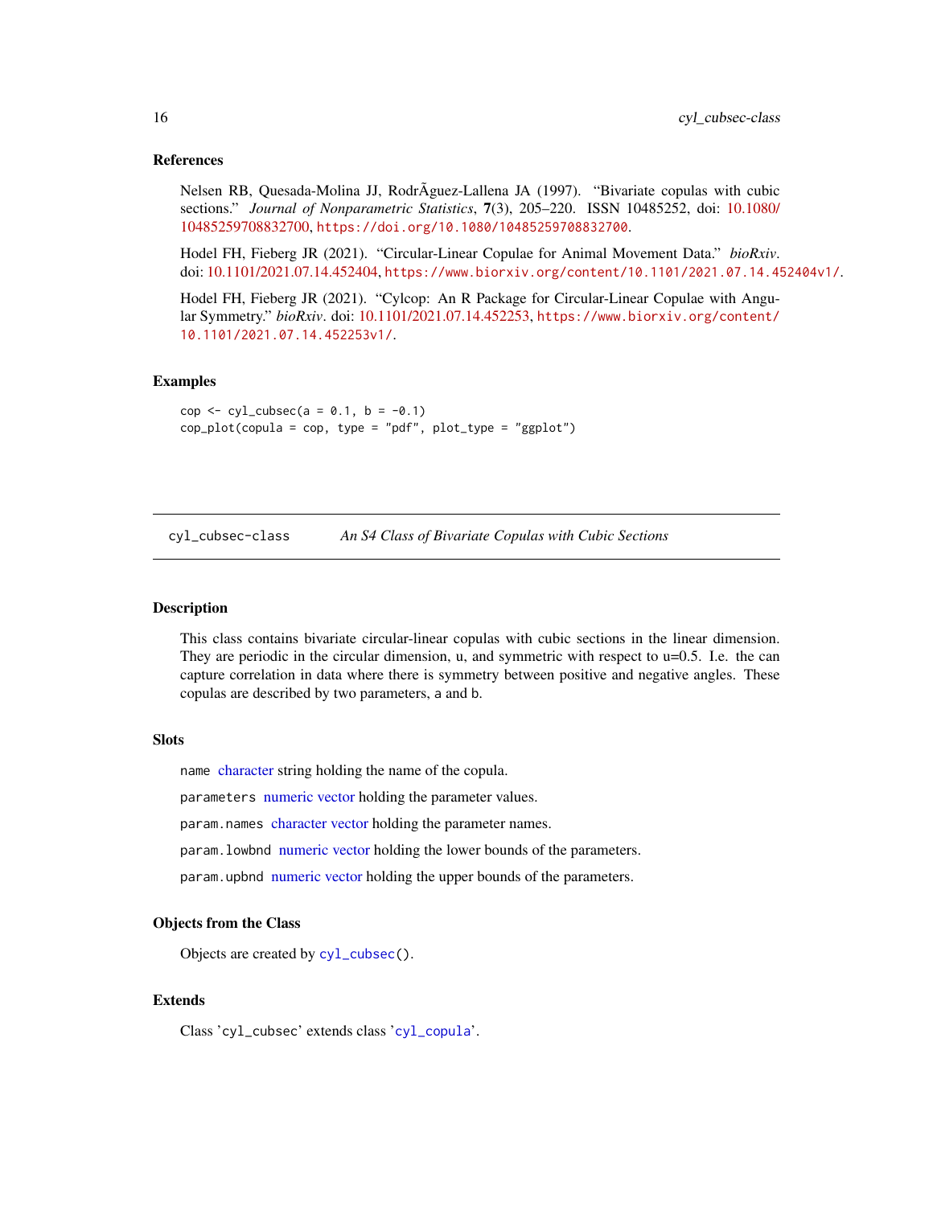### References

Nelsen RB, Quesada-Molina JJ, RodrÃguez-Lallena JA (1997). "Bivariate copulas with cubic sections." *Journal of Nonparametric Statistics*, **7**(3), 205–220. ISSN 10485252, doi: 10.1080/10485259708832700, https://doi.org/10.1080/10485259708832700.

Hodel FH, Fieberg JR (2021). "Circular-Linear Copulae for Animal Movement Data." *bioRxiv*. doi: 10.1101/2021.07.14.452404, https://www.biorxiv.org/content/10.1101/2021.07.14.452404v1/.

Hodel FH, Fieberg JR (2021). "Cylcop: An R Package for Circular-Linear Copulae with Angular Symmetry." *bioRxiv*. doi: 10.1101/2021.07.14.452253, https://www.biorxiv.org/content/10.1101/2021.07.14.452253v1/.

### Examples

```
cop <- cyl_cubsec(a = 0.1, b = -0.1)
cop_plot(copula = cop, type = "pdf", plot_type = "ggplot")
```

---

## cyl_cubsec-class — *An S4 Class of Bivariate Copulas with Cubic Sections*

### Description

This class contains bivariate circular-linear copulas with cubic sections in the linear dimension. They are periodic in the circular dimension, u, and symmetric with respect to u=0.5. I.e. the can capture correlation in data where there is symmetry between positive and negative angles. These copulas are described by two parameters, a and b.

### Slots

`name` character string holding the name of the copula.

`parameters` numeric vector holding the parameter values.

`param.names` character vector holding the parameter names.

`param.lowbnd` numeric vector holding the lower bounds of the parameters.

`param.upbnd` numeric vector holding the upper bounds of the parameters.

### Objects from the Class

Objects are created by `cyl_cubsec()`.

### Extends

Class 'cyl_cubsec' extends class 'cyl_copula'.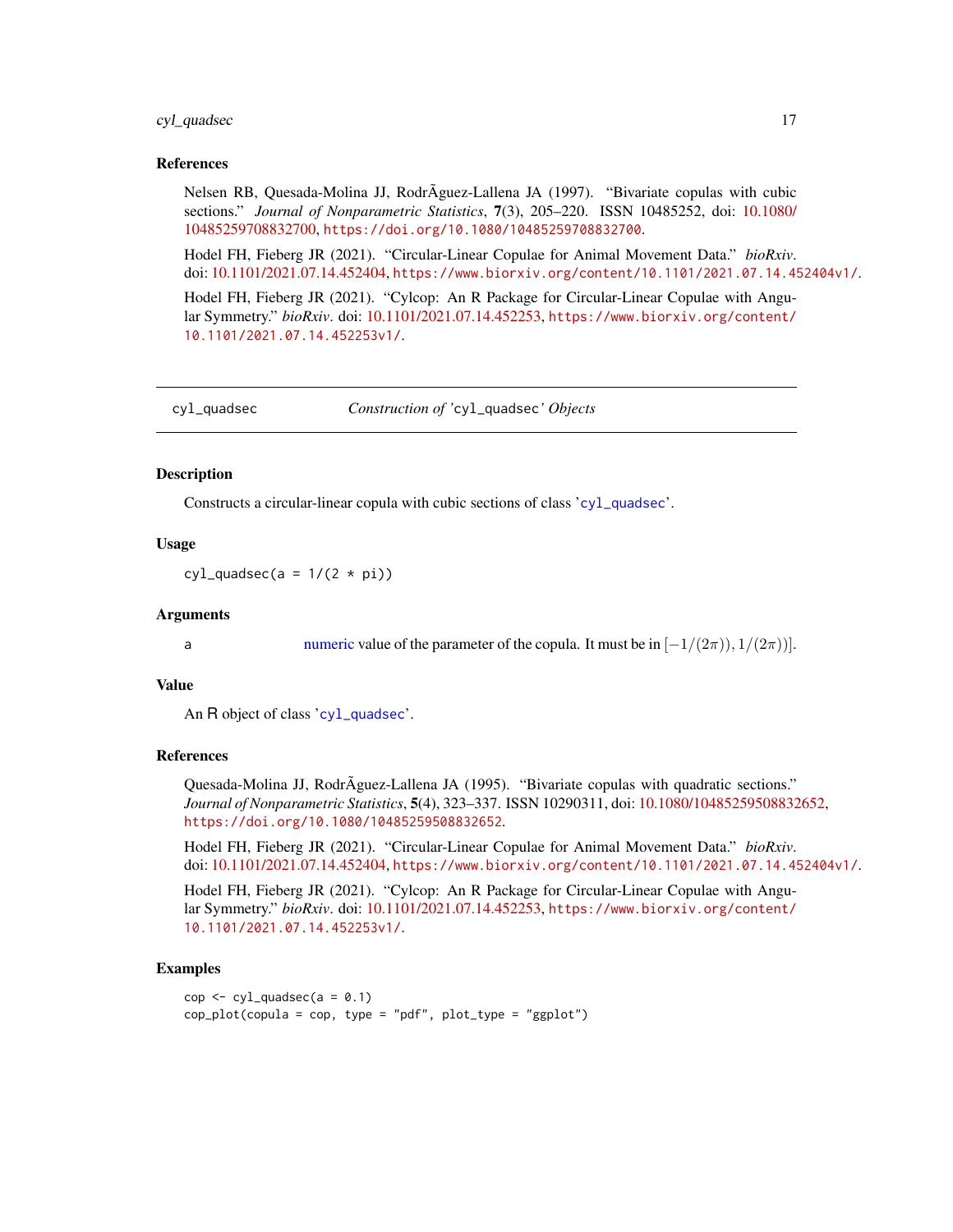## References

Nelsen RB, Quesada-Molina JJ, RodrÃguez-Lallena JA (1997). "Bivariate copulas with cubic sections." *Journal of Nonparametric Statistics*, **7**(3), 205–220. ISSN 10485252, doi: 10.1080/10485259708832700, https://doi.org/10.1080/10485259708832700.

Hodel FH, Fieberg JR (2021). "Circular-Linear Copulae for Animal Movement Data." *bioRxiv*. doi: 10.1101/2021.07.14.452404, https://www.biorxiv.org/content/10.1101/2021.07.14.452404v1/.

Hodel FH, Fieberg JR (2021). "Cylcop: An R Package for Circular-Linear Copulae with Angular Symmetry." *bioRxiv*. doi: 10.1101/2021.07.14.452253, https://www.biorxiv.org/content/10.1101/2021.07.14.452253v1/.

---

# cyl_quadsec — *Construction of 'cyl_quadsec' Objects*

## Description

Constructs a circular-linear copula with cubic sections of class 'cyl_quadsec'.

## Usage

```
cyl_quadsec(a = 1/(2 * pi))
```

## Arguments

| | |
|---|---|
| a | numeric value of the parameter of the copula. It must be in $[-1/(2\pi)), 1/(2\pi))]$. |

## Value

An R object of class 'cyl_quadsec'.

## References

Quesada-Molina JJ, RodrÃguez-Lallena JA (1995). "Bivariate copulas with quadratic sections." *Journal of Nonparametric Statistics*, **5**(4), 323–337. ISSN 10290311, doi: 10.1080/10485259508832652, https://doi.org/10.1080/10485259508832652.

Hodel FH, Fieberg JR (2021). "Circular-Linear Copulae for Animal Movement Data." *bioRxiv*. doi: 10.1101/2021.07.14.452404, https://www.biorxiv.org/content/10.1101/2021.07.14.452404v1/.

Hodel FH, Fieberg JR (2021). "Cylcop: An R Package for Circular-Linear Copulae with Angular Symmetry." *bioRxiv*. doi: 10.1101/2021.07.14.452253, https://www.biorxiv.org/content/10.1101/2021.07.14.452253v1/.

## Examples

```
cop <- cyl_quadsec(a = 0.1)
cop_plot(copula = cop, type = "pdf", plot_type = "ggplot")
```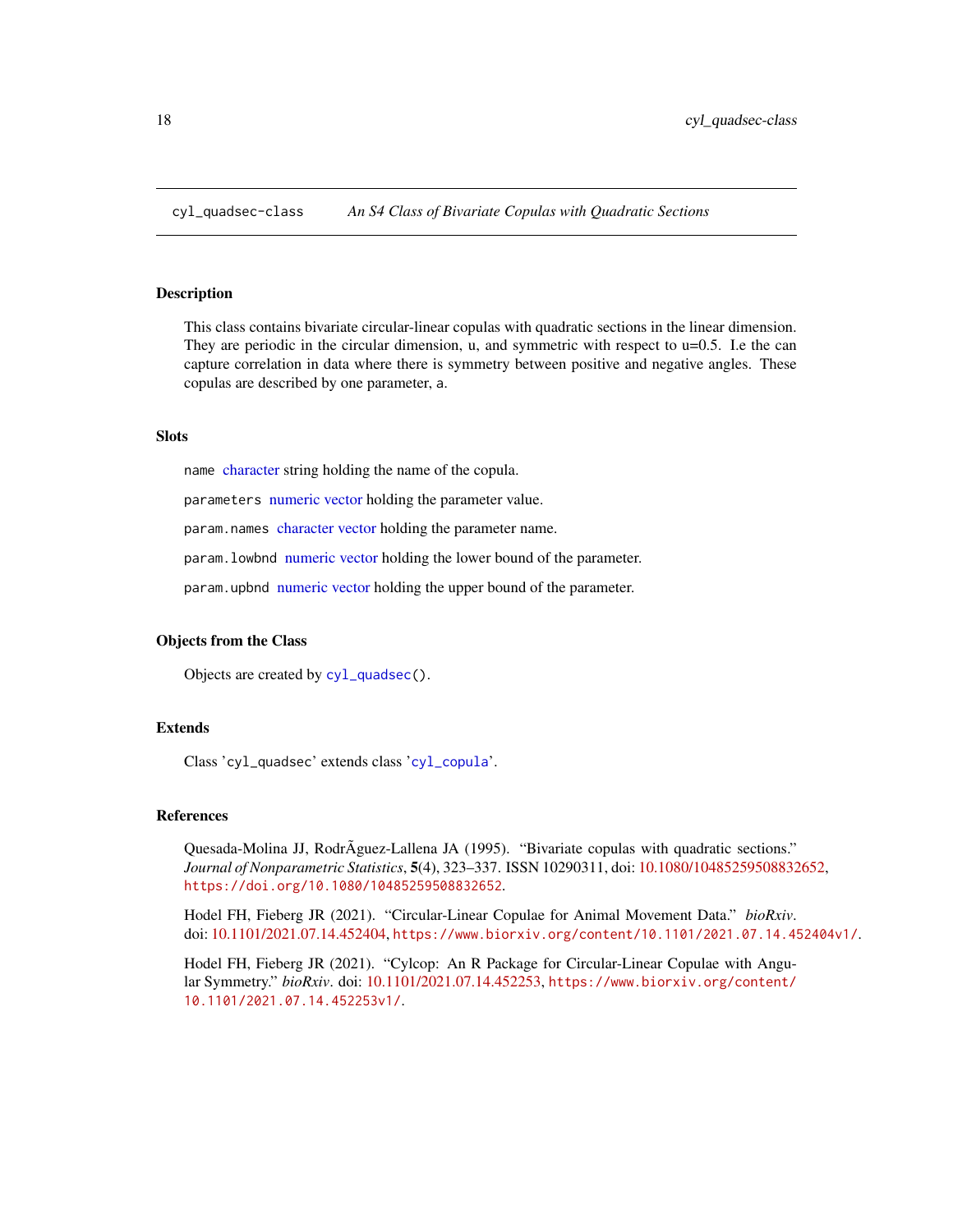cyl_quadsec-class *An S4 Class of Bivariate Copulas with Quadratic Sections*

### Description

This class contains bivariate circular-linear copulas with quadratic sections in the linear dimension. They are periodic in the circular dimension, u, and symmetric with respect to u=0.5. I.e the can capture correlation in data where there is symmetry between positive and negative angles. These copulas are described by one parameter, a.

### Slots

`name` character string holding the name of the copula.

`parameters` numeric vector holding the parameter value.

`param.names` character vector holding the parameter name.

`param.lowbnd` numeric vector holding the lower bound of the parameter.

`param.upbnd` numeric vector holding the upper bound of the parameter.

### Objects from the Class

Objects are created by `cyl_quadsec()`.

### Extends

Class 'cyl_quadsec' extends class 'cyl_copula'.

### References

Quesada-Molina JJ, RodrÃguez-Lallena JA (1995). "Bivariate copulas with quadratic sections." *Journal of Nonparametric Statistics*, **5**(4), 323–337. ISSN 10290311, doi: 10.1080/10485259508832652, https://doi.org/10.1080/10485259508832652.

Hodel FH, Fieberg JR (2021). "Circular-Linear Copulae for Animal Movement Data." *bioRxiv*. doi: 10.1101/2021.07.14.452404, https://www.biorxiv.org/content/10.1101/2021.07.14.452404v1/.

Hodel FH, Fieberg JR (2021). "Cylcop: An R Package for Circular-Linear Copulae with Angular Symmetry." *bioRxiv*. doi: 10.1101/2021.07.14.452253, https://www.biorxiv.org/content/10.1101/2021.07.14.452253v1/.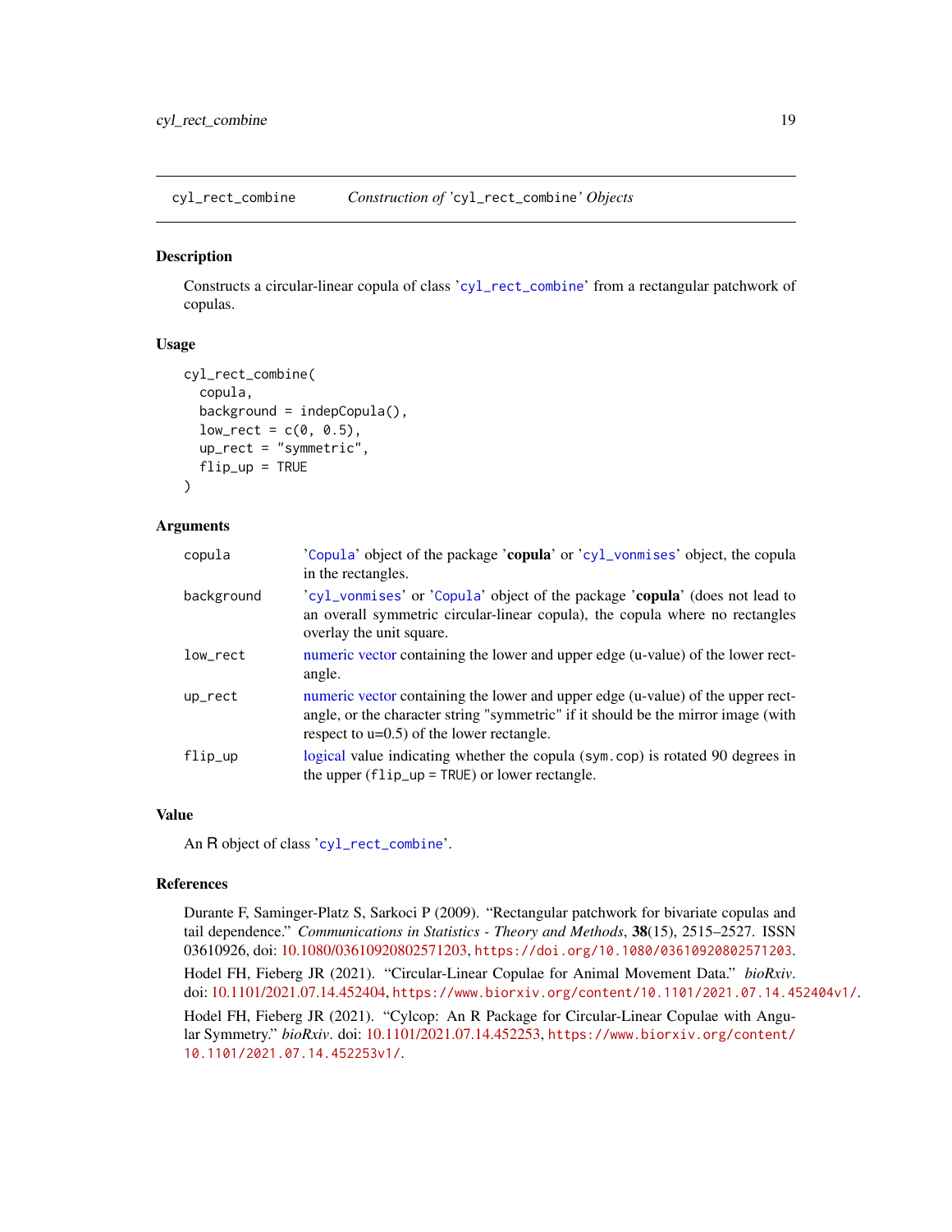## cyl_rect_combine — *Construction of 'cyl_rect_combine' Objects*

### Description

Constructs a circular-linear copula of class 'cyl_rect_combine' from a rectangular patchwork of copulas.

### Usage

```
cyl_rect_combine(
  copula,
  background = indepCopula(),
  low_rect = c(0, 0.5),
  up_rect = "symmetric",
  flip_up = TRUE
)
```

### Arguments

| | |
|---|---|
| copula | 'Copula' object of the package '**copula**' or 'cyl_vonmises' object, the copula in the rectangles. |
| background | 'cyl_vonmises' or 'Copula' object of the package '**copula**' (does not lead to an overall symmetric circular-linear copula), the copula where no rectangles overlay the unit square. |
| low_rect | numeric vector containing the lower and upper edge (u-value) of the lower rectangle. |
| up_rect | numeric vector containing the lower and upper edge (u-value) of the upper rectangle, or the character string "symmetric" if it should be the mirror image (with respect to u=0.5) of the lower rectangle. |
| flip_up | logical value indicating whether the copula (sym.cop) is rotated 90 degrees in the upper (flip_up = TRUE) or lower rectangle. |

### Value

An R object of class 'cyl_rect_combine'.

### References

Durante F, Saminger-Platz S, Sarkoci P (2009). "Rectangular patchwork for bivariate copulas and tail dependence." *Communications in Statistics - Theory and Methods*, **38**(15), 2515–2527. ISSN 03610926, doi: 10.1080/03610920802571203, https://doi.org/10.1080/03610920802571203.

Hodel FH, Fieberg JR (2021). "Circular-Linear Copulae for Animal Movement Data." *bioRxiv*. doi: 10.1101/2021.07.14.452404, https://www.biorxiv.org/content/10.1101/2021.07.14.452404v1/.

Hodel FH, Fieberg JR (2021). "Cylcop: An R Package for Circular-Linear Copulae with Angular Symmetry." *bioRxiv*. doi: 10.1101/2021.07.14.452253, https://www.biorxiv.org/content/10.1101/2021.07.14.452253v1/.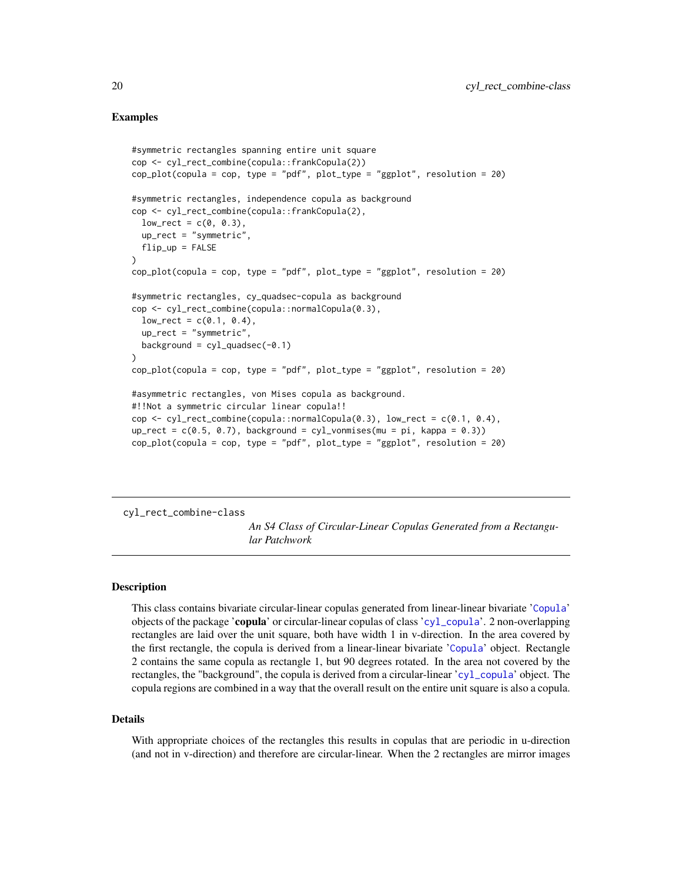### Examples

```
#symmetric rectangles spanning entire unit square
cop <- cyl_rect_combine(copula::frankCopula(2))
cop_plot(copula = cop, type = "pdf", plot_type = "ggplot", resolution = 20)

#symmetric rectangles, independence copula as background
cop <- cyl_rect_combine(copula::frankCopula(2),
  low_rect = c(0, 0.3),
  up_rect = "symmetric",
  flip_up = FALSE
)
cop_plot(copula = cop, type = "pdf", plot_type = "ggplot", resolution = 20)

#symmetric rectangles, cy_quadsec-copula as background
cop <- cyl_rect_combine(copula::normalCopula(0.3),
  low_rect = c(0.1, 0.4),
  up_rect = "symmetric",
  background = cyl_quadsec(-0.1)
)
cop_plot(copula = cop, type = "pdf", plot_type = "ggplot", resolution = 20)

#asymmetric rectangles, von Mises copula as background.
#!!Not a symmetric circular linear copula!!
cop <- cyl_rect_combine(copula::normalCopula(0.3), low_rect = c(0.1, 0.4),
up_rect = c(0.5, 0.7), background = cyl_vonmises(mu = pi, kappa = 0.3))
cop_plot(copula = cop, type = "pdf", plot_type = "ggplot", resolution = 20)
```

---

## cyl_rect_combine-class

*An S4 Class of Circular-Linear Copulas Generated from a Rectangular Patchwork*

### Description

This class contains bivariate circular-linear copulas generated from linear-linear bivariate 'Copula' objects of the package '**copula**' or circular-linear copulas of class 'cyl_copula'. 2 non-overlapping rectangles are laid over the unit square, both have width 1 in v-direction. In the area covered by the first rectangle, the copula is derived from a linear-linear bivariate 'Copula' object. Rectangle 2 contains the same copula as rectangle 1, but 90 degrees rotated. In the area not covered by the rectangles, the "background", the copula is derived from a circular-linear 'cyl_copula' object. The copula regions are combined in a way that the overall result on the entire unit square is also a copula.

### Details

With appropriate choices of the rectangles this results in copulas that are periodic in u-direction (and not in v-direction) and therefore are circular-linear. When the 2 rectangles are mirror images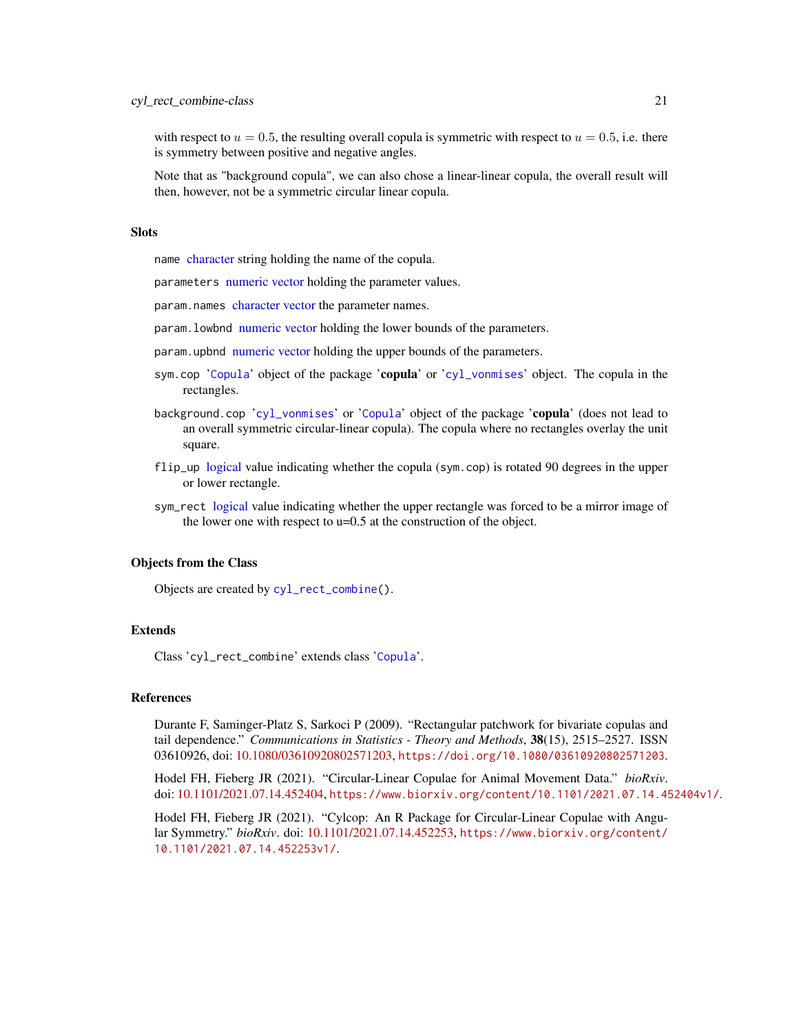with respect to $u = 0.5$, the resulting overall copula is symmetric with respect to $u = 0.5$, i.e. there is symmetry between positive and negative angles.

Note that as "background copula", we can also chose a linear-linear copula, the overall result will then, however, not be a symmetric circular linear copula.

### Slots

`name` character string holding the name of the copula.

`parameters` numeric vector holding the parameter values.

`param.names` character vector the parameter names.

`param.lowbnd` numeric vector holding the lower bounds of the parameters.

`param.upbnd` numeric vector holding the upper bounds of the parameters.

`sym.cop` '`Copula`' object of the package '**copula**' or '`cyl_vonmises`' object. The copula in the rectangles.

`background.cop` '`cyl_vonmises`' or '`Copula`' object of the package '**copula**' (does not lead to an overall symmetric circular-linear copula). The copula where no rectangles overlay the unit square.

`flip_up` logical value indicating whether the copula (`sym.cop`) is rotated 90 degrees in the upper or lower rectangle.

`sym_rect` logical value indicating whether the upper rectangle was forced to be a mirror image of the lower one with respect to u=0.5 at the construction of the object.

### Objects from the Class

Objects are created by `cyl_rect_combine()`.

### Extends

Class '`cyl_rect_combine`' extends class '`Copula`'.

### References

Durante F, Saminger-Platz S, Sarkoci P (2009). "Rectangular patchwork for bivariate copulas and tail dependence." *Communications in Statistics - Theory and Methods*, **38**(15), 2515–2527. ISSN 03610926, doi: 10.1080/03610920802571203, `https://doi.org/10.1080/03610920802571203`.

Hodel FH, Fieberg JR (2021). "Circular-Linear Copulae for Animal Movement Data." *bioRxiv*. doi: 10.1101/2021.07.14.452404, `https://www.biorxiv.org/content/10.1101/2021.07.14.452404v1/`.

Hodel FH, Fieberg JR (2021). "Cylcop: An R Package for Circular-Linear Copulae with Angular Symmetry." *bioRxiv*. doi: 10.1101/2021.07.14.452253, `https://www.biorxiv.org/content/10.1101/2021.07.14.452253v1/`.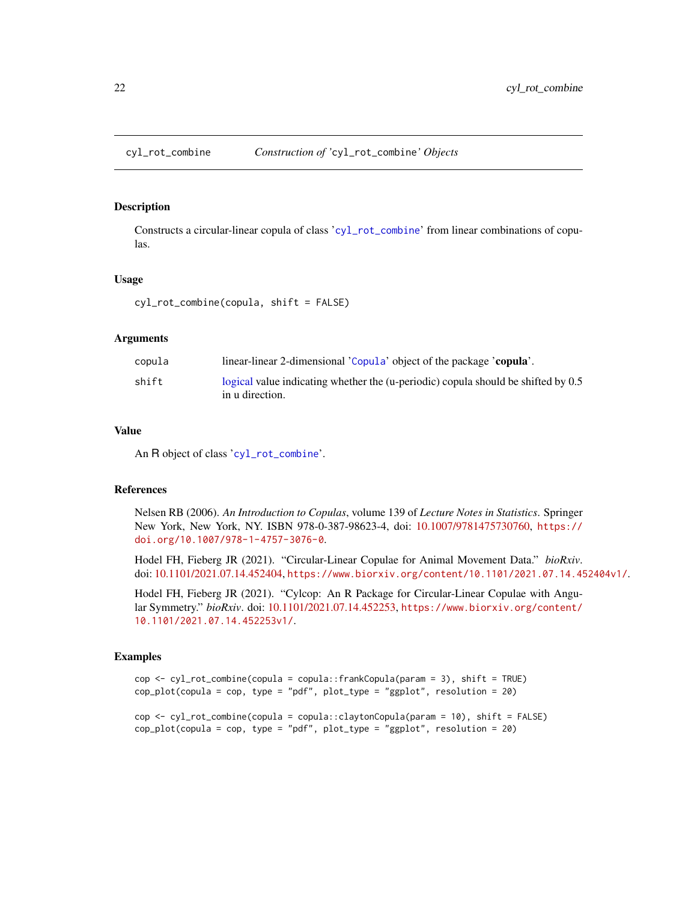# cyl_rot_combine — *Construction of 'cyl_rot_combine' Objects*

## Description

Constructs a circular-linear copula of class 'cyl_rot_combine' from linear combinations of copulas.

## Usage

```
cyl_rot_combine(copula, shift = FALSE)
```

## Arguments

| | |
|---|---|
| copula | linear-linear 2-dimensional 'Copula' object of the package '**copula**'. |
| shift | logical value indicating whether the (u-periodic) copula should be shifted by 0.5 in u direction. |

## Value

An R object of class 'cyl_rot_combine'.

## References

Nelsen RB (2006). *An Introduction to Copulas*, volume 139 of *Lecture Notes in Statistics*. Springer New York, New York, NY. ISBN 978-0-387-98623-4, doi: 10.1007/9781475730760, https://doi.org/10.1007/978-1-4757-3076-0.

Hodel FH, Fieberg JR (2021). "Circular-Linear Copulae for Animal Movement Data." *bioRxiv*. doi: 10.1101/2021.07.14.452404, https://www.biorxiv.org/content/10.1101/2021.07.14.452404v1/.

Hodel FH, Fieberg JR (2021). "Cylcop: An R Package for Circular-Linear Copulae with Angular Symmetry." *bioRxiv*. doi: 10.1101/2021.07.14.452253, https://www.biorxiv.org/content/10.1101/2021.07.14.452253v1/.

## Examples

```
cop <- cyl_rot_combine(copula = copula::frankCopula(param = 3), shift = TRUE)
cop_plot(copula = cop, type = "pdf", plot_type = "ggplot", resolution = 20)

cop <- cyl_rot_combine(copula = copula::claytonCopula(param = 10), shift = FALSE)
cop_plot(copula = cop, type = "pdf", plot_type = "ggplot", resolution = 20)
```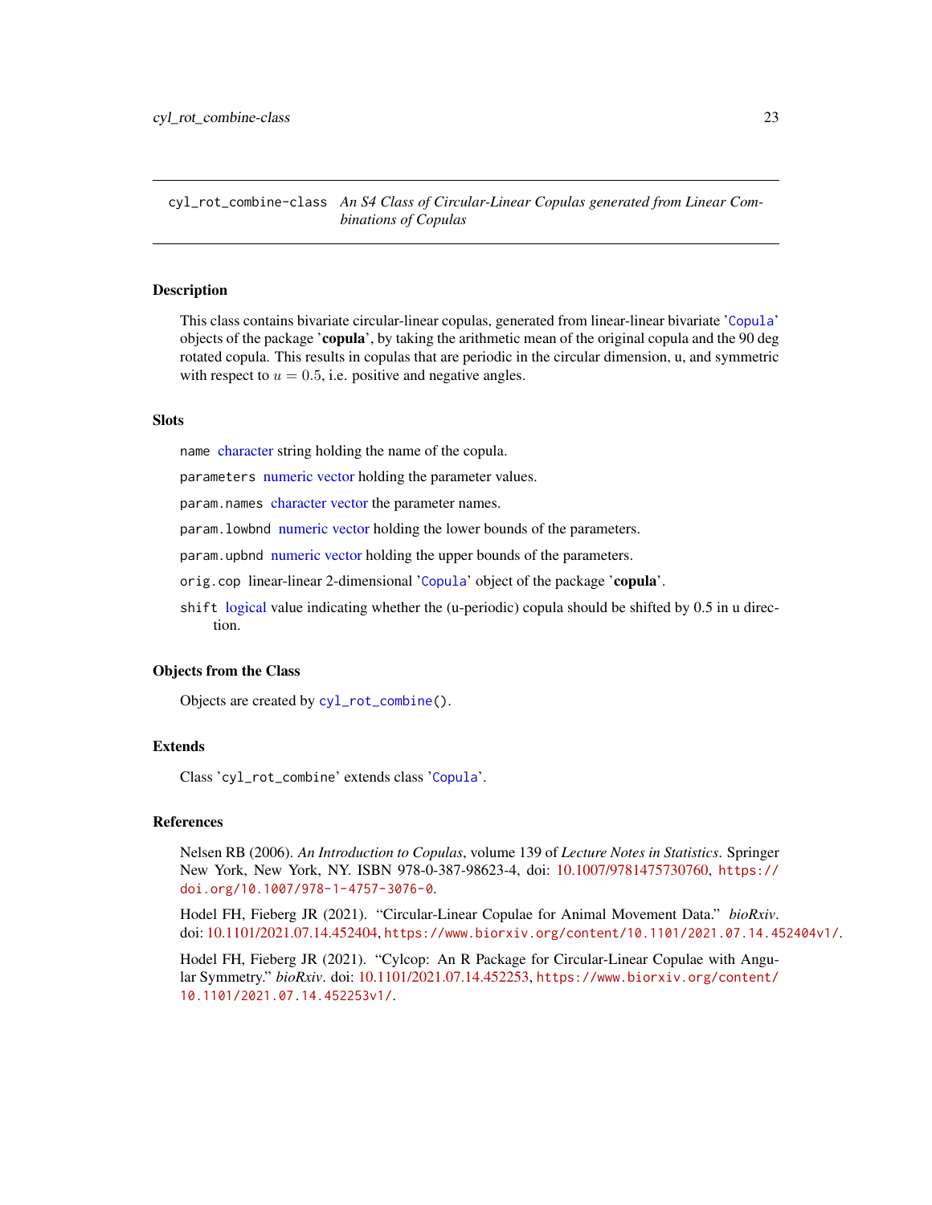## cyl_rot_combine-class *An S4 Class of Circular-Linear Copulas generated from Linear Combinations of Copulas*

### Description

This class contains bivariate circular-linear copulas, generated from linear-linear bivariate 'Copula' objects of the package '**copula**', by taking the arithmetic mean of the original copula and the 90 deg rotated copula. This results in copulas that are periodic in the circular dimension, u, and symmetric with respect to $u = 0.5$, i.e. positive and negative angles.

### Slots

`name` character string holding the name of the copula.

`parameters` numeric vector holding the parameter values.

`param.names` character vector the parameter names.

`param.lowbnd` numeric vector holding the lower bounds of the parameters.

`param.upbnd` numeric vector holding the upper bounds of the parameters.

`orig.cop` linear-linear 2-dimensional 'Copula' object of the package '**copula**'.

`shift` logical value indicating whether the (u-periodic) copula should be shifted by 0.5 in u direction.

### Objects from the Class

Objects are created by `cyl_rot_combine()`.

### Extends

Class 'cyl_rot_combine' extends class 'Copula'.

### References

Nelsen RB (2006). *An Introduction to Copulas*, volume 139 of *Lecture Notes in Statistics*. Springer New York, New York, NY. ISBN 978-0-387-98623-4, doi: 10.1007/9781475730760, https://doi.org/10.1007/978-1-4757-3076-0.

Hodel FH, Fieberg JR (2021). "Circular-Linear Copulae for Animal Movement Data." *bioRxiv*. doi: 10.1101/2021.07.14.452404, https://www.biorxiv.org/content/10.1101/2021.07.14.452404v1/.

Hodel FH, Fieberg JR (2021). "Cylcop: An R Package for Circular-Linear Copulae with Angular Symmetry." *bioRxiv*. doi: 10.1101/2021.07.14.452253, https://www.biorxiv.org/content/10.1101/2021.07.14.452253v1/.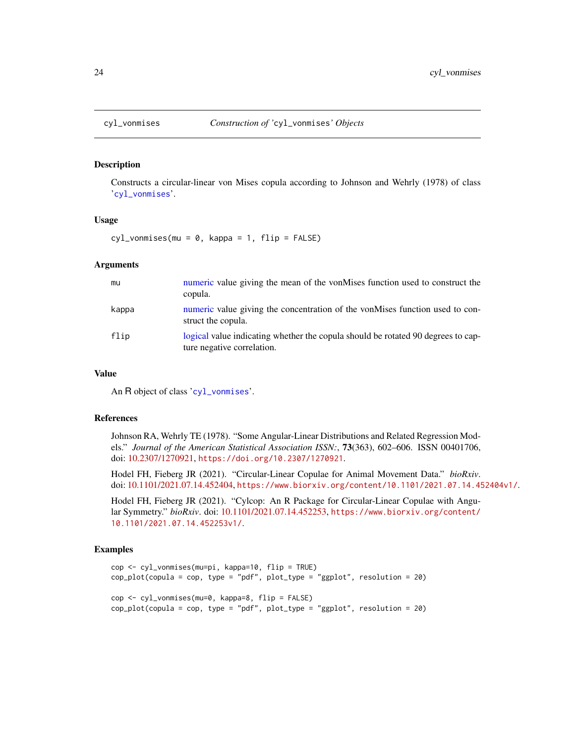## cyl_vonmises — *Construction of 'cyl_vonmises' Objects*

### Description

Constructs a circular-linear von Mises copula according to Johnson and Wehrly (1978) of class 'cyl_vonmises'.

### Usage

```
cyl_vonmises(mu = 0, kappa = 1, flip = FALSE)
```

### Arguments

| | |
|---|---|
| mu | numeric value giving the mean of the vonMises function used to construct the copula. |
| kappa | numeric value giving the concentration of the vonMises function used to construct the copula. |
| flip | logical value indicating whether the copula should be rotated 90 degrees to capture negative correlation. |

### Value

An R object of class 'cyl_vonmises'.

### References

Johnson RA, Wehrly TE (1978). "Some Angular-Linear Distributions and Related Regression Models." *Journal of the American Statistical Association ISSN:*, **73**(363), 602–606. ISSN 00401706, doi: 10.2307/1270921, https://doi.org/10.2307/1270921.

Hodel FH, Fieberg JR (2021). "Circular-Linear Copulae for Animal Movement Data." *bioRxiv*. doi: 10.1101/2021.07.14.452404, https://www.biorxiv.org/content/10.1101/2021.07.14.452404v1/.

Hodel FH, Fieberg JR (2021). "Cylcop: An R Package for Circular-Linear Copulae with Angular Symmetry." *bioRxiv*. doi: 10.1101/2021.07.14.452253, https://www.biorxiv.org/content/10.1101/2021.07.14.452253v1/.

### Examples

```
cop <- cyl_vonmises(mu=pi, kappa=10, flip = TRUE)
cop_plot(copula = cop, type = "pdf", plot_type = "ggplot", resolution = 20)

cop <- cyl_vonmises(mu=0, kappa=8, flip = FALSE)
cop_plot(copula = cop, type = "pdf", plot_type = "ggplot", resolution = 20)
```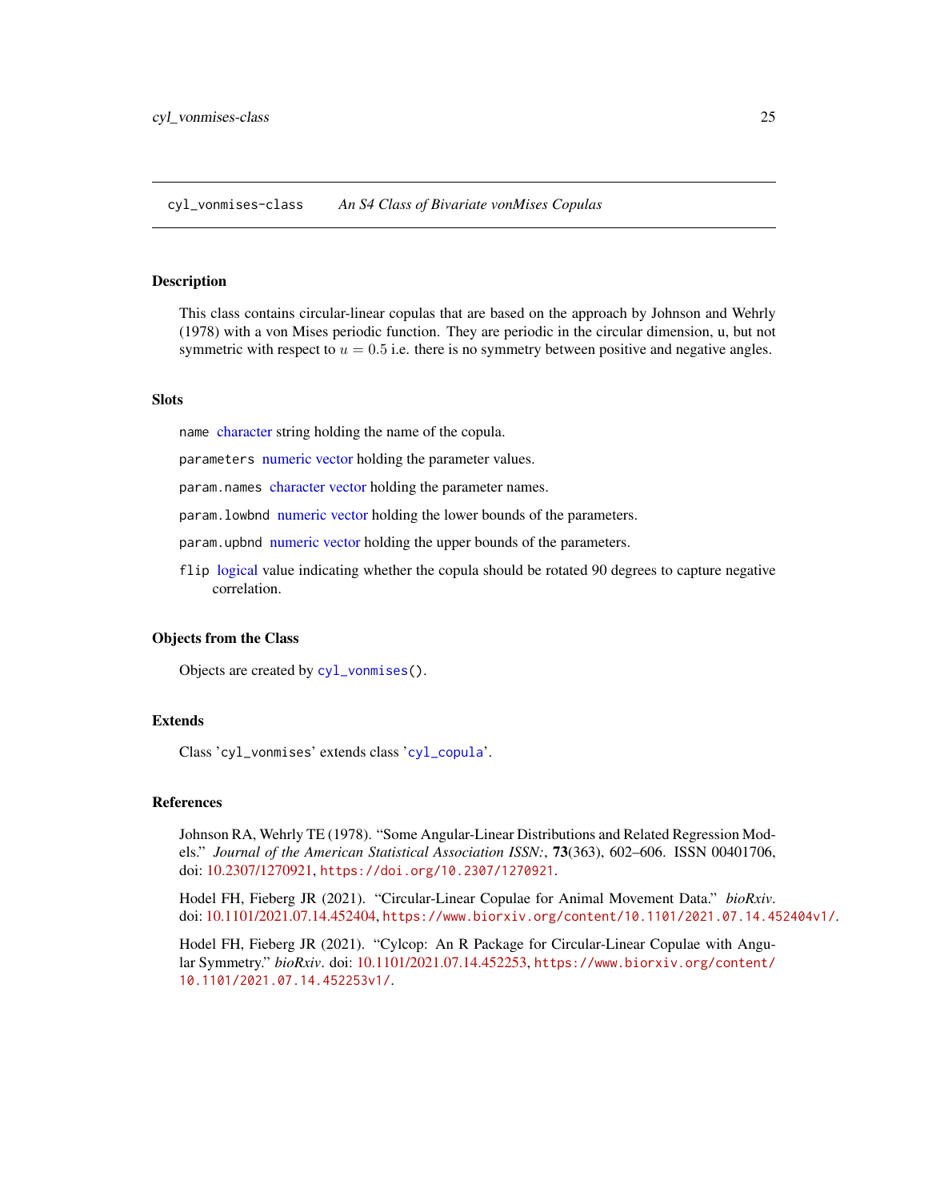cyl_vonmises-class    *An S4 Class of Bivariate vonMises Copulas*

## Description

This class contains circular-linear copulas that are based on the approach by Johnson and Wehrly (1978) with a von Mises periodic function. They are periodic in the circular dimension, u, but not symmetric with respect to $u = 0.5$ i.e. there is no symmetry between positive and negative angles.

## Slots

- `name` character string holding the name of the copula.
- `parameters` numeric vector holding the parameter values.
- `param.names` character vector holding the parameter names.
- `param.lowbnd` numeric vector holding the lower bounds of the parameters.
- `param.upbnd` numeric vector holding the upper bounds of the parameters.
- `flip` logical value indicating whether the copula should be rotated 90 degrees to capture negative correlation.

## Objects from the Class

Objects are created by `cyl_vonmises()`.

## Extends

Class '`cyl_vonmises`' extends class '`cyl_copula`'.

## References

Johnson RA, Wehrly TE (1978). "Some Angular-Linear Distributions and Related Regression Models." *Journal of the American Statistical Association ISSN:*, **73**(363), 602–606. ISSN 00401706, doi: 10.2307/1270921, `https://doi.org/10.2307/1270921`.

Hodel FH, Fieberg JR (2021). "Circular-Linear Copulae for Animal Movement Data." *bioRxiv*. doi: 10.1101/2021.07.14.452404, `https://www.biorxiv.org/content/10.1101/2021.07.14.452404v1/`.

Hodel FH, Fieberg JR (2021). "Cylcop: An R Package for Circular-Linear Copulae with Angular Symmetry." *bioRxiv*. doi: 10.1101/2021.07.14.452253, `https://www.biorxiv.org/content/10.1101/2021.07.14.452253v1/`.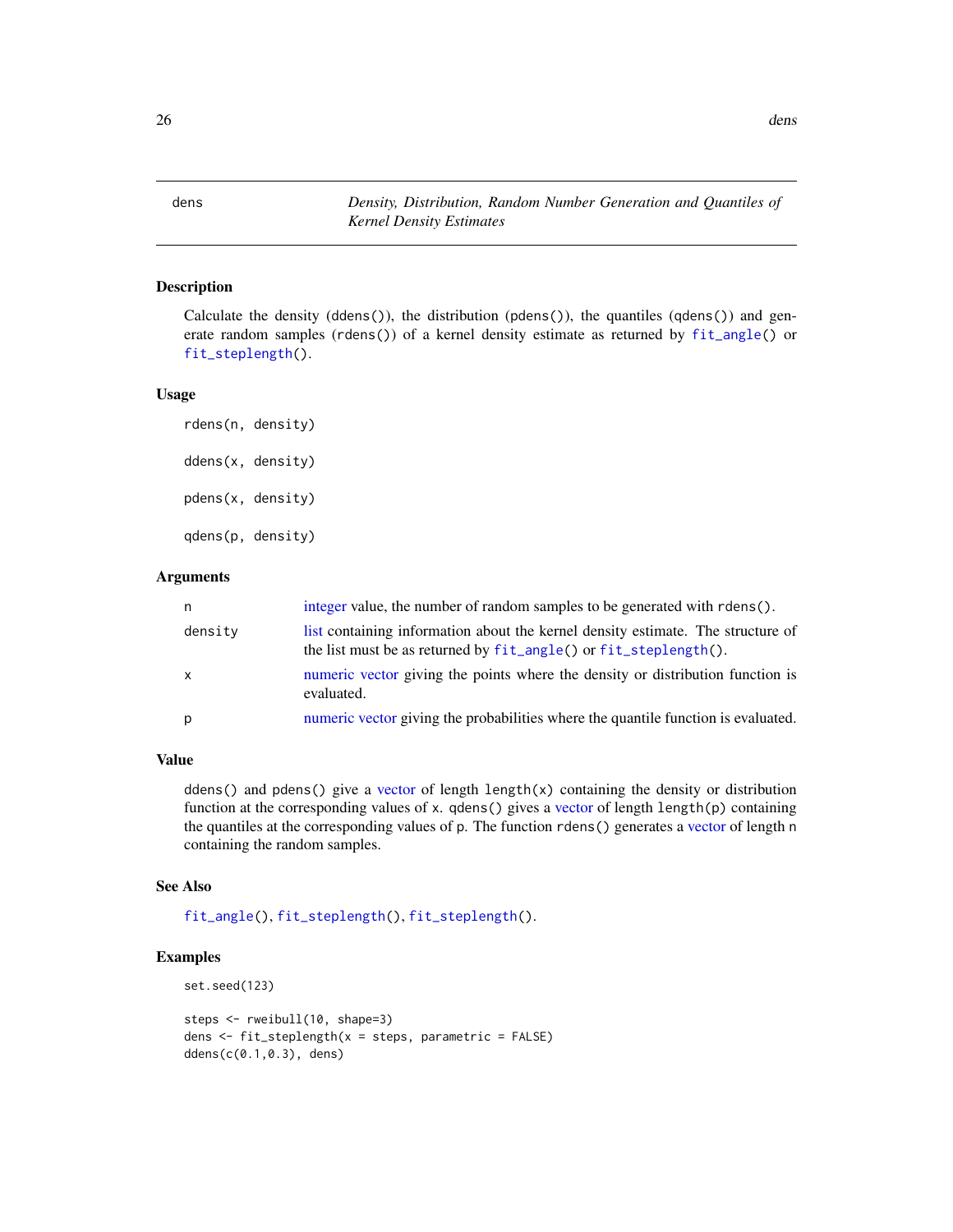## dens — *Density, Distribution, Random Number Generation and Quantiles of Kernel Density Estimates*

### Description

Calculate the density (`ddens()`), the distribution (`pdens()`), the quantiles (`qdens()`) and generate random samples (`rdens()`) of a kernel density estimate as returned by `fit_angle()` or `fit_steplength()`.

### Usage

```
rdens(n, density)

ddens(x, density)

pdens(x, density)

qdens(p, density)
```

### Arguments

| | |
|---|---|
| `n` | integer value, the number of random samples to be generated with `rdens()`. |
| `density` | list containing information about the kernel density estimate. The structure of the list must be as returned by `fit_angle()` or `fit_steplength()`. |
| `x` | numeric vector giving the points where the density or distribution function is evaluated. |
| `p` | numeric vector giving the probabilities where the quantile function is evaluated. |

### Value

`ddens()` and `pdens()` give a vector of length `length(x)` containing the density or distribution function at the corresponding values of `x`. `qdens()` gives a vector of length `length(p)` containing the quantiles at the corresponding values of `p`. The function `rdens()` generates a vector of length `n` containing the random samples.

### See Also

`fit_angle()`, `fit_steplength()`, `fit_steplength()`.

### Examples

```
set.seed(123)

steps <- rweibull(10, shape=3)
dens <- fit_steplength(x = steps, parametric = FALSE)
ddens(c(0.1,0.3), dens)
```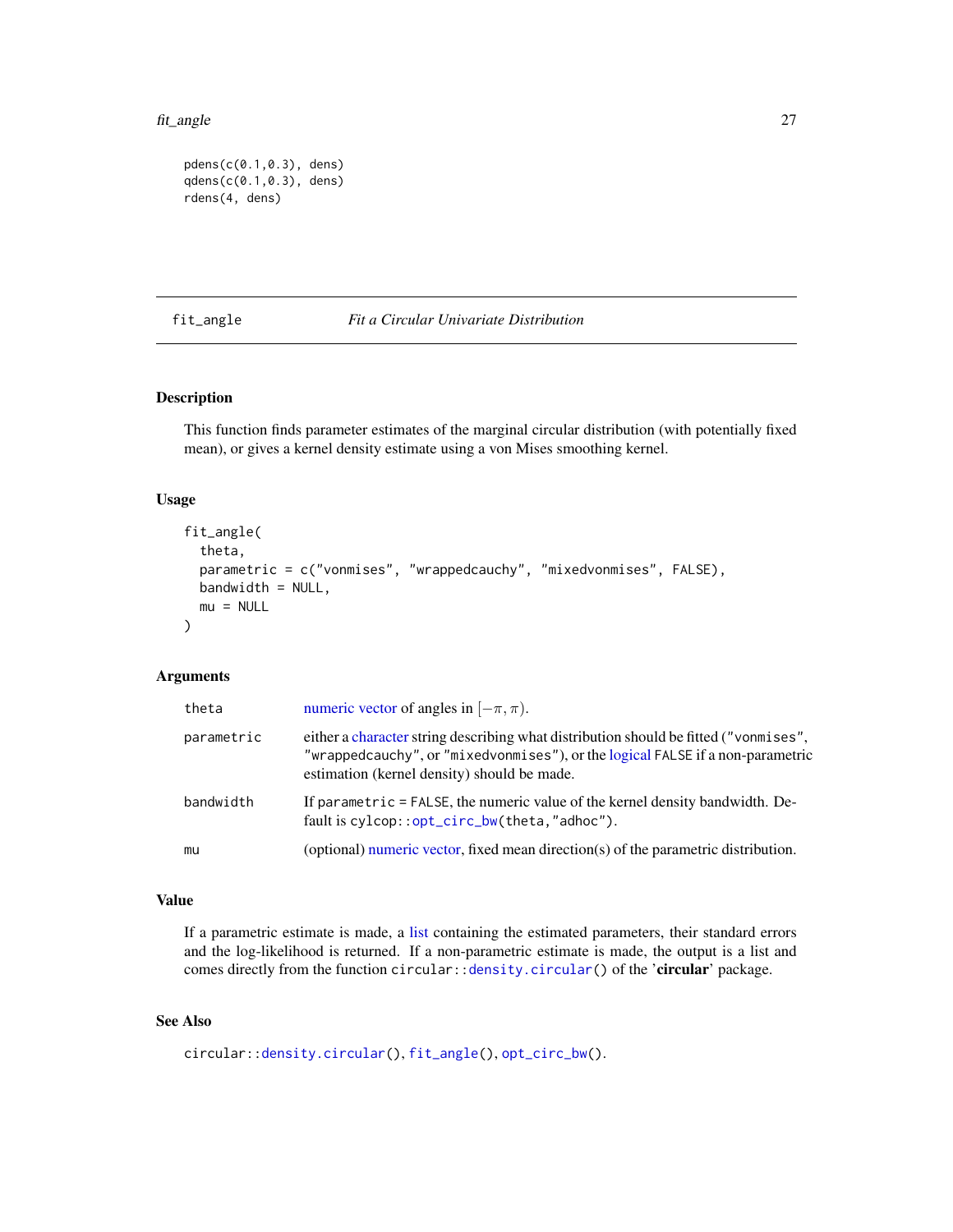```
pdens(c(0.1,0.3), dens)
qdens(c(0.1,0.3), dens)
rdens(4, dens)
```

---

## fit_angle *Fit a Circular Univariate Distribution*

### Description

This function finds parameter estimates of the marginal circular distribution (with potentially fixed mean), or gives a kernel density estimate using a von Mises smoothing kernel.

### Usage

```
fit_angle(
  theta,
  parametric = c("vonmises", "wrappedcauchy", "mixedvonmises", FALSE),
  bandwidth = NULL,
  mu = NULL
)
```

### Arguments

| | |
|---|---|
| `theta` | numeric vector of angles in $[-\pi, \pi)$. |
| `parametric` | either a character string describing what distribution should be fitted (`"vonmises"`, `"wrappedcauchy"`, or `"mixedvonmises"`), or the logical `FALSE` if a non-parametric estimation (kernel density) should be made. |
| `bandwidth` | If `parametric = FALSE`, the numeric value of the kernel density bandwidth. Default is `cylcop::opt_circ_bw(theta,"adhoc")`. |
| `mu` | (optional) numeric vector, fixed mean direction(s) of the parametric distribution. |

### Value

If a parametric estimate is made, a list containing the estimated parameters, their standard errors and the log-likelihood is returned. If a non-parametric estimate is made, the output is a list and comes directly from the function `circular::density.circular()` of the '**circular**' package.

### See Also

`circular::density.circular()`, `fit_angle()`, `opt_circ_bw()`.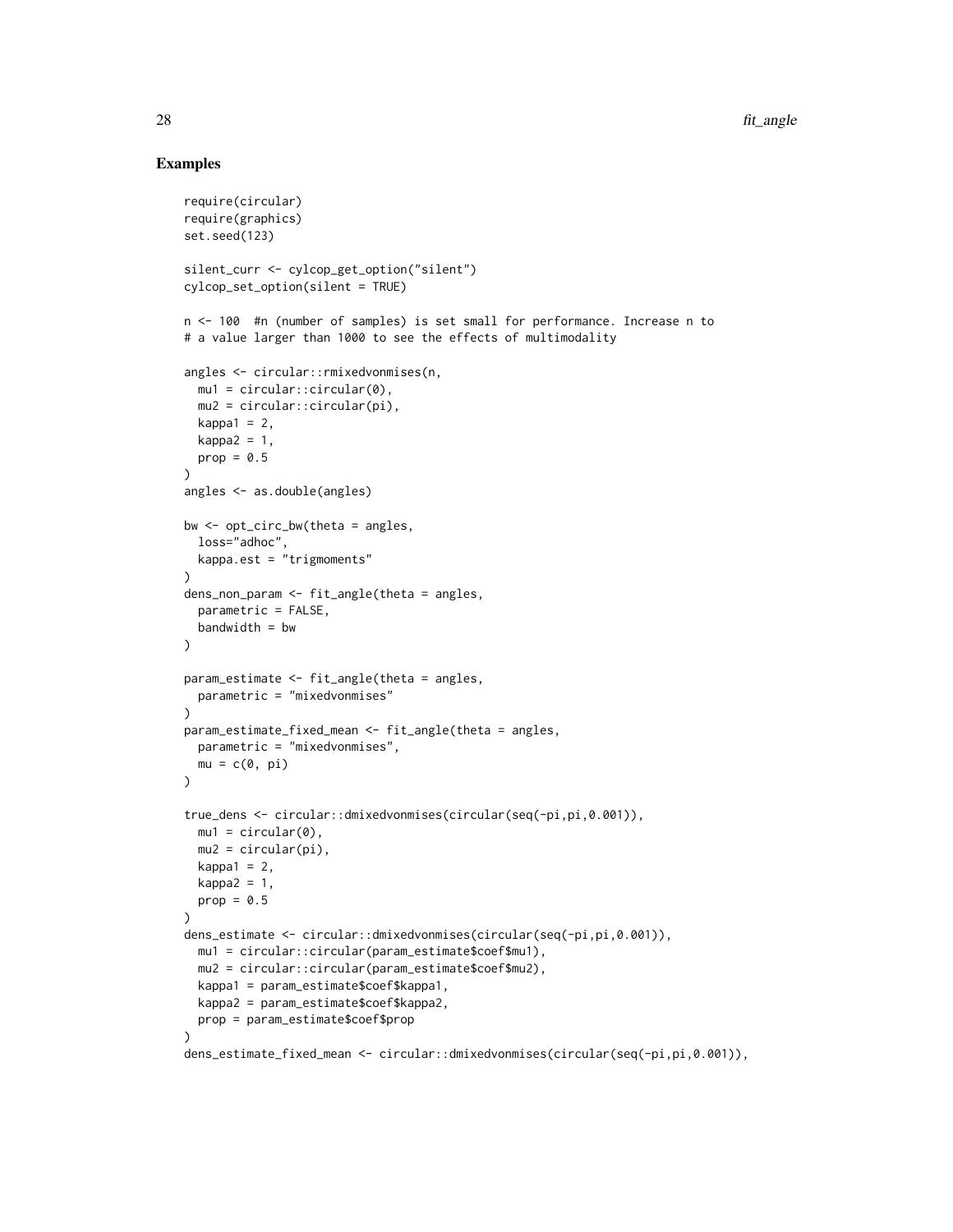## Examples

```
require(circular)
require(graphics)
set.seed(123)

silent_curr <- cylcop_get_option("silent")
cylcop_set_option(silent = TRUE)

n <- 100  #n (number of samples) is set small for performance. Increase n to
# a value larger than 1000 to see the effects of multimodality

angles <- circular::rmixedvonmises(n,
  mu1 = circular::circular(0),
  mu2 = circular::circular(pi),
  kappa1 = 2,
  kappa2 = 1,
  prop = 0.5
)
angles <- as.double(angles)

bw <- opt_circ_bw(theta = angles,
  loss="adhoc",
  kappa.est = "trigmoments"
)
dens_non_param <- fit_angle(theta = angles,
  parametric = FALSE,
  bandwidth = bw
)

param_estimate <- fit_angle(theta = angles,
  parametric = "mixedvonmises"
)
param_estimate_fixed_mean <- fit_angle(theta = angles,
  parametric = "mixedvonmises",
  mu = c(0, pi)
)

true_dens <- circular::dmixedvonmises(circular(seq(-pi,pi,0.001)),
  mu1 = circular(0),
  mu2 = circular(pi),
  kappa1 = 2,
  kappa2 = 1,
  prop = 0.5
)
dens_estimate <- circular::dmixedvonmises(circular(seq(-pi,pi,0.001)),
  mu1 = circular::circular(param_estimate$coef$mu1),
  mu2 = circular::circular(param_estimate$coef$mu2),
  kappa1 = param_estimate$coef$kappa1,
  kappa2 = param_estimate$coef$kappa2,
  prop = param_estimate$coef$prop
)
dens_estimate_fixed_mean <- circular::dmixedvonmises(circular(seq(-pi,pi,0.001)),
```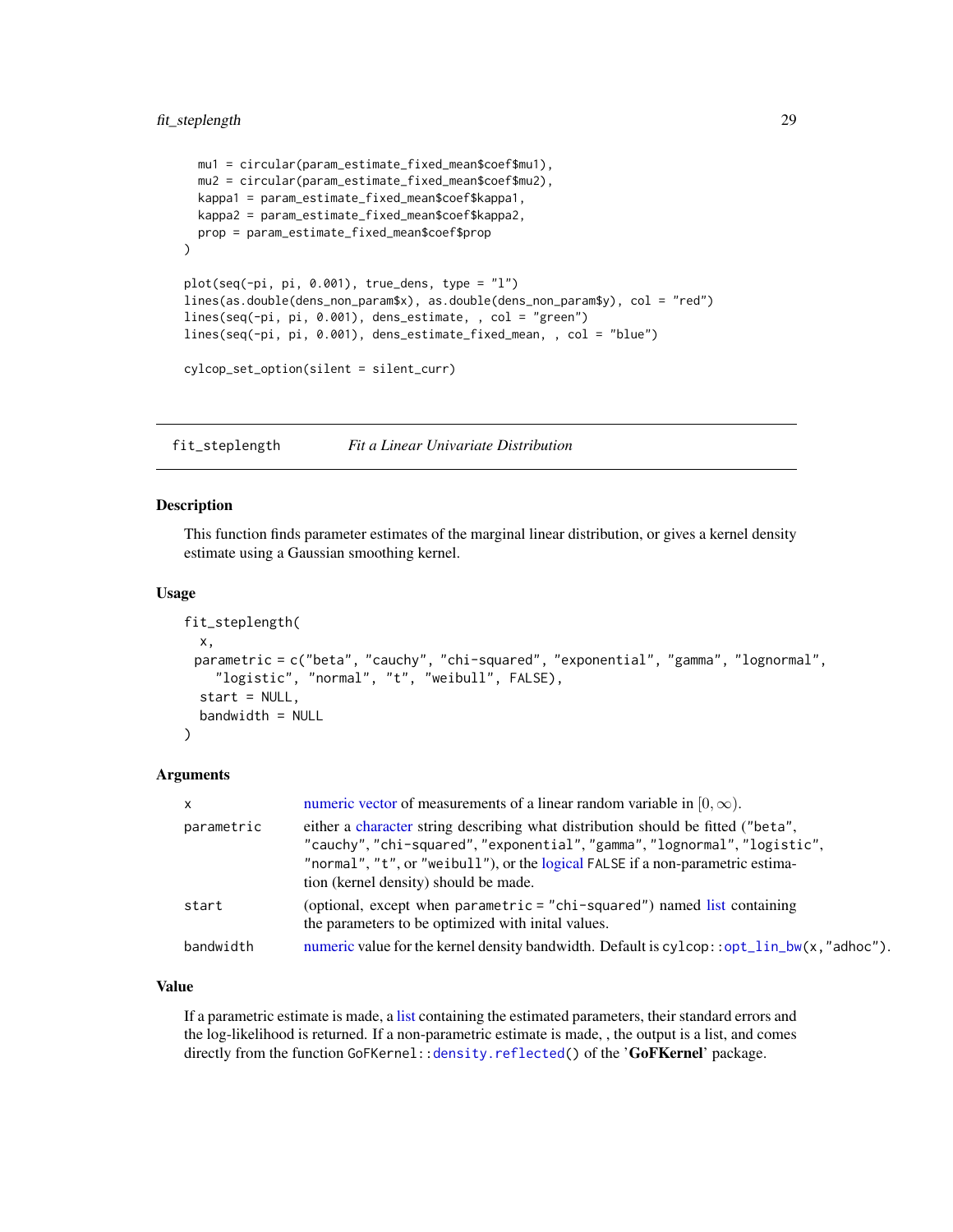```
  mu1 = circular(param_estimate_fixed_mean$coef$mu1),
  mu2 = circular(param_estimate_fixed_mean$coef$mu2),
  kappa1 = param_estimate_fixed_mean$coef$kappa1,
  kappa2 = param_estimate_fixed_mean$coef$kappa2,
  prop = param_estimate_fixed_mean$coef$prop
)

plot(seq(-pi, pi, 0.001), true_dens, type = "l")
lines(as.double(dens_non_param$x), as.double(dens_non_param$y), col = "red")
lines(seq(-pi, pi, 0.001), dens_estimate, , col = "green")
lines(seq(-pi, pi, 0.001), dens_estimate_fixed_mean, , col = "blue")

cylcop_set_option(silent = silent_curr)
```

---

## fit_steplength — *Fit a Linear Univariate Distribution*

---

### Description

This function finds parameter estimates of the marginal linear distribution, or gives a kernel density estimate using a Gaussian smoothing kernel.

### Usage

```
fit_steplength(
  x,
  parametric = c("beta", "cauchy", "chi-squared", "exponential", "gamma", "lognormal",
    "logistic", "normal", "t", "weibull", FALSE),
  start = NULL,
  bandwidth = NULL
)
```

### Arguments

| | |
|---|---|
| `x` | numeric vector of measurements of a linear random variable in $[0, \infty)$. |
| `parametric` | either a character string describing what distribution should be fitted (`"beta"`, `"cauchy"`, `"chi-squared"`, `"exponential"`, `"gamma"`, `"lognormal"`, `"logistic"`, `"normal"`, `"t"`, or `"weibull"`), or the logical `FALSE` if a non-parametric estimation (kernel density) should be made. |
| `start` | (optional, except when `parametric = "chi-squared"`) named list containing the parameters to be optimized with inital values. |
| `bandwidth` | numeric value for the kernel density bandwidth. Default is `cylcop::opt_lin_bw(x,"adhoc")`. |

### Value

If a parametric estimate is made, a list containing the estimated parameters, their standard errors and the log-likelihood is returned. If a non-parametric estimate is made, , the output is a list, and comes directly from the function `GoFKernel::density.reflected()` of the '**GoFKernel**' package.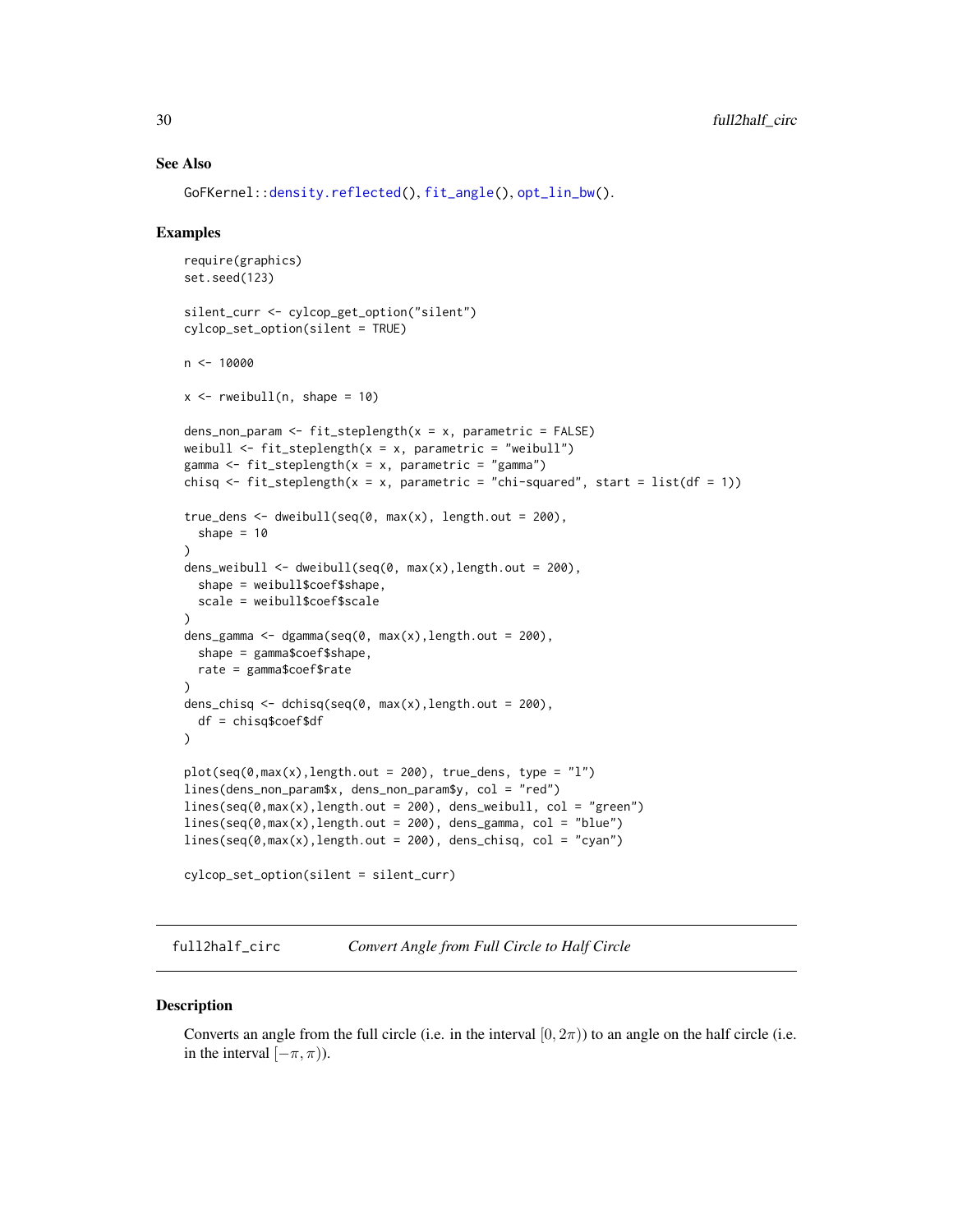## See Also

`GoFKernel::density.reflected()`, `fit_angle()`, `opt_lin_bw()`.

## Examples

```
require(graphics)
set.seed(123)

silent_curr <- cylcop_get_option("silent")
cylcop_set_option(silent = TRUE)

n <- 10000

x <- rweibull(n, shape = 10)

dens_non_param <- fit_steplength(x = x, parametric = FALSE)
weibull <- fit_steplength(x = x, parametric = "weibull")
gamma <- fit_steplength(x = x, parametric = "gamma")
chisq <- fit_steplength(x = x, parametric = "chi-squared", start = list(df = 1))

true_dens <- dweibull(seq(0, max(x), length.out = 200),
  shape = 10
)
dens_weibull <- dweibull(seq(0, max(x),length.out = 200),
  shape = weibull$coef$shape,
  scale = weibull$coef$scale
)
dens_gamma <- dgamma(seq(0, max(x),length.out = 200),
  shape = gamma$coef$shape,
  rate = gamma$coef$rate
)
dens_chisq <- dchisq(seq(0, max(x),length.out = 200),
  df = chisq$coef$df
)

plot(seq(0,max(x),length.out = 200), true_dens, type = "l")
lines(dens_non_param$x, dens_non_param$y, col = "red")
lines(seq(0,max(x),length.out = 200), dens_weibull, col = "green")
lines(seq(0,max(x),length.out = 200), dens_gamma, col = "blue")
lines(seq(0,max(x),length.out = 200), dens_chisq, col = "cyan")

cylcop_set_option(silent = silent_curr)
```

---

# full2half_circ *Convert Angle from Full Circle to Half Circle*

---

## Description

Converts an angle from the full circle (i.e. in the interval $[0, 2\pi)$) to an angle on the half circle (i.e. in the interval $[-\pi, \pi)$).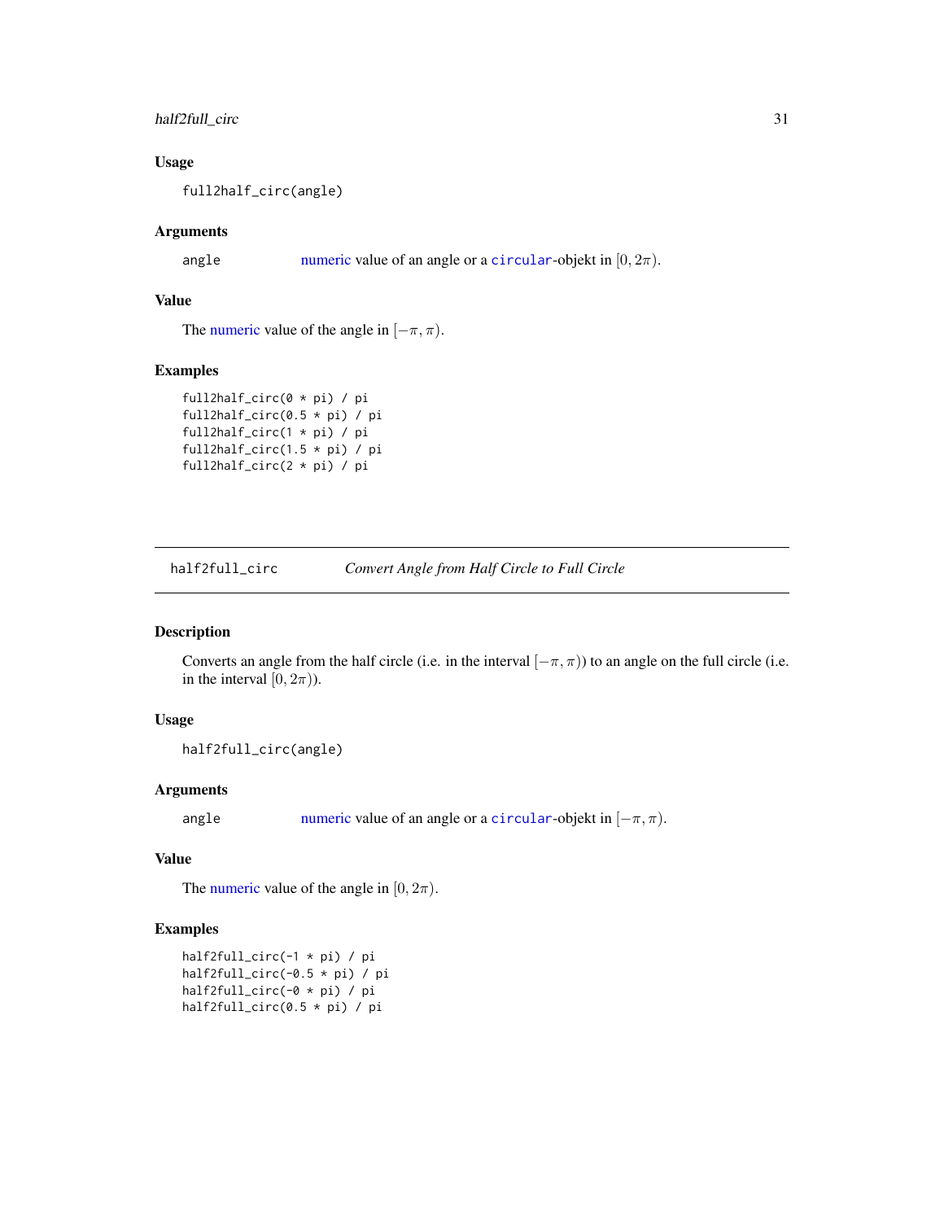### Usage

```
full2half_circ(angle)
```

### Arguments

angle    numeric value of an angle or a circular-objekt in $[0, 2\pi)$.

### Value

The numeric value of the angle in $[-\pi, \pi)$.

### Examples

```
full2half_circ(0 * pi) / pi
full2half_circ(0.5 * pi) / pi
full2half_circ(1 * pi) / pi
full2half_circ(1.5 * pi) / pi
full2half_circ(2 * pi) / pi
```

---

## half2full_circ    *Convert Angle from Half Circle to Full Circle*

---

### Description

Converts an angle from the half circle (i.e. in the interval $[-\pi, \pi)$) to an angle on the full circle (i.e. in the interval $[0, 2\pi)$).

### Usage

```
half2full_circ(angle)
```

### Arguments

angle    numeric value of an angle or a circular-objekt in $[-\pi, \pi)$.

### Value

The numeric value of the angle in $[0, 2\pi)$.

### Examples

```
half2full_circ(-1 * pi) / pi
half2full_circ(-0.5 * pi) / pi
half2full_circ(-0 * pi) / pi
half2full_circ(0.5 * pi) / pi
```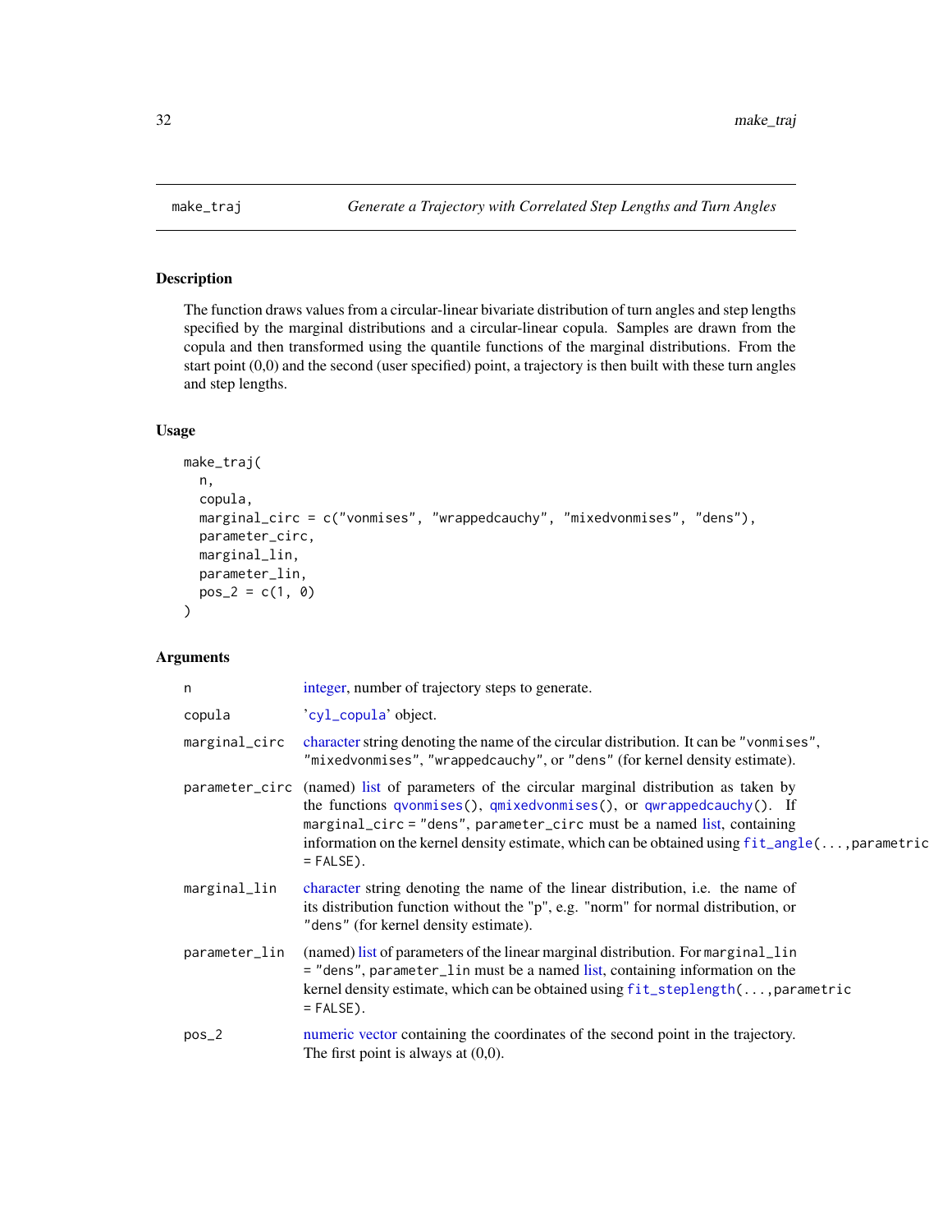# make_traj — *Generate a Trajectory with Correlated Step Lengths and Turn Angles*

## Description

The function draws values from a circular-linear bivariate distribution of turn angles and step lengths specified by the marginal distributions and a circular-linear copula. Samples are drawn from the copula and then transformed using the quantile functions of the marginal distributions. From the start point (0,0) and the second (user specified) point, a trajectory is then built with these turn angles and step lengths.

## Usage

```
make_traj(
  n,
  copula,
  marginal_circ = c("vonmises", "wrappedcauchy", "mixedvonmises", "dens"),
  parameter_circ,
  marginal_lin,
  parameter_lin,
  pos_2 = c(1, 0)
)
```

## Arguments

| Argument | Description |
| --- | --- |
| `n` | integer, number of trajectory steps to generate. |
| `copula` | '`cyl_copula`' object. |
| `marginal_circ` | character string denoting the name of the circular distribution. It can be `"vonmises"`, `"mixedvonmises"`, `"wrappedcauchy"`, or `"dens"` (for kernel density estimate). |
| `parameter_circ` | (named) list of parameters of the circular marginal distribution as taken by the functions `qvonmises()`, `qmixedvonmises()`, or `qwrappedcauchy()`. If `marginal_circ = "dens"`, `parameter_circ` must be a named list, containing information on the kernel density estimate, which can be obtained using `fit_angle(...,parametric = FALSE)`. |
| `marginal_lin` | character string denoting the name of the linear distribution, i.e. the name of its distribution function without the "p", e.g. "norm" for normal distribution, or `"dens"` (for kernel density estimate). |
| `parameter_lin` | (named) list of parameters of the linear marginal distribution. For `marginal_lin = "dens"`, `parameter_lin` must be a named list, containing information on the kernel density estimate, which can be obtained using `fit_steplength(...,parametric = FALSE)`. |
| `pos_2` | numeric vector containing the coordinates of the second point in the trajectory. The first point is always at (0,0). |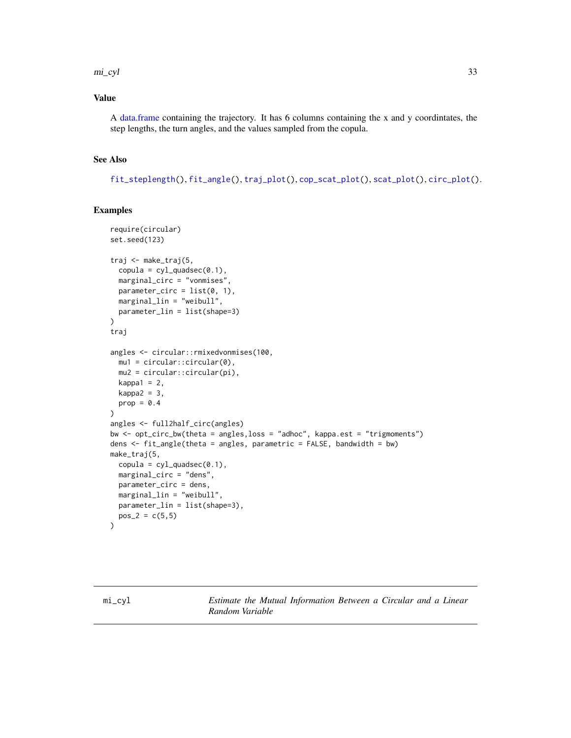### Value

A data.frame containing the trajectory. It has 6 columns containing the x and y coordintates, the step lengths, the turn angles, and the values sampled from the copula.

### See Also

fit_steplength(), fit_angle(), traj_plot(), cop_scat_plot(), scat_plot(), circ_plot().

### Examples

```
require(circular)
set.seed(123)

traj <- make_traj(5,
  copula = cyl_quadsec(0.1),
  marginal_circ = "vonmises",
  parameter_circ = list(0, 1),
  marginal_lin = "weibull",
  parameter_lin = list(shape=3)
)
traj

angles <- circular::rmixedvonmises(100,
  mu1 = circular::circular(0),
  mu2 = circular::circular(pi),
  kappa1 = 2,
  kappa2 = 3,
  prop = 0.4
)
angles <- full2half_circ(angles)
bw <- opt_circ_bw(theta = angles,loss = "adhoc", kappa.est = "trigmoments")
dens <- fit_angle(theta = angles, parametric = FALSE, bandwidth = bw)
make_traj(5,
  copula = cyl_quadsec(0.1),
  marginal_circ = "dens",
  parameter_circ = dens,
  marginal_lin = "weibull",
  parameter_lin = list(shape=3),
  pos_2 = c(5,5)
)
```

---

## mi_cyl — *Estimate the Mutual Information Between a Circular and a Linear Random Variable*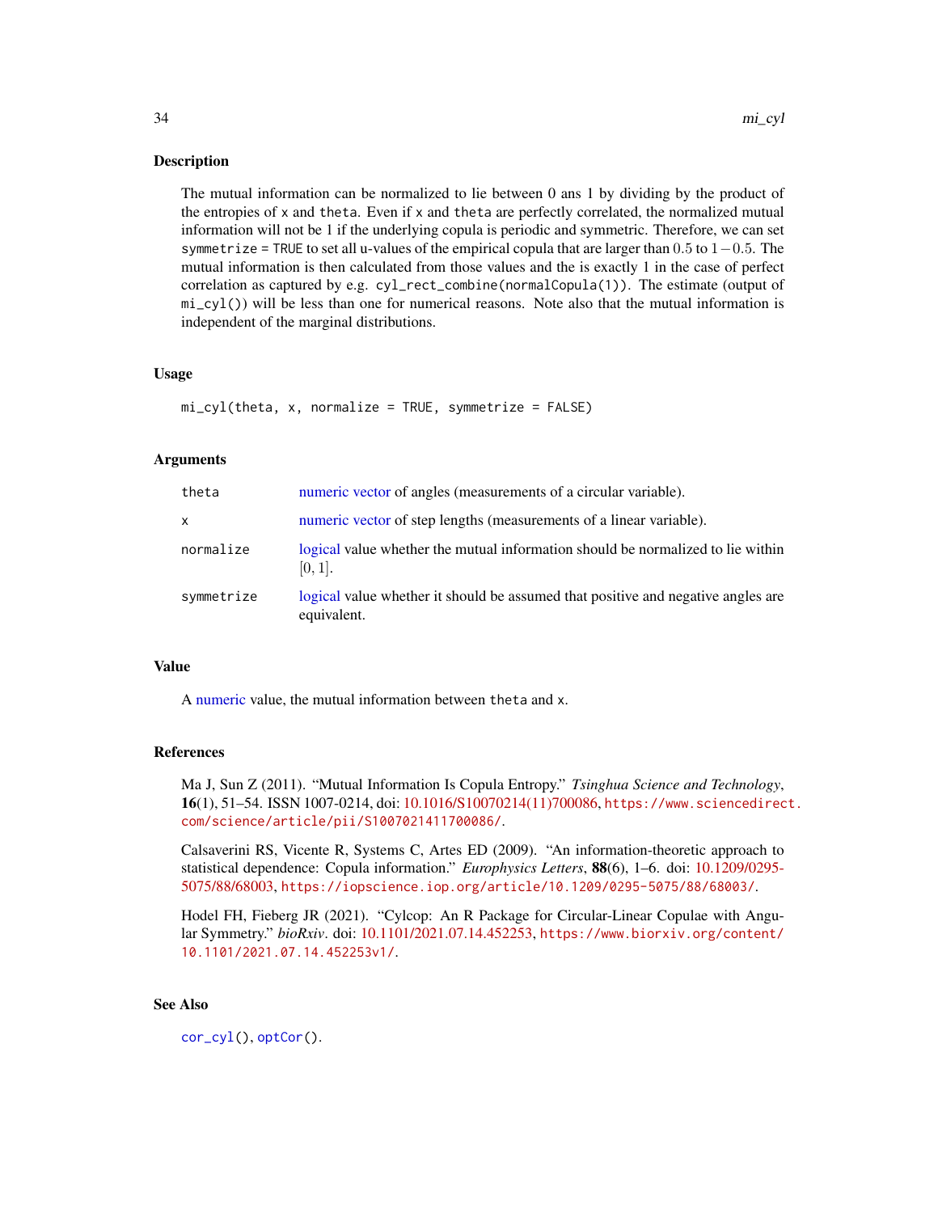## Description

The mutual information can be normalized to lie between 0 ans 1 by dividing by the product of the entropies of `x` and `theta`. Even if `x` and `theta` are perfectly correlated, the normalized mutual information will not be 1 if the underlying copula is periodic and symmetric. Therefore, we can set `symmetrize = TRUE` to set all u-values of the empirical copula that are larger than $0.5$ to $1 - 0.5$. The mutual information is then calculated from those values and the is exactly 1 in the case of perfect correlation as captured by e.g. `cyl_rect_combine(normalCopula(1))`. The estimate (output of `mi_cyl()`) will be less than one for numerical reasons. Note also that the mutual information is independent of the marginal distributions.

## Usage

```
mi_cyl(theta, x, normalize = TRUE, symmetrize = FALSE)
```

## Arguments

| | |
|---|---|
| `theta` | numeric vector of angles (measurements of a circular variable). |
| `x` | numeric vector of step lengths (measurements of a linear variable). |
| `normalize` | logical value whether the mutual information should be normalized to lie within $[0, 1]$. |
| `symmetrize` | logical value whether it should be assumed that positive and negative angles are equivalent. |

## Value

A numeric value, the mutual information between `theta` and `x`.

## References

Ma J, Sun Z (2011). "Mutual Information Is Copula Entropy." *Tsinghua Science and Technology*, **16**(1), 51–54. ISSN 1007-0214, doi: 10.1016/S10070214(11)700086, https://www.sciencedirect.com/science/article/pii/S1007021411700086/.

Calsaverini RS, Vicente R, Systems C, Artes ED (2009). "An information-theoretic approach to statistical dependence: Copula information." *Europhysics Letters*, **88**(6), 1–6. doi: 10.1209/0295-5075/88/68003, https://iopscience.iop.org/article/10.1209/0295-5075/88/68003/.

Hodel FH, Fieberg JR (2021). "Cylcop: An R Package for Circular-Linear Copulae with Angular Symmetry." *bioRxiv*. doi: 10.1101/2021.07.14.452253, https://www.biorxiv.org/content/10.1101/2021.07.14.452253v1/.

## See Also

`cor_cyl()`, `optCor()`.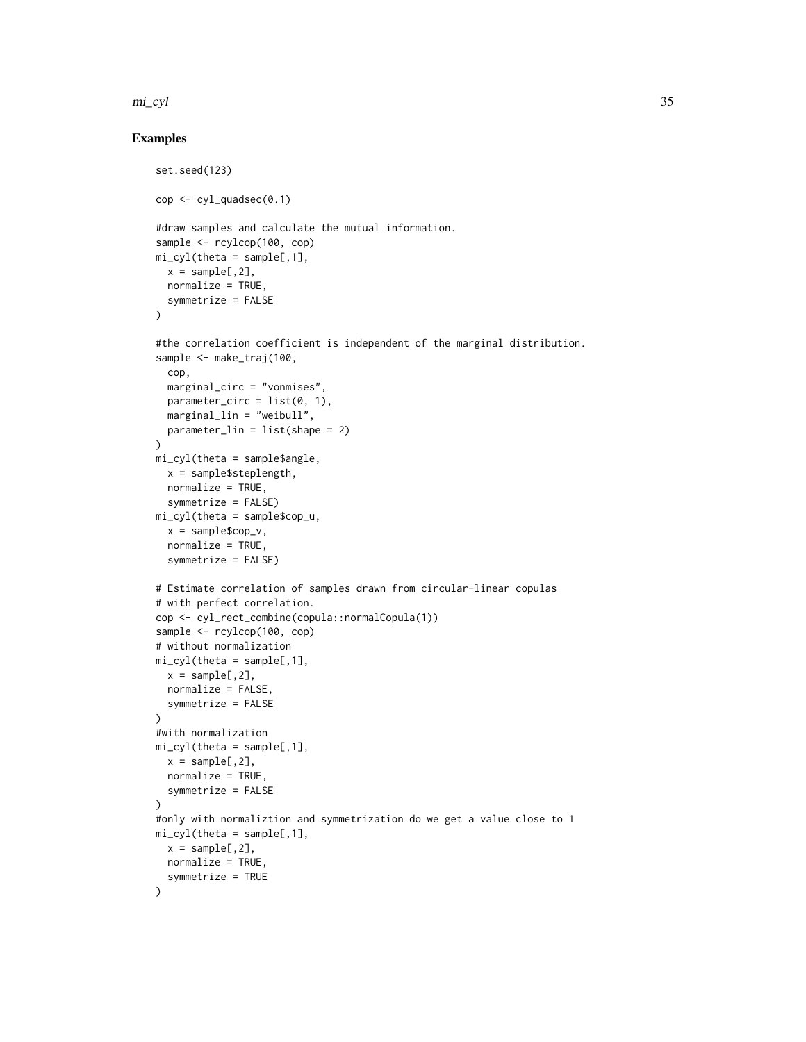## Examples

```
set.seed(123)

cop <- cyl_quadsec(0.1)

#draw samples and calculate the mutual information.
sample <- rcylcop(100, cop)
mi_cyl(theta = sample[,1],
  x = sample[,2],
  normalize = TRUE,
  symmetrize = FALSE
)

#the correlation coefficient is independent of the marginal distribution.
sample <- make_traj(100,
  cop,
  marginal_circ = "vonmises",
  parameter_circ = list(0, 1),
  marginal_lin = "weibull",
  parameter_lin = list(shape = 2)
)
mi_cyl(theta = sample$angle,
  x = sample$steplength,
  normalize = TRUE,
  symmetrize = FALSE)
mi_cyl(theta = sample$cop_u,
  x = sample$cop_v,
  normalize = TRUE,
  symmetrize = FALSE)

# Estimate correlation of samples drawn from circular-linear copulas
# with perfect correlation.
cop <- cyl_rect_combine(copula::normalCopula(1))
sample <- rcylcop(100, cop)
# without normalization
mi_cyl(theta = sample[,1],
  x = sample[,2],
  normalize = FALSE,
  symmetrize = FALSE
)
#with normalization
mi_cyl(theta = sample[,1],
  x = sample[,2],
  normalize = TRUE,
  symmetrize = FALSE
)
#only with normaliztion and symmetrization do we get a value close to 1
mi_cyl(theta = sample[,1],
  x = sample[,2],
  normalize = TRUE,
  symmetrize = TRUE
)
```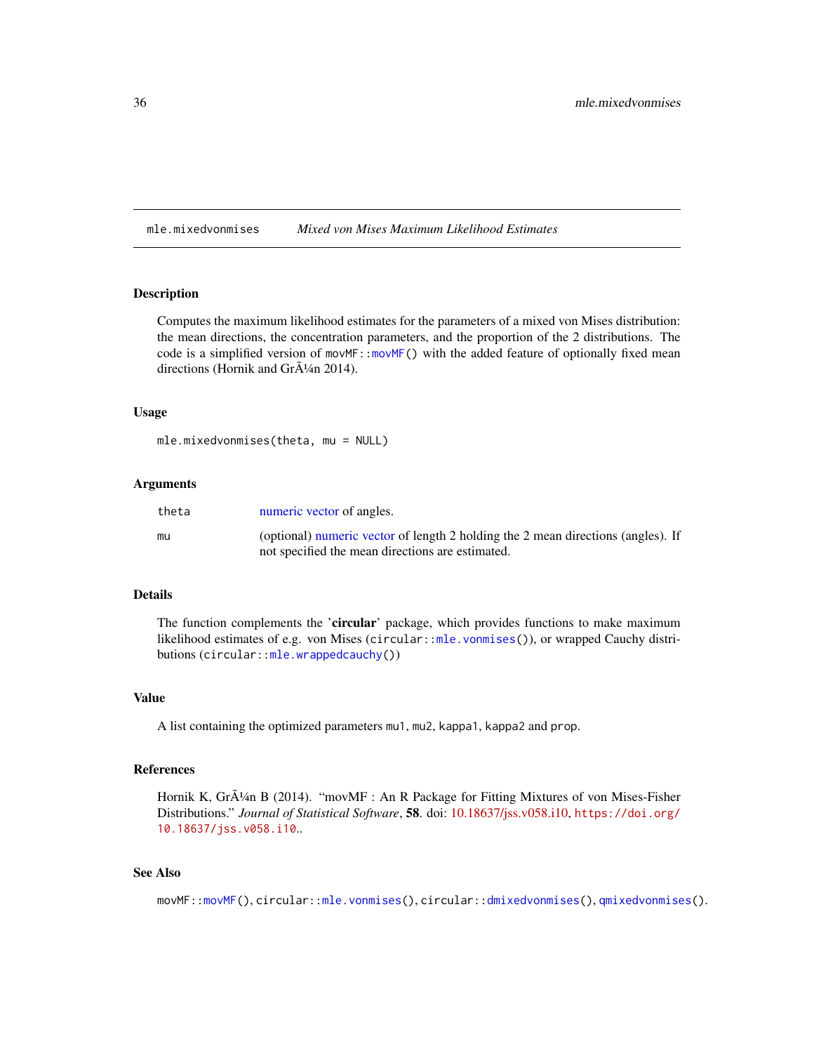mle.mixedvonmises *Mixed von Mises Maximum Likelihood Estimates*

## Description

Computes the maximum likelihood estimates for the parameters of a mixed von Mises distribution: the mean directions, the concentration parameters, and the proportion of the 2 distributions. The code is a simplified version of `movMF::movMF()` with the added feature of optionally fixed mean directions (Hornik and GrÃ¼n 2014).

## Usage

```
mle.mixedvonmises(theta, mu = NULL)
```

## Arguments

| | |
|---|---|
| `theta` | numeric vector of angles. |
| `mu` | (optional) numeric vector of length 2 holding the 2 mean directions (angles). If not specified the mean directions are estimated. |

## Details

The function complements the '**circular**' package, which provides functions to make maximum likelihood estimates of e.g. von Mises (`circular::mle.vonmises()`), or wrapped Cauchy distributions (`circular::mle.wrappedcauchy()`)

## Value

A list containing the optimized parameters `mu1`, `mu2`, `kappa1`, `kappa2` and `prop`.

## References

Hornik K, GrÃ¼n B (2014). "movMF : An R Package for Fitting Mixtures of von Mises-Fisher Distributions." *Journal of Statistical Software*, **58**. doi: 10.18637/jss.v058.i10, https://doi.org/10.18637/jss.v058.i10..

## See Also

`movMF::movMF()`, `circular::mle.vonmises()`, `circular::dmixedvonmises()`, `qmixedvonmises()`.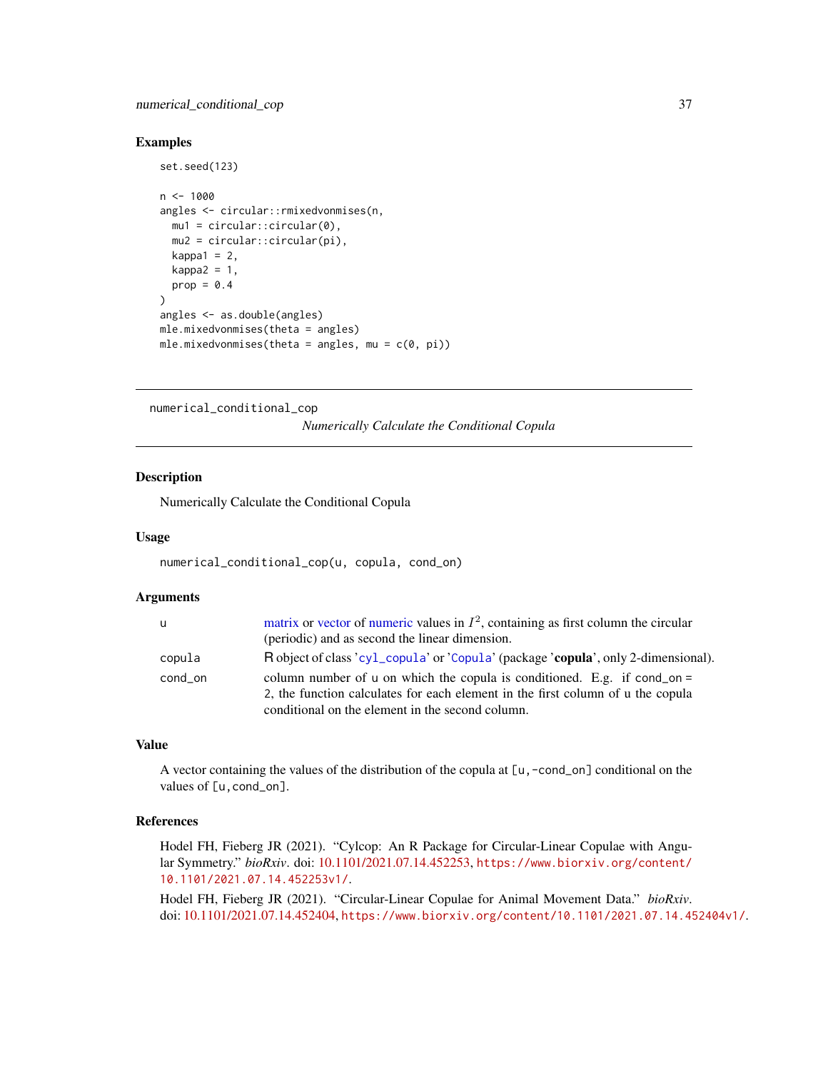### Examples

```
set.seed(123)

n <- 1000
angles <- circular::rmixedvonmises(n,
  mu1 = circular::circular(0),
  mu2 = circular::circular(pi),
  kappa1 = 2,
  kappa2 = 1,
  prop = 0.4
)
angles <- as.double(angles)
mle.mixedvonmises(theta = angles)
mle.mixedvonmises(theta = angles, mu = c(0, pi))
```

---

## numerical_conditional_cop

*Numerically Calculate the Conditional Copula*

---

### Description

Numerically Calculate the Conditional Copula

### Usage

```
numerical_conditional_cop(u, copula, cond_on)
```

### Arguments

| | |
|---|---|
| u | matrix or vector of numeric values in $I^2$, containing as first column the circular (periodic) and as second the linear dimension. |
| copula | R object of class 'cyl_copula' or 'Copula' (package '**copula**', only 2-dimensional). |
| cond_on | column number of u on which the copula is conditioned. E.g. if cond_on = 2, the function calculates for each element in the first column of u the copula conditional on the element in the second column. |

### Value

A vector containing the values of the distribution of the copula at [u,-cond_on] conditional on the values of [u,cond_on].

### References

Hodel FH, Fieberg JR (2021). "Cylcop: An R Package for Circular-Linear Copulae with Angular Symmetry." *bioRxiv*. doi: 10.1101/2021.07.14.452253, https://www.biorxiv.org/content/10.1101/2021.07.14.452253v1/.

Hodel FH, Fieberg JR (2021). "Circular-Linear Copulae for Animal Movement Data." *bioRxiv*. doi: 10.1101/2021.07.14.452404, https://www.biorxiv.org/content/10.1101/2021.07.14.452404v1/.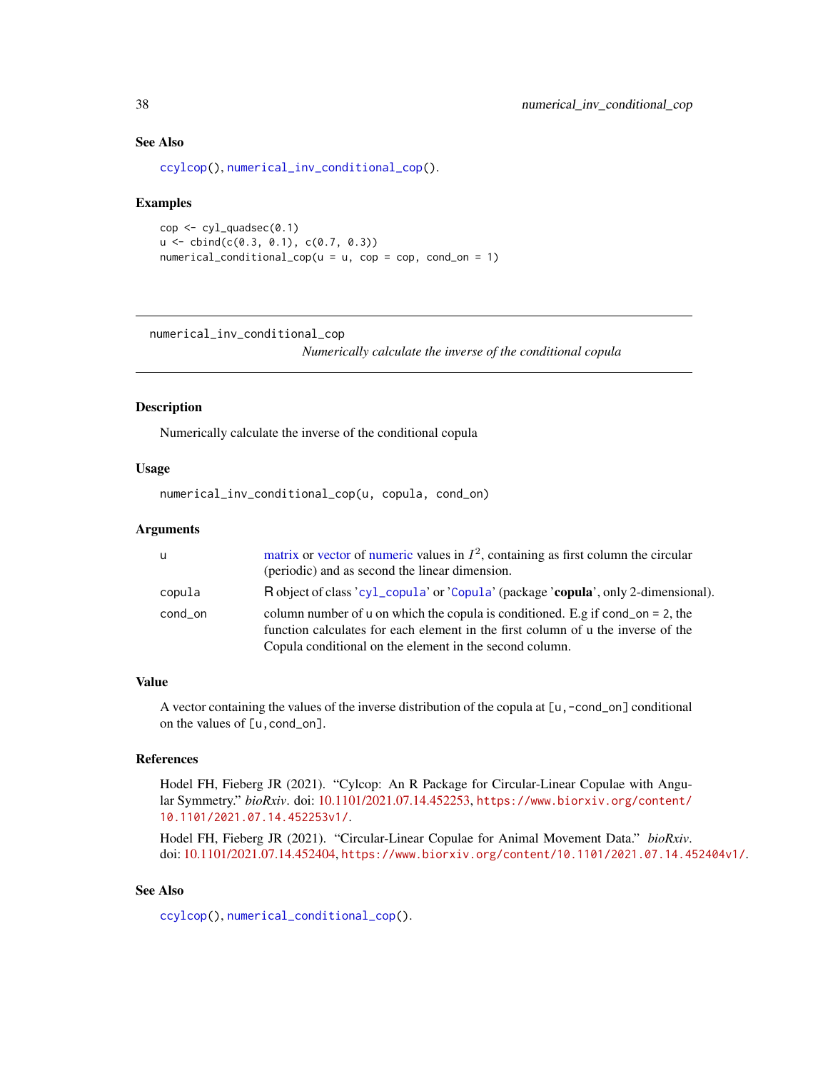## See Also

`ccylcop()`, `numerical_inv_conditional_cop()`.

## Examples

```
cop <- cyl_quadsec(0.1)
u <- cbind(c(0.3, 0.1), c(0.7, 0.3))
numerical_conditional_cop(u = u, cop = cop, cond_on = 1)
```

---

# numerical_inv_conditional_cop

*Numerically calculate the inverse of the conditional copula*

---

## Description

Numerically calculate the inverse of the conditional copula

## Usage

```
numerical_inv_conditional_cop(u, copula, cond_on)
```

## Arguments

| | |
|---|---|
| u | matrix or vector of numeric values in $I^2$, containing as first column the circular (periodic) and as second the linear dimension. |
| copula | R object of class 'cyl_copula' or 'Copula' (package '**copula**', only 2-dimensional). |
| cond_on | column number of u on which the copula is conditioned. E.g if cond_on = 2, the function calculates for each element in the first column of u the inverse of the Copula conditional on the element in the second column. |

## Value

A vector containing the values of the inverse distribution of the copula at [u,-cond_on] conditional on the values of [u,cond_on].

## References

Hodel FH, Fieberg JR (2021). "Cylcop: An R Package for Circular-Linear Copulae with Angular Symmetry." *bioRxiv*. doi: 10.1101/2021.07.14.452253, https://www.biorxiv.org/content/10.1101/2021.07.14.452253v1/.

Hodel FH, Fieberg JR (2021). "Circular-Linear Copulae for Animal Movement Data." *bioRxiv*. doi: 10.1101/2021.07.14.452404, https://www.biorxiv.org/content/10.1101/2021.07.14.452404v1/.

## See Also

`ccylcop()`, `numerical_conditional_cop()`.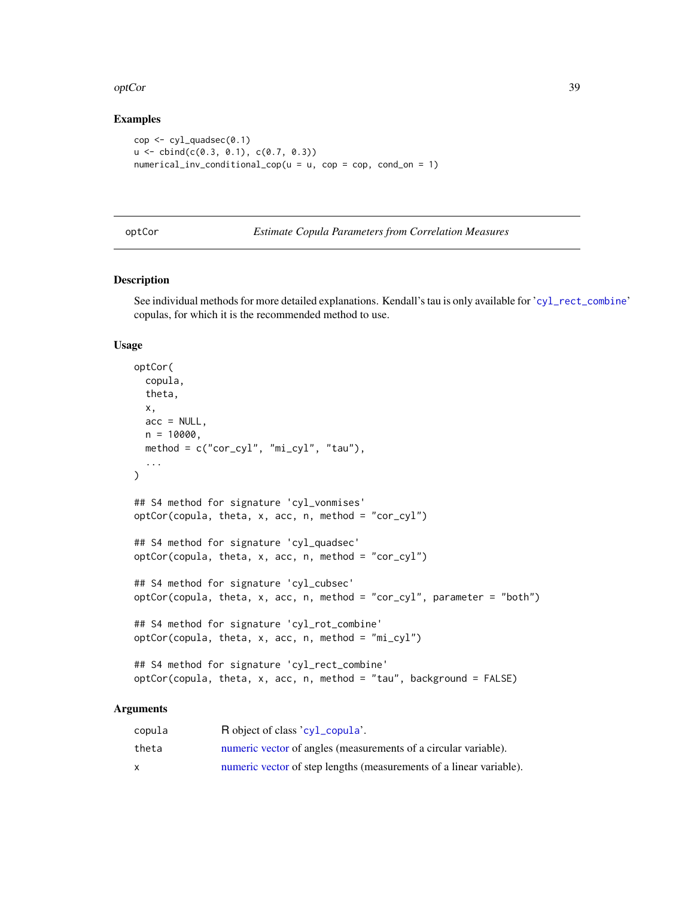## Examples

```
cop <- cyl_quadsec(0.1)
u <- cbind(c(0.3, 0.1), c(0.7, 0.3))
numerical_inv_conditional_cop(u = u, cop = cop, cond_on = 1)
```

---

# optCor — *Estimate Copula Parameters from Correlation Measures*

---

## Description

See individual methods for more detailed explanations. Kendall's tau is only available for 'cyl_rect_combine' copulas, for which it is the recommended method to use.

## Usage

```
optCor(
  copula,
  theta,
  x,
  acc = NULL,
  n = 10000,
  method = c("cor_cyl", "mi_cyl", "tau"),
  ...
)

## S4 method for signature 'cyl_vonmises'
optCor(copula, theta, x, acc, n, method = "cor_cyl")

## S4 method for signature 'cyl_quadsec'
optCor(copula, theta, x, acc, n, method = "cor_cyl")

## S4 method for signature 'cyl_cubsec'
optCor(copula, theta, x, acc, n, method = "cor_cyl", parameter = "both")

## S4 method for signature 'cyl_rot_combine'
optCor(copula, theta, x, acc, n, method = "mi_cyl")

## S4 method for signature 'cyl_rect_combine'
optCor(copula, theta, x, acc, n, method = "tau", background = FALSE)
```

## Arguments

| | |
|---|---|
| copula | R object of class 'cyl_copula'. |
| theta | numeric vector of angles (measurements of a circular variable). |
| x | numeric vector of step lengths (measurements of a linear variable). |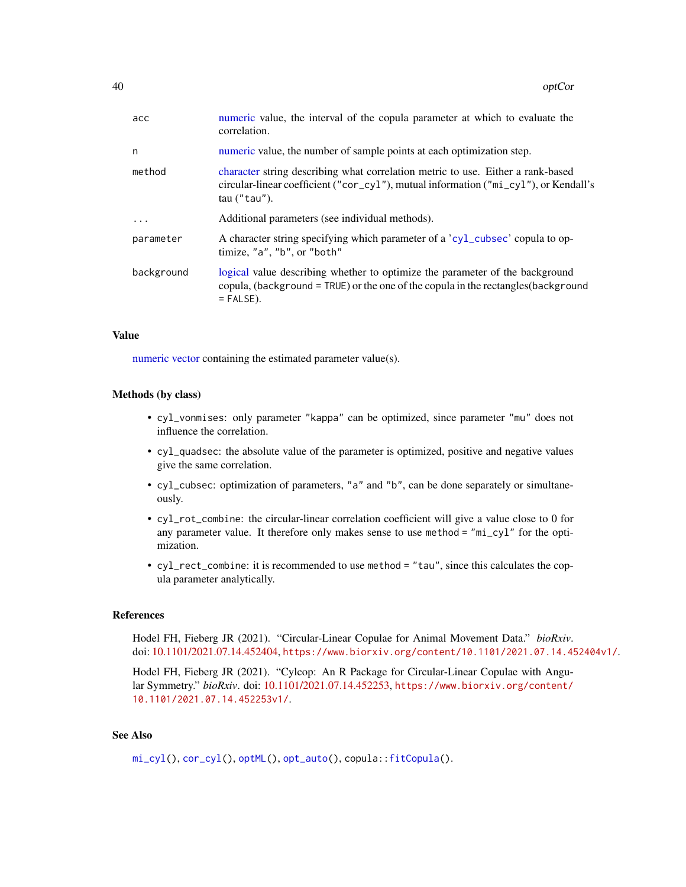| | |
|---|---|
| acc | numeric value, the interval of the copula parameter at which to evaluate the correlation. |
| n | numeric value, the number of sample points at each optimization step. |
| method | character string describing what correlation metric to use. Either a rank-based circular-linear coefficient ("cor_cyl"), mutual information ("mi_cyl"), or Kendall's tau ("tau"). |
| ... | Additional parameters (see individual methods). |
| parameter | A character string specifying which parameter of a 'cyl_cubsec' copula to optimize, "a", "b", or "both" |
| background | logical value describing whether to optimize the parameter of the background copula, (background = TRUE) or the one of the copula in the rectangles(background = FALSE). |

## Value

numeric vector containing the estimated parameter value(s).

## Methods (by class)

- cyl_vonmises: only parameter "kappa" can be optimized, since parameter "mu" does not influence the correlation.
- cyl_quadsec: the absolute value of the parameter is optimized, positive and negative values give the same correlation.
- cyl_cubsec: optimization of parameters, "a" and "b", can be done separately or simultaneously.
- cyl_rot_combine: the circular-linear correlation coefficient will give a value close to 0 for any parameter value. It therefore only makes sense to use method = "mi_cyl" for the optimization.
- cyl_rect_combine: it is recommended to use method = "tau", since this calculates the copula parameter analytically.

## References

Hodel FH, Fieberg JR (2021). "Circular-Linear Copulae for Animal Movement Data." *bioRxiv*. doi: 10.1101/2021.07.14.452404, https://www.biorxiv.org/content/10.1101/2021.07.14.452404v1/.

Hodel FH, Fieberg JR (2021). "Cylcop: An R Package for Circular-Linear Copulae with Angular Symmetry." *bioRxiv*. doi: 10.1101/2021.07.14.452253, https://www.biorxiv.org/content/10.1101/2021.07.14.452253v1/.

## See Also

mi_cyl(), cor_cyl(), optML(), opt_auto(), copula::fitCopula().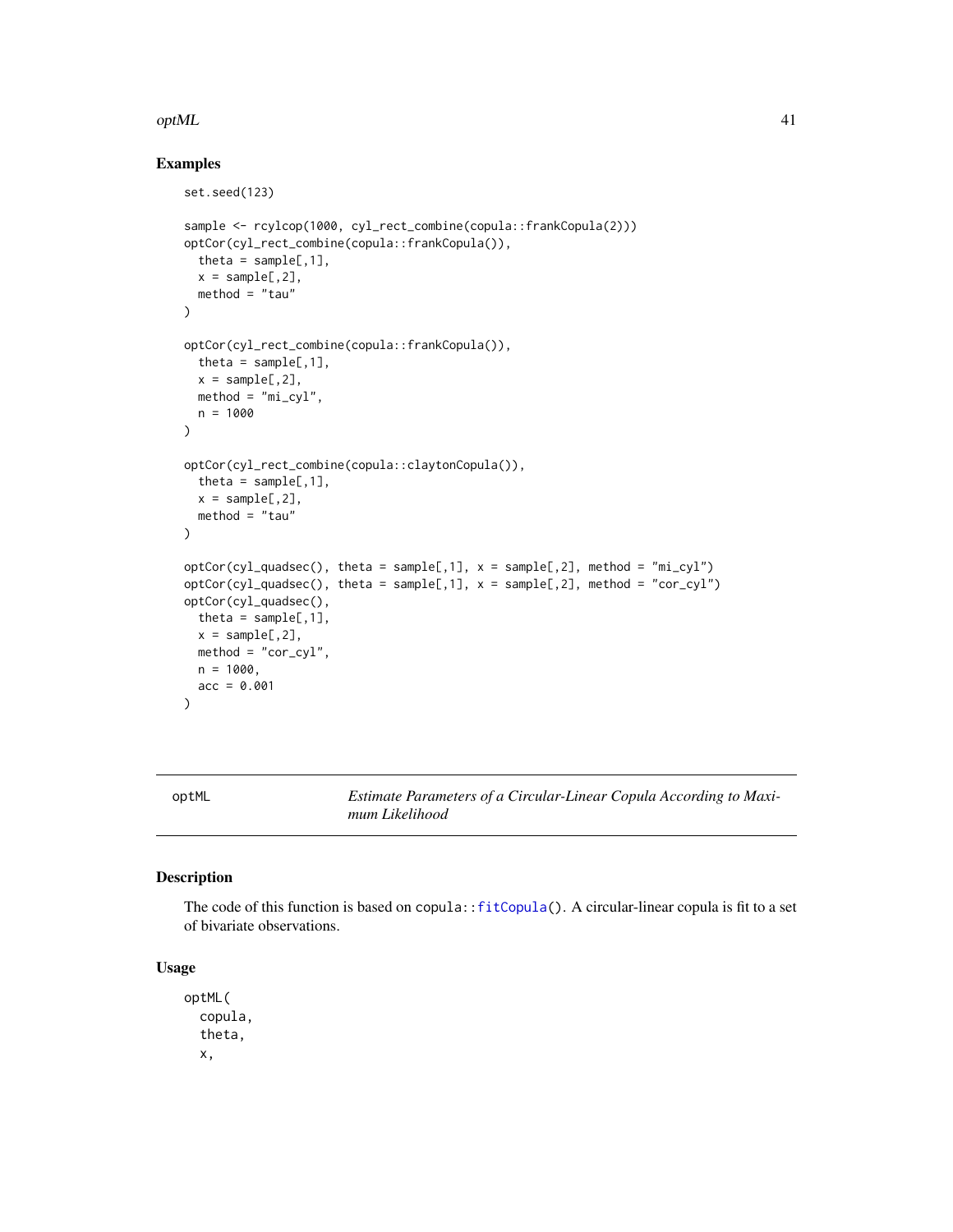## Examples

```
set.seed(123)

sample <- rcylcop(1000, cyl_rect_combine(copula::frankCopula(2)))
optCor(cyl_rect_combine(copula::frankCopula()),
  theta = sample[,1],
  x = sample[,2],
  method = "tau"
)

optCor(cyl_rect_combine(copula::frankCopula()),
  theta = sample[,1],
  x = sample[,2],
  method = "mi_cyl",
  n = 1000
)

optCor(cyl_rect_combine(copula::claytonCopula()),
  theta = sample[,1],
  x = sample[,2],
  method = "tau"
)

optCor(cyl_quadsec(), theta = sample[,1], x = sample[,2], method = "mi_cyl")
optCor(cyl_quadsec(), theta = sample[,1], x = sample[,2], method = "cor_cyl")
optCor(cyl_quadsec(),
  theta = sample[,1],
  x = sample[,2],
  method = "cor_cyl",
  n = 1000,
  acc = 0.001
)
```

---

optML &nbsp;&nbsp;&nbsp;&nbsp; *Estimate Parameters of a Circular-Linear Copula According to Maximum Likelihood*

---

## Description

The code of this function is based on `copula::fitCopula()`. A circular-linear copula is fit to a set of bivariate observations.

## Usage

```
optML(
  copula,
  theta,
  x,
```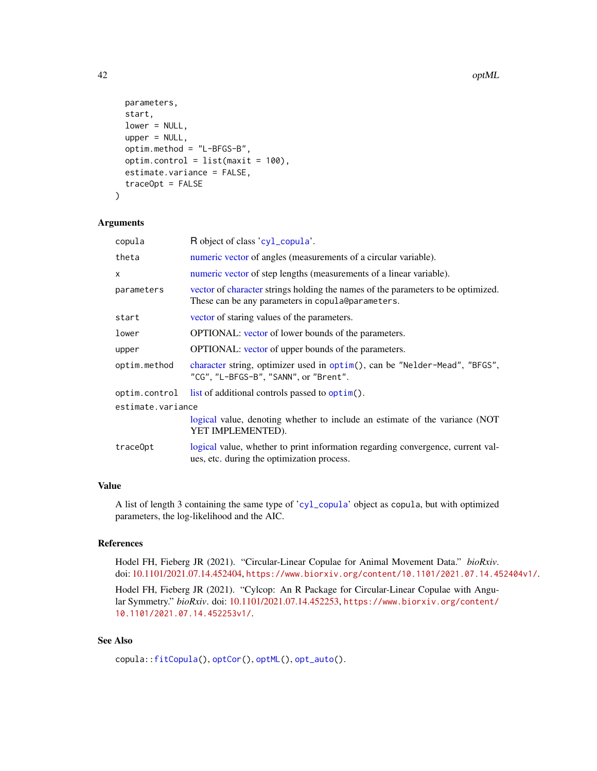```
  parameters,
  start,
  lower = NULL,
  upper = NULL,
  optim.method = "L-BFGS-B",
  optim.control = list(maxit = 100),
  estimate.variance = FALSE,
  traceOpt = FALSE
)
```

### Arguments

| | |
|---|---|
| `copula` | R object of class 'cyl_copula'. |
| `theta` | numeric vector of angles (measurements of a circular variable). |
| `x` | numeric vector of step lengths (measurements of a linear variable). |
| `parameters` | vector of character strings holding the names of the parameters to be optimized. These can be any parameters in `copula@parameters`. |
| `start` | vector of staring values of the parameters. |
| `lower` | OPTIONAL: vector of lower bounds of the parameters. |
| `upper` | OPTIONAL: vector of upper bounds of the parameters. |
| `optim.method` | character string, optimizer used in `optim()`, can be "Nelder-Mead", "BFGS", "CG", "L-BFGS-B", "SANN", or "Brent". |
| `optim.control` | list of additional controls passed to `optim()`. |
| `estimate.variance` | logical value, denoting whether to include an estimate of the variance (NOT YET IMPLEMENTED). |
| `traceOpt` | logical value, whether to print information regarding convergence, current values, etc. during the optimization process. |

### Value

A list of length 3 containing the same type of 'cyl_copula' object as `copula`, but with optimized parameters, the log-likelihood and the AIC.

### References

Hodel FH, Fieberg JR (2021). "Circular-Linear Copulae for Animal Movement Data." *bioRxiv*. doi: 10.1101/2021.07.14.452404, https://www.biorxiv.org/content/10.1101/2021.07.14.452404v1/.

Hodel FH, Fieberg JR (2021). "Cylcop: An R Package for Circular-Linear Copulae with Angular Symmetry." *bioRxiv*. doi: 10.1101/2021.07.14.452253, https://www.biorxiv.org/content/10.1101/2021.07.14.452253v1/.

### See Also

`copula::fitCopula()`, `optCor()`, `optML()`, `opt_auto()`.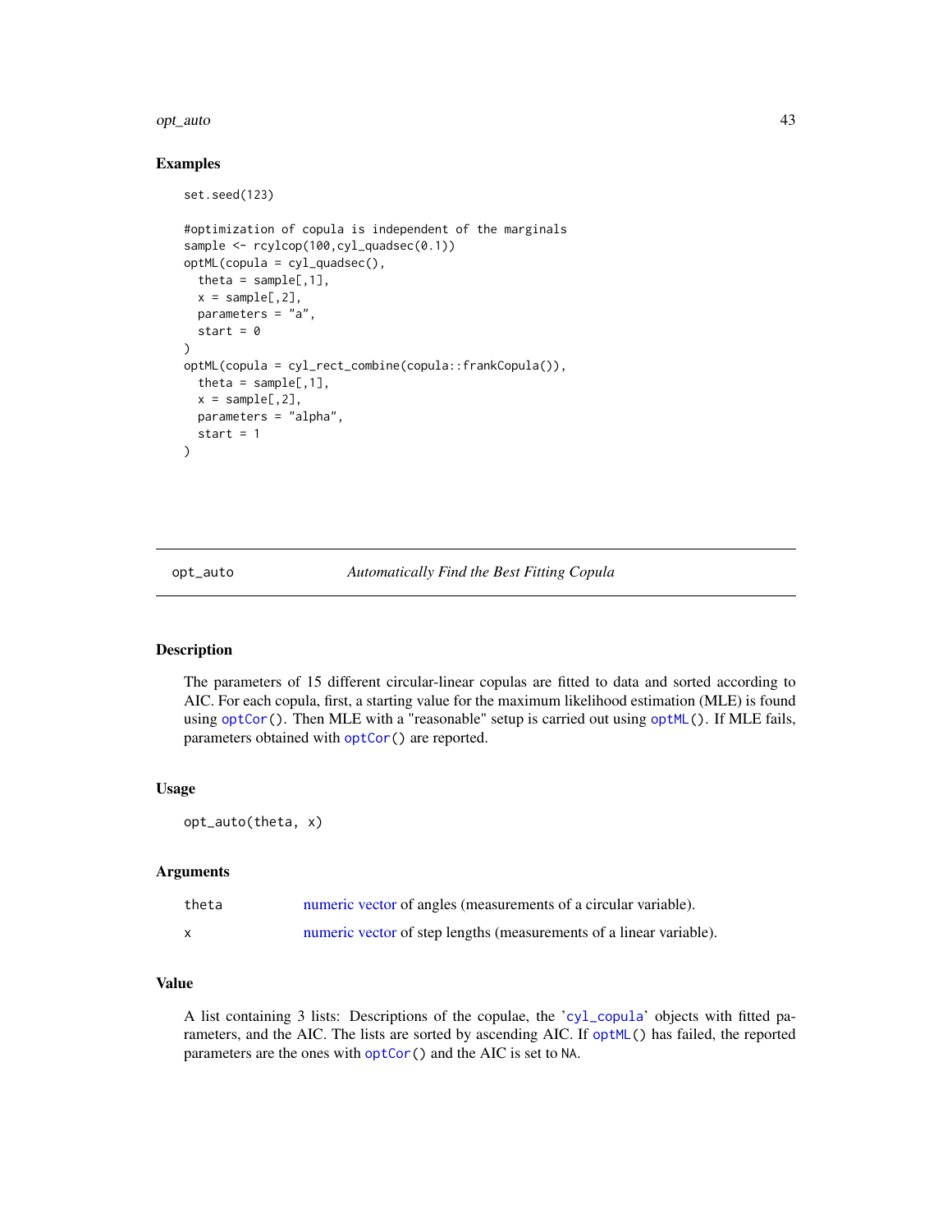## Examples

```
set.seed(123)

#optimization of copula is independent of the marginals
sample <- rcylcop(100,cyl_quadsec(0.1))
optML(copula = cyl_quadsec(),
  theta = sample[,1],
  x = sample[,2],
  parameters = "a",
  start = 0
)
optML(copula = cyl_rect_combine(copula::frankCopula()),
  theta = sample[,1],
  x = sample[,2],
  parameters = "alpha",
  start = 1
)
```

---

# opt_auto — *Automatically Find the Best Fitting Copula*

---

## Description

The parameters of 15 different circular-linear copulas are fitted to data and sorted according to AIC. For each copula, first, a starting value for the maximum likelihood estimation (MLE) is found using `optCor()`. Then MLE with a "reasonable" setup is carried out using `optML()`. If MLE fails, parameters obtained with `optCor()` are reported.

## Usage

```
opt_auto(theta, x)
```

## Arguments

| | |
|---|---|
| `theta` | numeric vector of angles (measurements of a circular variable). |
| `x` | numeric vector of step lengths (measurements of a linear variable). |

## Value

A list containing 3 lists: Descriptions of the copulae, the '`cyl_copula`' objects with fitted parameters, and the AIC. The lists are sorted by ascending AIC. If `optML()` has failed, the reported parameters are the ones with `optCor()` and the AIC is set to `NA`.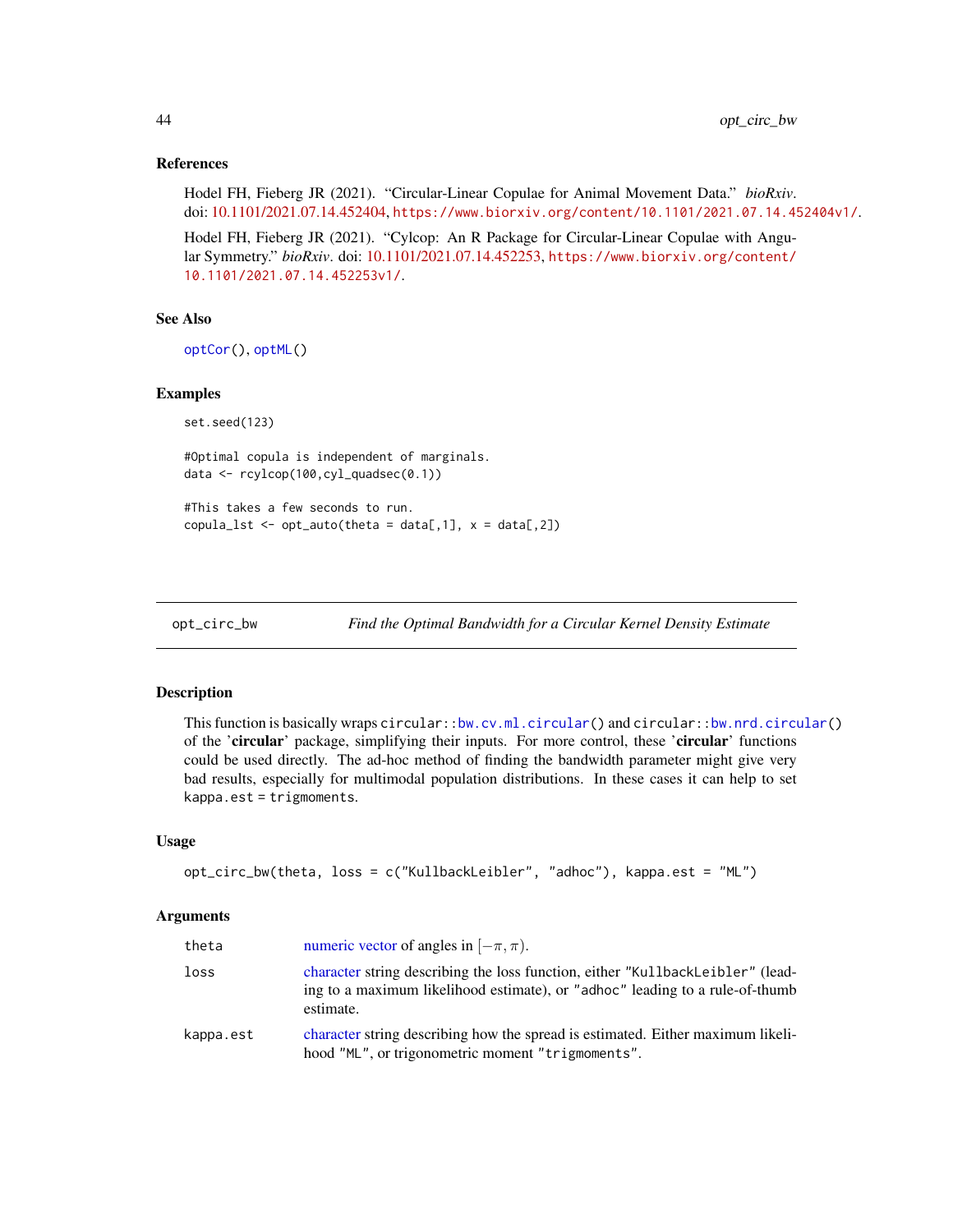### References

Hodel FH, Fieberg JR (2021). "Circular-Linear Copulae for Animal Movement Data." *bioRxiv*. doi: 10.1101/2021.07.14.452404, https://www.biorxiv.org/content/10.1101/2021.07.14.452404v1/.

Hodel FH, Fieberg JR (2021). "Cylcop: An R Package for Circular-Linear Copulae with Angular Symmetry." *bioRxiv*. doi: 10.1101/2021.07.14.452253, https://www.biorxiv.org/content/10.1101/2021.07.14.452253v1/.

### See Also

`optCor()`, `optML()`

### Examples

```
set.seed(123)

#Optimal copula is independent of marginals.
data <- rcylcop(100,cyl_quadsec(0.1))

#This takes a few seconds to run.
copula_lst <- opt_auto(theta = data[,1], x = data[,2])
```

---

## opt_circ_bw — *Find the Optimal Bandwidth for a Circular Kernel Density Estimate*

---

### Description

This function is basically wraps `circular::bw.cv.ml.circular()` and `circular::bw.nrd.circular()` of the '**circular**' package, simplifying their inputs. For more control, these '**circular**' functions could be used directly. The ad-hoc method of finding the bandwidth parameter might give very bad results, especially for multimodal population distributions. In these cases it can help to set `kappa.est = trigmoments`.

### Usage

```
opt_circ_bw(theta, loss = c("KullbackLeibler", "adhoc"), kappa.est = "ML")
```

### Arguments

| | |
|---|---|
| `theta` | numeric vector of angles in $[-\pi, \pi)$. |
| `loss` | character string describing the loss function, either `"KullbackLeibler"` (leading to a maximum likelihood estimate), or `"adhoc"` leading to a rule-of-thumb estimate. |
| `kappa.est` | character string describing how the spread is estimated. Either maximum likelihood `"ML"`, or trigonometric moment `"trigmoments"`. |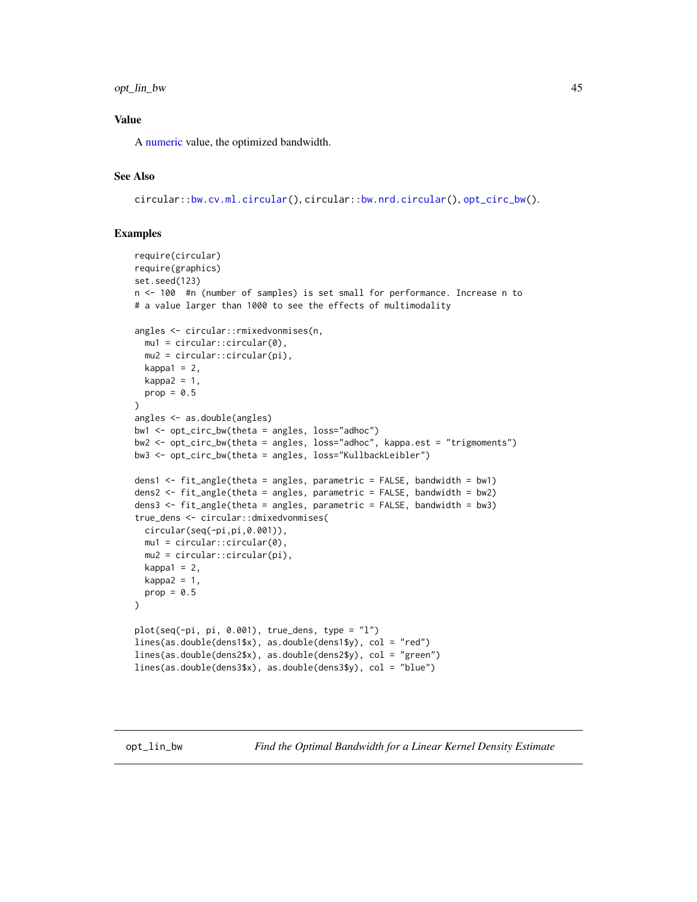## Value

A numeric value, the optimized bandwidth.

## See Also

circular::bw.cv.ml.circular(), circular::bw.nrd.circular(), opt_circ_bw().

## Examples

```
require(circular)
require(graphics)
set.seed(123)
n <- 100  #n (number of samples) is set small for performance. Increase n to
# a value larger than 1000 to see the effects of multimodality

angles <- circular::rmixedvonmises(n,
  mu1 = circular::circular(0),
  mu2 = circular::circular(pi),
  kappa1 = 2,
  kappa2 = 1,
  prop = 0.5
)
angles <- as.double(angles)
bw1 <- opt_circ_bw(theta = angles, loss="adhoc")
bw2 <- opt_circ_bw(theta = angles, loss="adhoc", kappa.est = "trigmoments")
bw3 <- opt_circ_bw(theta = angles, loss="KullbackLeibler")

dens1 <- fit_angle(theta = angles, parametric = FALSE, bandwidth = bw1)
dens2 <- fit_angle(theta = angles, parametric = FALSE, bandwidth = bw2)
dens3 <- fit_angle(theta = angles, parametric = FALSE, bandwidth = bw3)
true_dens <- circular::dmixedvonmises(
  circular(seq(-pi,pi,0.001)),
  mu1 = circular::circular(0),
  mu2 = circular::circular(pi),
  kappa1 = 2,
  kappa2 = 1,
  prop = 0.5
)

plot(seq(-pi, pi, 0.001), true_dens, type = "l")
lines(as.double(dens1$x), as.double(dens1$y), col = "red")
lines(as.double(dens2$x), as.double(dens2$y), col = "green")
lines(as.double(dens3$x), as.double(dens3$y), col = "blue")
```

# opt_lin_bw *Find the Optimal Bandwidth for a Linear Kernel Density Estimate*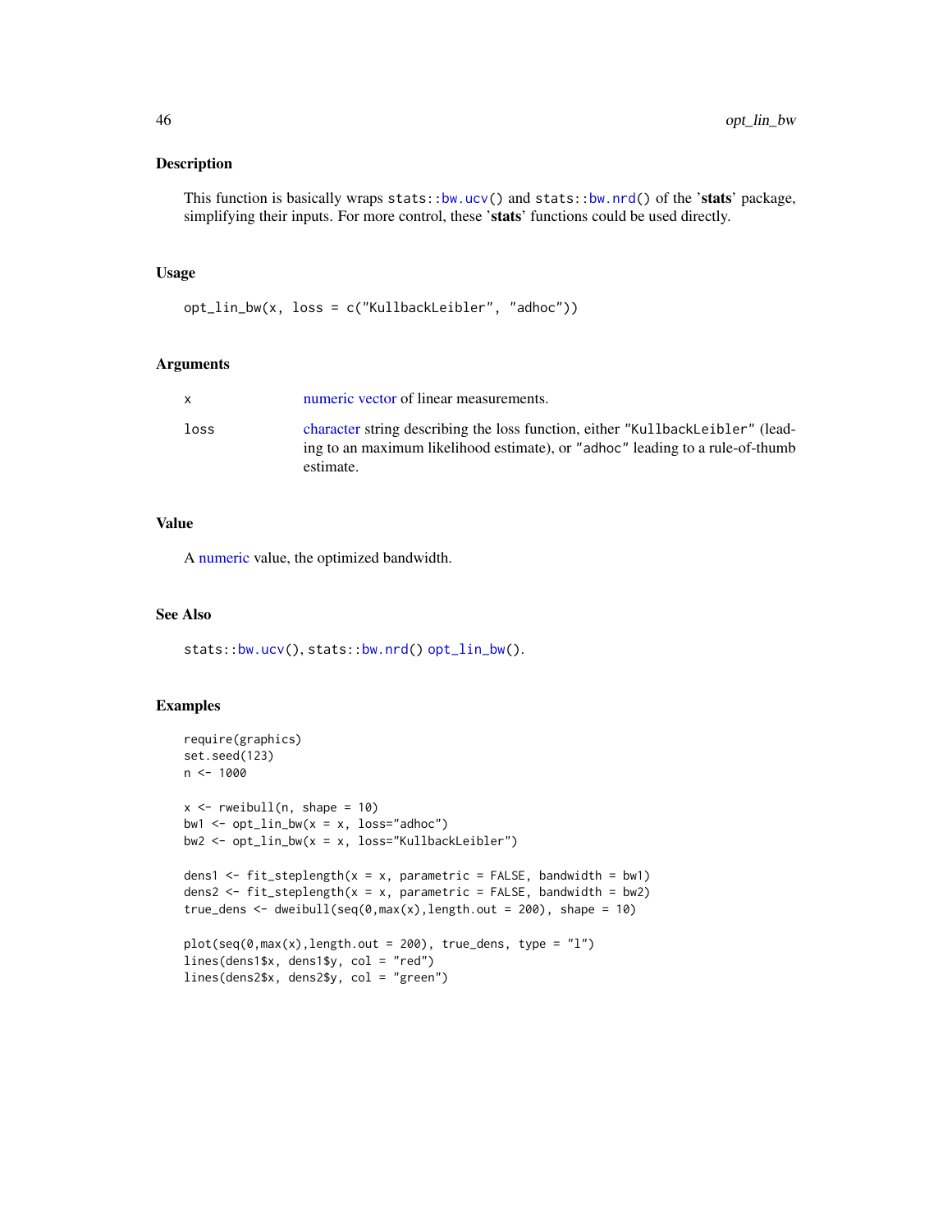## Description

This function is basically wraps `stats::bw.ucv()` and `stats::bw.nrd()` of the '**stats**' package, simplifying their inputs. For more control, these '**stats**' functions could be used directly.

## Usage

```
opt_lin_bw(x, loss = c("KullbackLeibler", "adhoc"))
```

## Arguments

| | |
|---|---|
| `x` | numeric vector of linear measurements. |
| `loss` | character string describing the loss function, either `"KullbackLeibler"` (leading to an maximum likelihood estimate), or `"adhoc"` leading to a rule-of-thumb estimate. |

## Value

A numeric value, the optimized bandwidth.

## See Also

`stats::bw.ucv()`, `stats::bw.nrd()` `opt_lin_bw()`.

## Examples

```
require(graphics)
set.seed(123)
n <- 1000

x <- rweibull(n, shape = 10)
bw1 <- opt_lin_bw(x = x, loss="adhoc")
bw2 <- opt_lin_bw(x = x, loss="KullbackLeibler")

dens1 <- fit_steplength(x = x, parametric = FALSE, bandwidth = bw1)
dens2 <- fit_steplength(x = x, parametric = FALSE, bandwidth = bw2)
true_dens <- dweibull(seq(0,max(x),length.out = 200), shape = 10)

plot(seq(0,max(x),length.out = 200), true_dens, type = "l")
lines(dens1$x, dens1$y, col = "red")
lines(dens2$x, dens2$y, col = "green")
```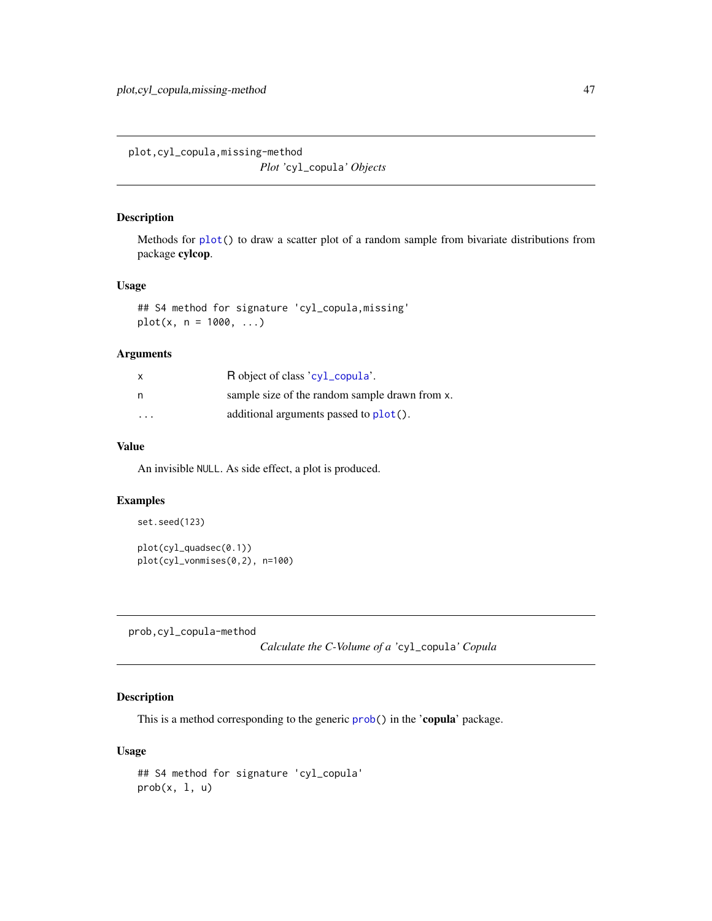## plot,cyl_copula,missing-method

*Plot 'cyl_copula' Objects*

### Description

Methods for `plot()` to draw a scatter plot of a random sample from bivariate distributions from package **cylcop**.

### Usage

```
## S4 method for signature 'cyl_copula,missing'
plot(x, n = 1000, ...)
```

### Arguments

| | |
|---|---|
| x | R object of class 'cyl_copula'. |
| n | sample size of the random sample drawn from x. |
| ... | additional arguments passed to `plot()`. |

### Value

An invisible NULL. As side effect, a plot is produced.

### Examples

```
set.seed(123)

plot(cyl_quadsec(0.1))
plot(cyl_vonmises(0,2), n=100)
```

## prob,cyl_copula-method

*Calculate the C-Volume of a 'cyl_copula' Copula*

### Description

This is a method corresponding to the generic `prob()` in the '**copula**' package.

### Usage

```
## S4 method for signature 'cyl_copula'
prob(x, l, u)
```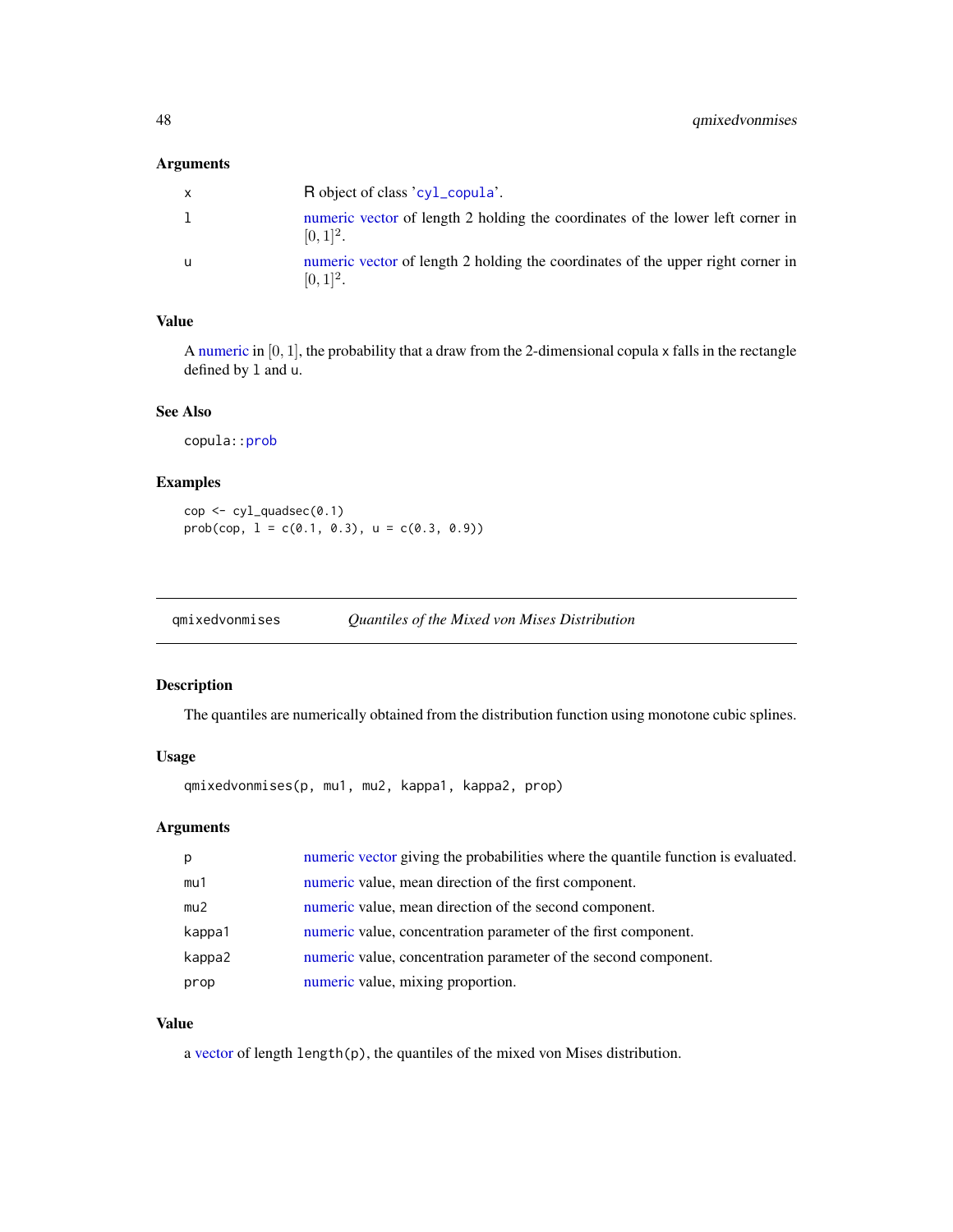### Arguments

| | |
|---|---|
| x | R object of class 'cyl_copula'. |
| l | numeric vector of length 2 holding the coordinates of the lower left corner in $[0, 1]^2$. |
| u | numeric vector of length 2 holding the coordinates of the upper right corner in $[0, 1]^2$. |

### Value

A numeric in $[0, 1]$, the probability that a draw from the 2-dimensional copula x falls in the rectangle defined by l and u.

### See Also

copula::prob

### Examples

```
cop <- cyl_quadsec(0.1)
prob(cop, l = c(0.1, 0.3), u = c(0.3, 0.9))
```

---

## qmixedvonmises *Quantiles of the Mixed von Mises Distribution*

---

### Description

The quantiles are numerically obtained from the distribution function using monotone cubic splines.

### Usage

```
qmixedvonmises(p, mu1, mu2, kappa1, kappa2, prop)
```

### Arguments

| | |
|---|---|
| p | numeric vector giving the probabilities where the quantile function is evaluated. |
| mu1 | numeric value, mean direction of the first component. |
| mu2 | numeric value, mean direction of the second component. |
| kappa1 | numeric value, concentration parameter of the first component. |
| kappa2 | numeric value, concentration parameter of the second component. |
| prop | numeric value, mixing proportion. |

### Value

a vector of length length(p), the quantiles of the mixed von Mises distribution.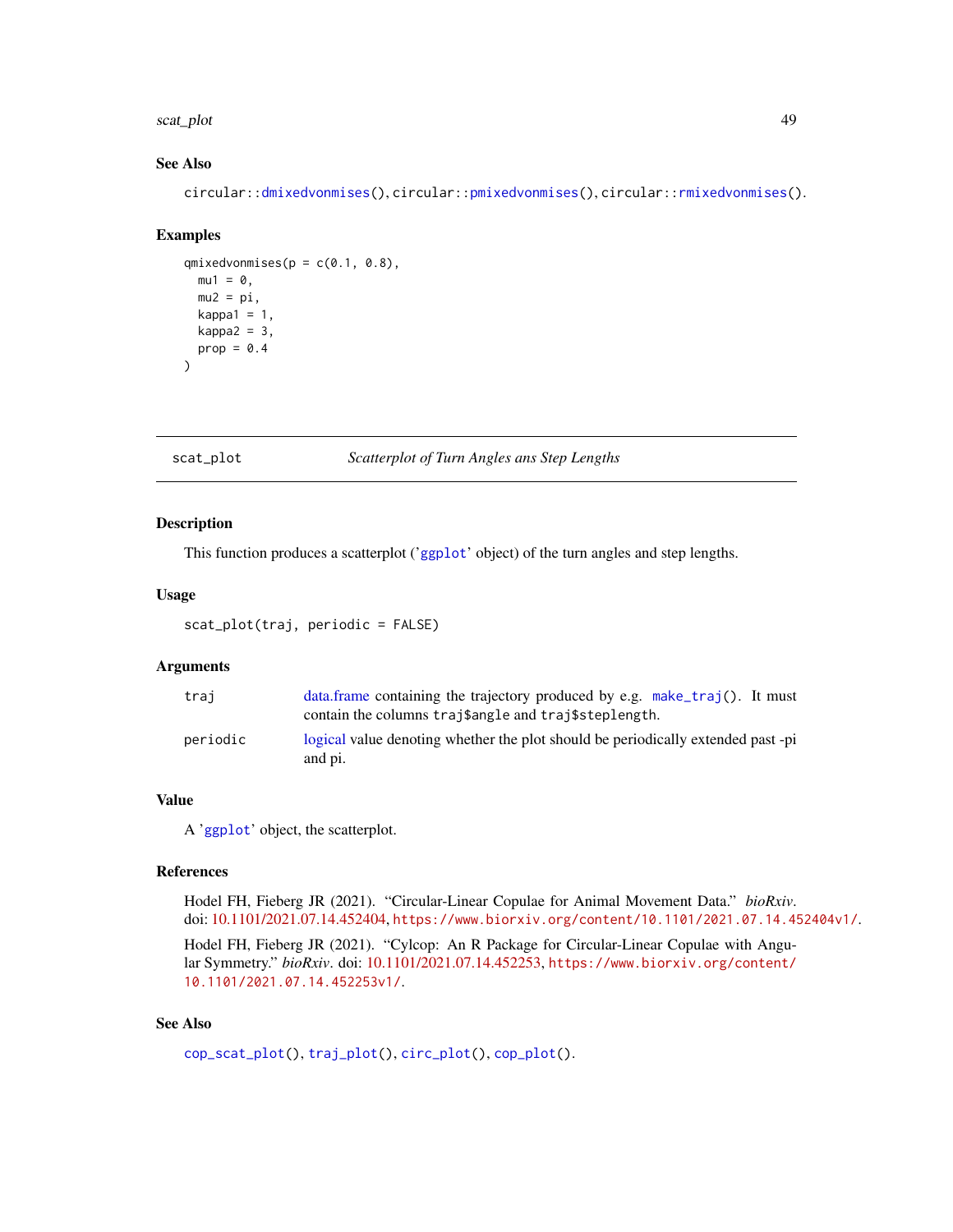## See Also

circular::dmixedvonmises(), circular::pmixedvonmises(), circular::rmixedvonmises().

## Examples

```
qmixedvonmises(p = c(0.1, 0.8),
  mu1 = 0,
  mu2 = pi,
  kappa1 = 1,
  kappa2 = 3,
  prop = 0.4
)
```

---

# scat_plot *Scatterplot of Turn Angles ans Step Lengths*

---

## Description

This function produces a scatterplot ('ggplot' object) of the turn angles and step lengths.

## Usage

```
scat_plot(traj, periodic = FALSE)
```

## Arguments

| | |
|---|---|
| traj | data.frame containing the trajectory produced by e.g. make_traj(). It must contain the columns traj$angle and traj$steplength. |
| periodic | logical value denoting whether the plot should be periodically extended past -pi and pi. |

## Value

A 'ggplot' object, the scatterplot.

## References

Hodel FH, Fieberg JR (2021). "Circular-Linear Copulae for Animal Movement Data." *bioRxiv*. doi: 10.1101/2021.07.14.452404, https://www.biorxiv.org/content/10.1101/2021.07.14.452404v1/.

Hodel FH, Fieberg JR (2021). "Cylcop: An R Package for Circular-Linear Copulae with Angular Symmetry." *bioRxiv*. doi: 10.1101/2021.07.14.452253, https://www.biorxiv.org/content/10.1101/2021.07.14.452253v1/.

## See Also

cop_scat_plot(), traj_plot(), circ_plot(), cop_plot().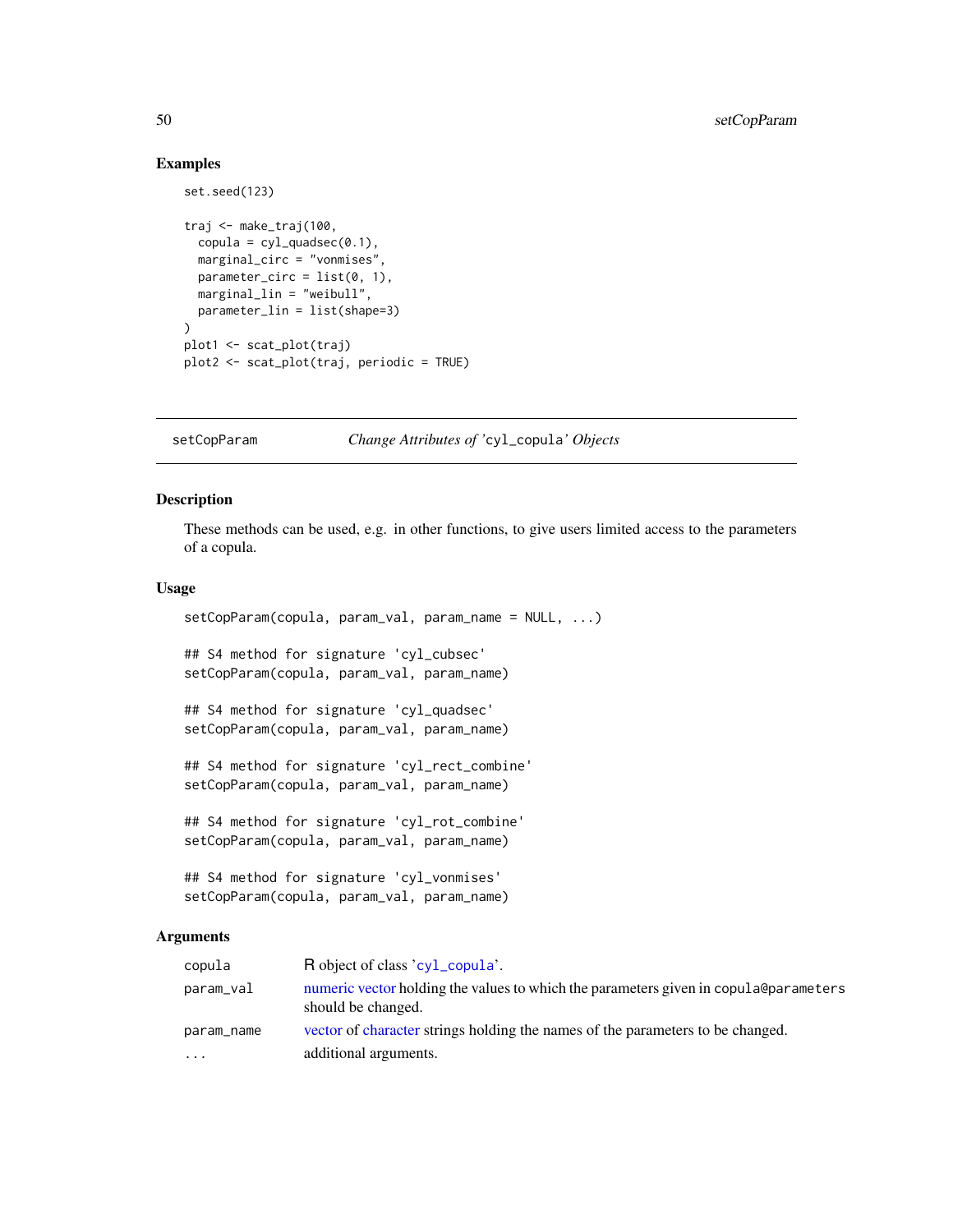## Examples

```
set.seed(123)

traj <- make_traj(100,
  copula = cyl_quadsec(0.1),
  marginal_circ = "vonmises",
  parameter_circ = list(0, 1),
  marginal_lin = "weibull",
  parameter_lin = list(shape=3)
)
plot1 <- scat_plot(traj)
plot2 <- scat_plot(traj, periodic = TRUE)
```

---

# setCopParam — *Change Attributes of 'cyl_copula' Objects*

## Description

These methods can be used, e.g. in other functions, to give users limited access to the parameters of a copula.

## Usage

```
setCopParam(copula, param_val, param_name = NULL, ...)

## S4 method for signature 'cyl_cubsec'
setCopParam(copula, param_val, param_name)

## S4 method for signature 'cyl_quadsec'
setCopParam(copula, param_val, param_name)

## S4 method for signature 'cyl_rect_combine'
setCopParam(copula, param_val, param_name)

## S4 method for signature 'cyl_rot_combine'
setCopParam(copula, param_val, param_name)

## S4 method for signature 'cyl_vonmises'
setCopParam(copula, param_val, param_name)
```

## Arguments

| | |
|---|---|
| copula | R object of class 'cyl_copula'. |
| param_val | numeric vector holding the values to which the parameters given in copula@parameters should be changed. |
| param_name | vector of character strings holding the names of the parameters to be changed. |
| ... | additional arguments. |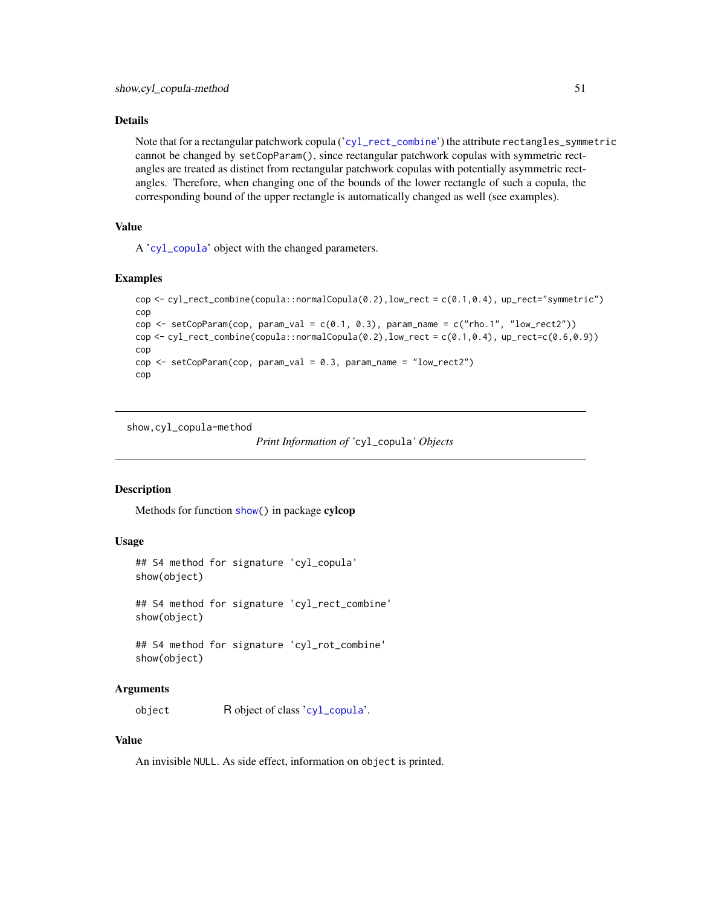## Details

Note that for a rectangular patchwork copula ('`cyl_rect_combine`') the attribute `rectangles_symmetric` cannot be changed by `setCopParam()`, since rectangular patchwork copulas with symmetric rectangles are treated as distinct from rectangular patchwork copulas with potentially asymmetric rectangles. Therefore, when changing one of the bounds of the lower rectangle of such a copula, the corresponding bound of the upper rectangle is automatically changed as well (see examples).

## Value

A '`cyl_copula`' object with the changed parameters.

## Examples

```
cop <- cyl_rect_combine(copula::normalCopula(0.2),low_rect = c(0.1,0.4), up_rect="symmetric")
cop
cop <- setCopParam(cop, param_val = c(0.1, 0.3), param_name = c("rho.1", "low_rect2"))
cop <- cyl_rect_combine(copula::normalCopula(0.2),low_rect = c(0.1,0.4), up_rect=c(0.6,0.9))
cop
cop <- setCopParam(cop, param_val = 0.3, param_name = "low_rect2")
cop
```

---

# show,cyl_copula-method — *Print Information of '`cyl_copula`' Objects*

## Description

Methods for function `show()` in package **cylcop**

## Usage

```
## S4 method for signature 'cyl_copula'
show(object)

## S4 method for signature 'cyl_rect_combine'
show(object)

## S4 method for signature 'cyl_rot_combine'
show(object)
```

## Arguments

| | |
|---|---|
| `object` | R object of class '`cyl_copula`'. |

## Value

An invisible `NULL`. As side effect, information on `object` is printed.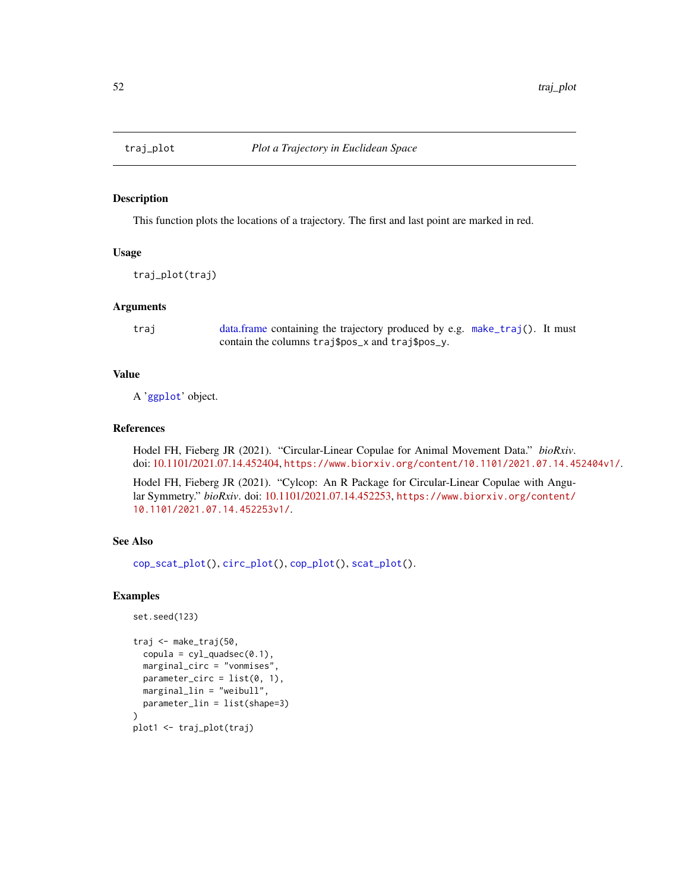# traj_plot — *Plot a Trajectory in Euclidean Space*

## Description

This function plots the locations of a trajectory. The first and last point are marked in red.

## Usage

```
traj_plot(traj)
```

## Arguments

| | |
|---|---|
| traj | data.frame containing the trajectory produced by e.g. `make_traj()`. It must contain the columns `traj$pos_x` and `traj$pos_y`. |

## Value

A 'ggplot' object.

## References

Hodel FH, Fieberg JR (2021). "Circular-Linear Copulae for Animal Movement Data." *bioRxiv*. doi: 10.1101/2021.07.14.452404, https://www.biorxiv.org/content/10.1101/2021.07.14.452404v1/.

Hodel FH, Fieberg JR (2021). "Cylcop: An R Package for Circular-Linear Copulae with Angular Symmetry." *bioRxiv*. doi: 10.1101/2021.07.14.452253, https://www.biorxiv.org/content/10.1101/2021.07.14.452253v1/.

## See Also

`cop_scat_plot()`, `circ_plot()`, `cop_plot()`, `scat_plot()`.

## Examples

```
set.seed(123)

traj <- make_traj(50,
  copula = cyl_quadsec(0.1),
  marginal_circ = "vonmises",
  parameter_circ = list(0, 1),
  marginal_lin = "weibull",
  parameter_lin = list(shape=3)
)
plot1 <- traj_plot(traj)
```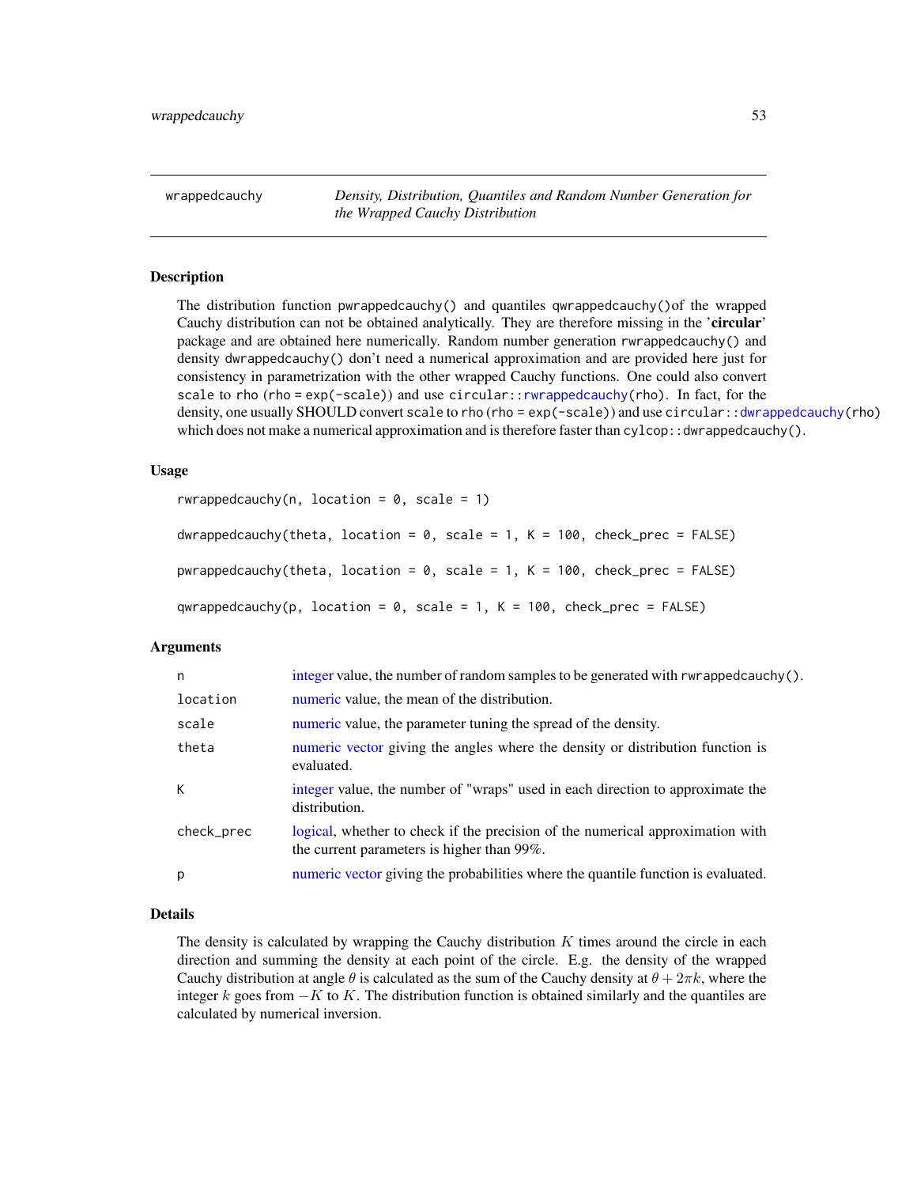## wrappedcauchy

*Density, Distribution, Quantiles and Random Number Generation for the Wrapped Cauchy Distribution*

### Description

The distribution function `pwrappedcauchy()` and quantiles `qwrappedcauchy()`of the wrapped Cauchy distribution can not be obtained analytically. They are therefore missing in the '**circular**' package and are obtained here numerically. Random number generation `rwrappedcauchy()` and density `dwrappedcauchy()` don't need a numerical approximation and are provided here just for consistency in parametrization with the other wrapped Cauchy functions. One could also convert `scale` to `rho` (`rho = exp(-scale)`) and use `circular::rwrappedcauchy(rho)`. In fact, for the density, one usually SHOULD convert `scale` to `rho` (`rho = exp(-scale)`) and use `circular::dwrappedcauchy(rho)` which does not make a numerical approximation and is therefore faster than `cylcop::dwrappedcauchy()`.

### Usage

```
rwrappedcauchy(n, location = 0, scale = 1)

dwrappedcauchy(theta, location = 0, scale = 1, K = 100, check_prec = FALSE)

pwrappedcauchy(theta, location = 0, scale = 1, K = 100, check_prec = FALSE)

qwrappedcauchy(p, location = 0, scale = 1, K = 100, check_prec = FALSE)
```

### Arguments

| | |
|---|---|
| n | integer value, the number of random samples to be generated with `rwrappedcauchy()`. |
| location | numeric value, the mean of the distribution. |
| scale | numeric value, the parameter tuning the spread of the density. |
| theta | numeric vector giving the angles where the density or distribution function is evaluated. |
| K | integer value, the number of "wraps" used in each direction to approximate the distribution. |
| check_prec | logical, whether to check if the precision of the numerical approximation with the current parameters is higher than 99%. |
| p | numeric vector giving the probabilities where the quantile function is evaluated. |

### Details

The density is calculated by wrapping the Cauchy distribution $K$ times around the circle in each direction and summing the density at each point of the circle. E.g. the density of the wrapped Cauchy distribution at angle $\theta$ is calculated as the sum of the Cauchy density at $\theta + 2\pi k$, where the integer $k$ goes from $-K$ to $K$. The distribution function is obtained similarly and the quantiles are calculated by numerical inversion.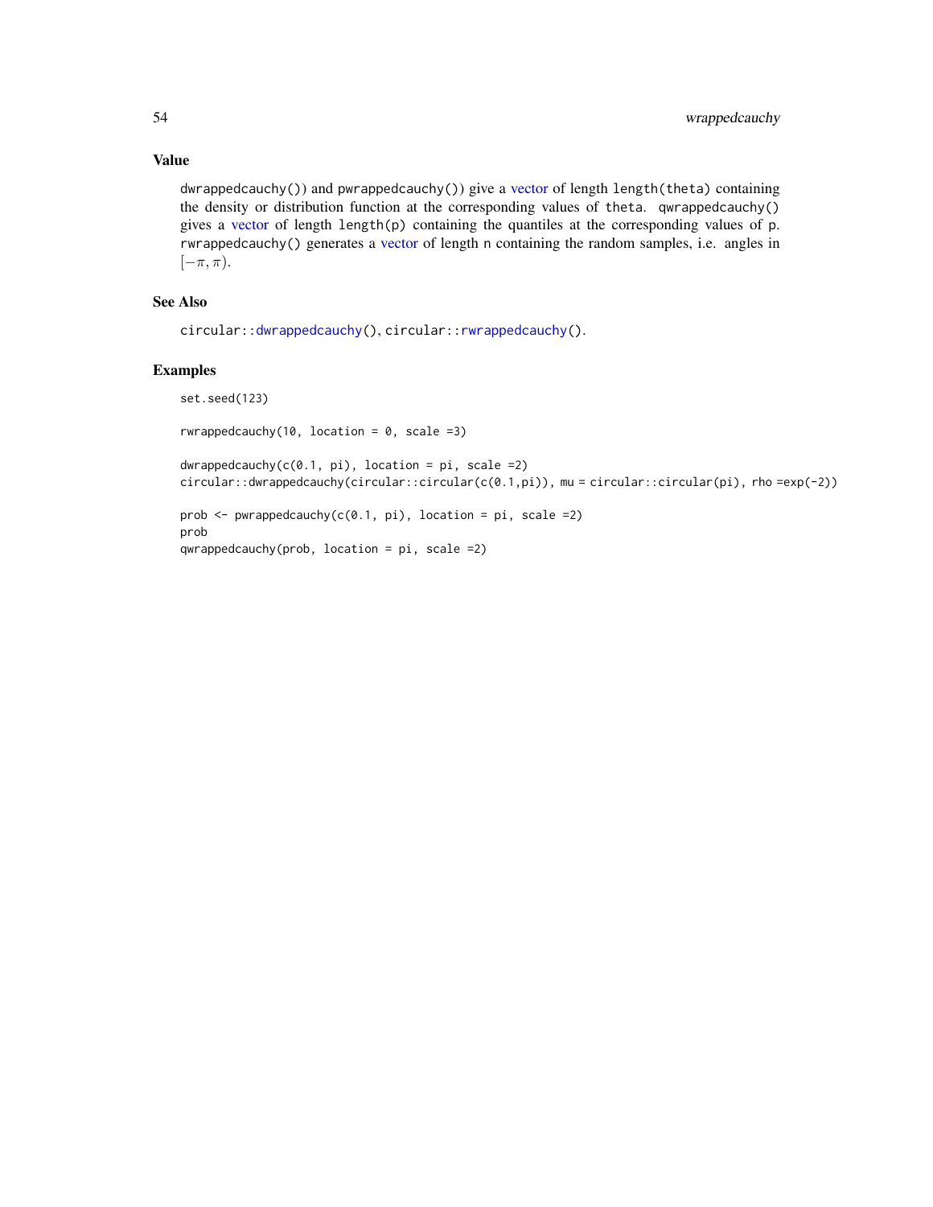## Value

`dwrappedcauchy()`) and `pwrappedcauchy()`) give a vector of length `length(theta)` containing the density or distribution function at the corresponding values of `theta`. `qwrappedcauchy()` gives a vector of length `length(p)` containing the quantiles at the corresponding values of `p`. `rwrappedcauchy()` generates a vector of length `n` containing the random samples, i.e. angles in $[-\pi, \pi)$.

## See Also

`circular::dwrappedcauchy()`, `circular::rwrappedcauchy()`.

## Examples

```
set.seed(123)

rwrappedcauchy(10, location = 0, scale =3)

dwrappedcauchy(c(0.1, pi), location = pi, scale =2)
circular::dwrappedcauchy(circular::circular(c(0.1,pi)), mu = circular::circular(pi), rho =exp(-2))

prob <- pwrappedcauchy(c(0.1, pi), location = pi, scale =2)
prob
qwrappedcauchy(prob, location = pi, scale =2)
```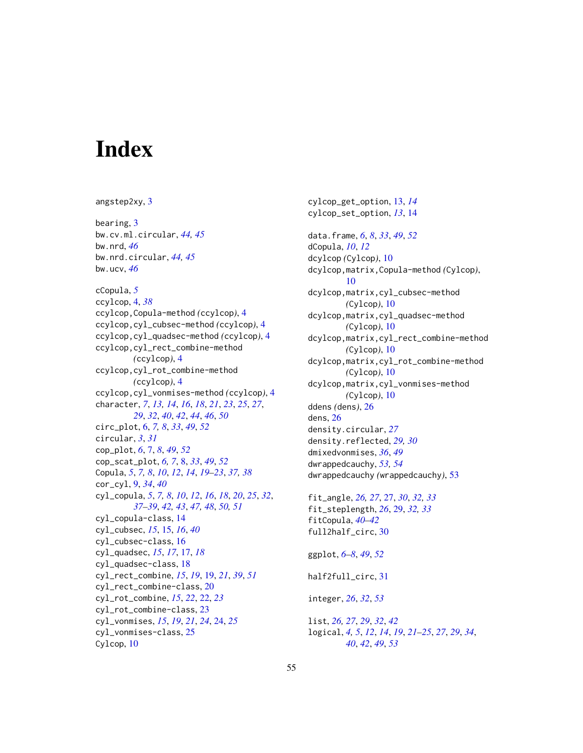# Index

angstep2xy, 3

bearing, 3
bw.cv.ml.circular, *44, 45*
bw.nrd, *46*
bw.nrd.circular, *44, 45*
bw.ucv, *46*

cCopula, *5*
ccylcop, 4, *38*
ccylcop,Copula-method *(ccylcop)*, 4
ccylcop,cyl_cubsec-method *(ccylcop)*, 4
ccylcop,cyl_quadsec-method *(ccylcop)*, 4
ccylcop,cyl_rect_combine-method *(ccylcop)*, 4
ccylcop,cyl_rot_combine-method *(ccylcop)*, 4
ccylcop,cyl_vonmises-method *(ccylcop)*, 4
character, *7, 13, 14, 16, 18, 21, 23, 25, 27, 29, 32, 40, 42, 44, 46, 50*
circ_plot, 6, *7, 8, 33, 49, 52*
circular, *3, 31*
cop_plot, *6*, 7, *8, 49, 52*
cop_scat_plot, *6, 7*, 8, *33, 49, 52*
Copula, *5, 7, 8, 10, 12, 14, 19–23, 37, 38*
cor_cyl, 9, *34, 40*
cyl_copula, *5, 7, 8, 10, 12, 16, 18, 20, 25, 32, 37–39, 42, 43, 47, 48, 50, 51*
cyl_copula-class, 14
cyl_cubsec, *15*, 15, *16, 40*
cyl_cubsec-class, 16
cyl_quadsec, *15, 17*, 17, *18*
cyl_quadsec-class, 18
cyl_rect_combine, *15, 19*, 19, *21, 39, 51*
cyl_rect_combine-class, 20
cyl_rot_combine, *15, 22*, 22, *23*
cyl_rot_combine-class, 23
cyl_vonmises, *15, 19, 21, 24*, 24, *25*
cyl_vonmises-class, 25
Cylcop, 10

cylcop_get_option, 13, *14*
cylcop_set_option, *13*, 14

data.frame, *6, 8, 33, 49, 52*
dCopula, *10, 12*
dcylcop *(Cylcop)*, 10
dcylcop,matrix,Copula-method *(Cylcop)*, 10
dcylcop,matrix,cyl_cubsec-method *(Cylcop)*, 10
dcylcop,matrix,cyl_quadsec-method *(Cylcop)*, 10
dcylcop,matrix,cyl_rect_combine-method *(Cylcop)*, 10
dcylcop,matrix,cyl_rot_combine-method *(Cylcop)*, 10
dcylcop,matrix,cyl_vonmises-method *(Cylcop)*, 10
ddens *(dens)*, 26
dens, 26
density.circular, *27*
density.reflected, *29, 30*
dmixedvonmises, *36, 49*
dwrappedcauchy, *53, 54*
dwrappedcauchy *(wrappedcauchy)*, 53

fit_angle, *26, 27*, 27, *30, 32, 33*
fit_steplength, *26*, 29, *32, 33*
fitCopula, *40–42*
full2half_circ, 30

ggplot, *6–8, 49, 52*

half2full_circ, 31

integer, *26, 32, 53*

list, *26, 27, 29, 32, 42*
logical, *4, 5, 12, 14, 19, 21–25, 27, 29, 34, 40, 42, 49, 53*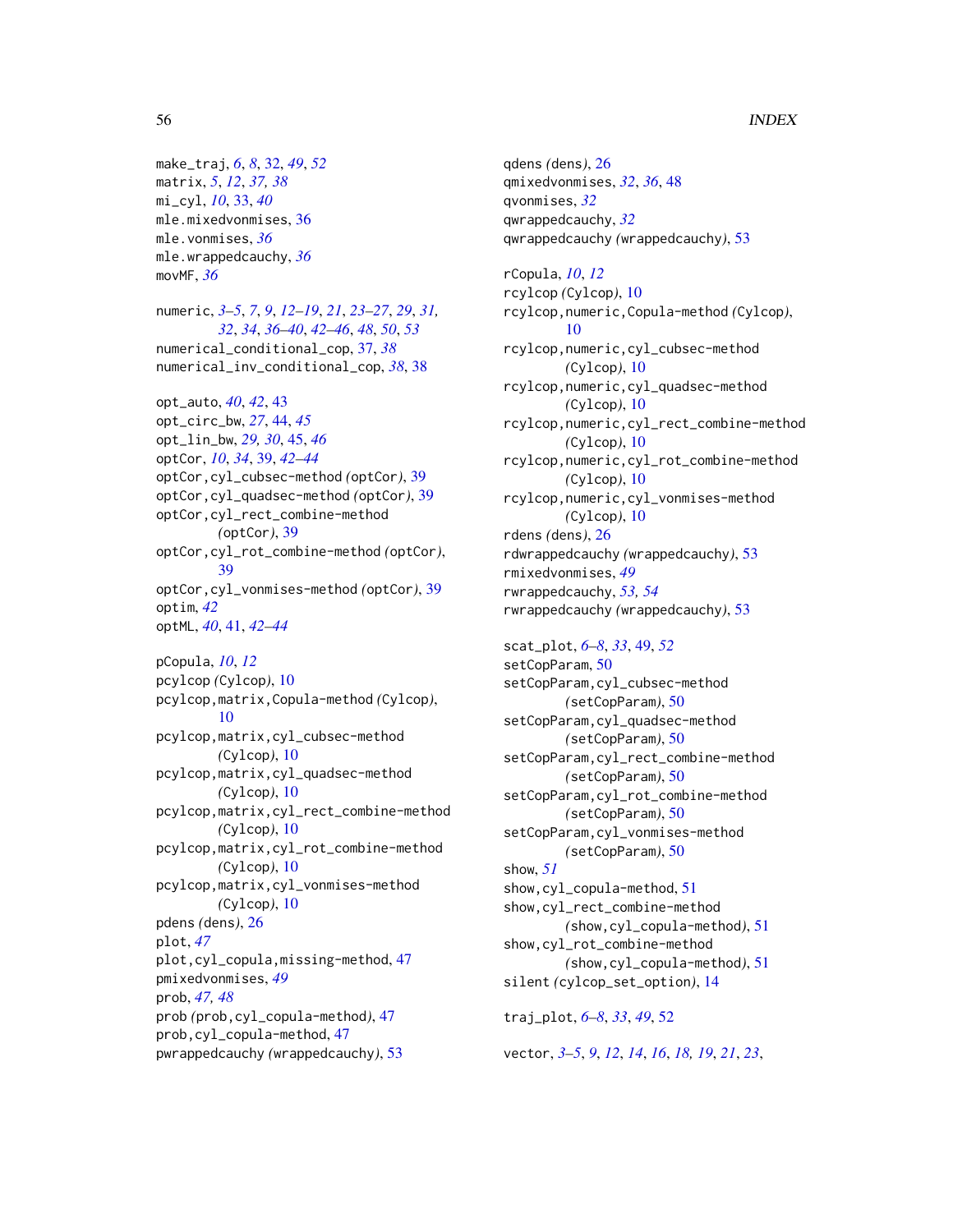make_traj, *6*, *8*, 32, *49*, *52*
matrix, *5*, *12*, *37, 38*
mi_cyl, *10*, 33, *40*
mle.mixedvonmises, 36
mle.vonmises, *36*
mle.wrappedcauchy, *36*
movMF, *36*

numeric, *3–5*, *7*, *9*, *12–19*, *21*, *23–27*, *29*, *31, 32*, *34*, *36–40*, *42–46*, *48*, *50*, *53*
numerical_conditional_cop, 37, *38*
numerical_inv_conditional_cop, *38*, 38

opt_auto, *40*, *42*, 43
opt_circ_bw, *27*, 44, *45*
opt_lin_bw, *29, 30*, 45, *46*
optCor, *10*, *34*, 39, *42–44*
optCor,cyl_cubsec-method *(optCor)*, 39
optCor,cyl_quadsec-method *(optCor)*, 39
optCor,cyl_rect_combine-method *(optCor)*, 39
optCor,cyl_rot_combine-method *(optCor)*, 39
optCor,cyl_vonmises-method *(optCor)*, 39
optim, *42*
optML, *40*, 41, *42–44*

pCopula, *10*, *12*
pcylcop *(Cylcop)*, 10
pcylcop,matrix,Copula-method *(Cylcop)*, 10
pcylcop,matrix,cyl_cubsec-method *(Cylcop)*, 10
pcylcop,matrix,cyl_quadsec-method *(Cylcop)*, 10
pcylcop,matrix,cyl_rect_combine-method *(Cylcop)*, 10
pcylcop,matrix,cyl_rot_combine-method *(Cylcop)*, 10
pcylcop,matrix,cyl_vonmises-method *(Cylcop)*, 10
pdens *(dens)*, 26
plot, *47*
plot,cyl_copula,missing-method, 47
pmixedvonmises, *49*
prob, *47, 48*
prob *(prob,cyl_copula-method)*, 47
prob,cyl_copula-method, 47
pwrappedcauchy *(wrappedcauchy)*, 53

qdens *(dens)*, 26
qmixedvonmises, *32*, *36*, 48
qvonmises, *32*
qwrappedcauchy, *32*
qwrappedcauchy *(wrappedcauchy)*, 53

rCopula, *10*, *12*
rcylcop *(Cylcop)*, 10
rcylcop,numeric,Copula-method *(Cylcop)*, 10
rcylcop,numeric,cyl_cubsec-method *(Cylcop)*, 10
rcylcop,numeric,cyl_quadsec-method *(Cylcop)*, 10
rcylcop,numeric,cyl_rect_combine-method *(Cylcop)*, 10
rcylcop,numeric,cyl_rot_combine-method *(Cylcop)*, 10
rcylcop,numeric,cyl_vonmises-method *(Cylcop)*, 10
rdens *(dens)*, 26
rdwrappedcauchy *(wrappedcauchy)*, 53
rmixedvonmises, *49*
rwrappedcauchy, *53, 54*
rwrappedcauchy *(wrappedcauchy)*, 53

scat_plot, *6–8*, *33*, 49, *52*
setCopParam, 50
setCopParam,cyl_cubsec-method *(setCopParam)*, 50
setCopParam,cyl_quadsec-method *(setCopParam)*, 50
setCopParam,cyl_rect_combine-method *(setCopParam)*, 50
setCopParam,cyl_rot_combine-method *(setCopParam)*, 50
setCopParam,cyl_vonmises-method *(setCopParam)*, 50
show, *51*
show,cyl_copula-method, 51
show,cyl_rect_combine-method *(show,cyl_copula-method)*, 51
show,cyl_rot_combine-method *(show,cyl_copula-method)*, 51
silent *(cylcop_set_option)*, 14

traj_plot, *6–8*, *33*, *49*, 52

vector, *3–5*, *9*, *12*, *14*, *16*, *18, 19*, *21*, *23*,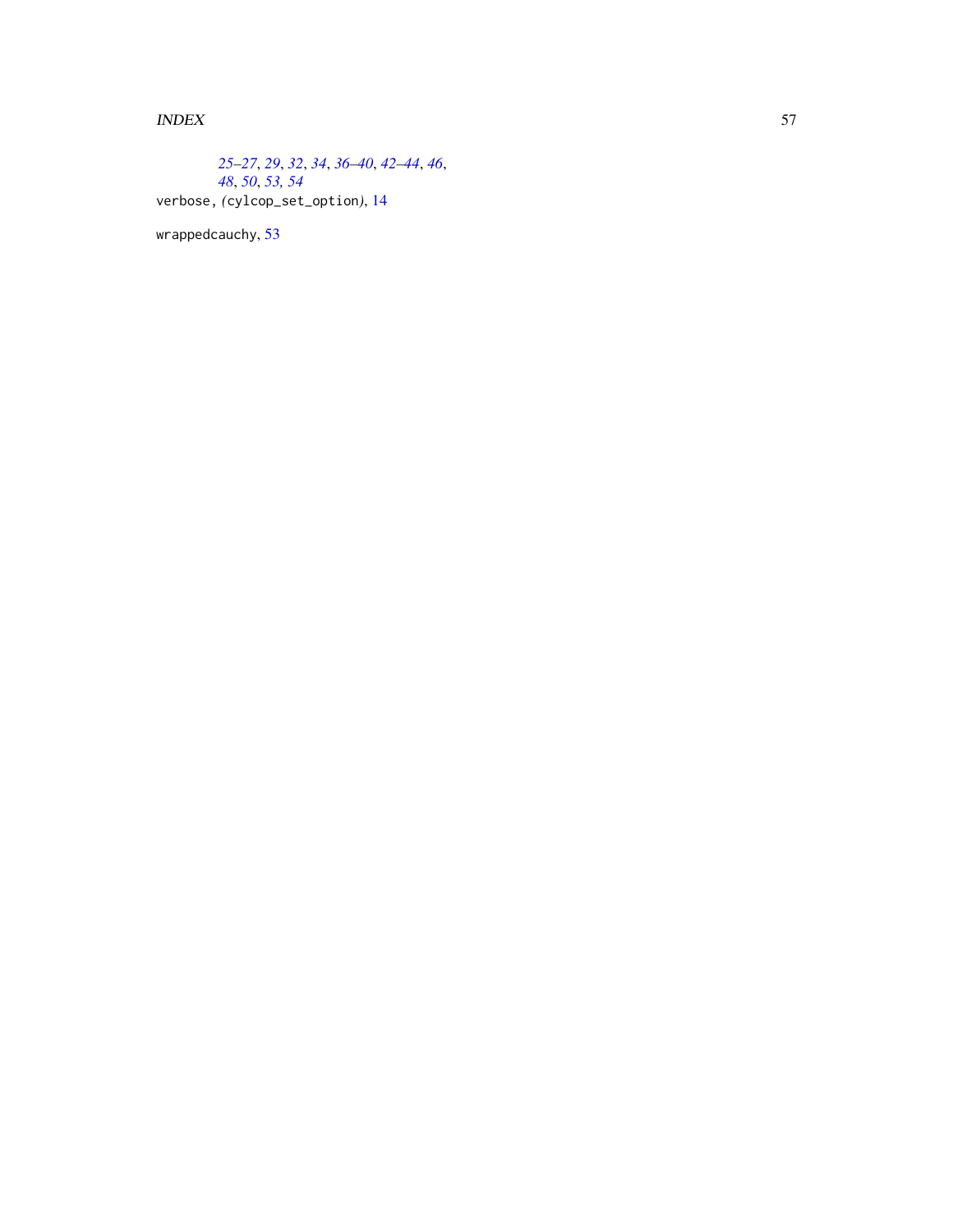*25–27*, *29*, *32*, *34*, *36–40*, *42–44*, *46*, *48*, *50*, *53, 54*

verbose, *(*cylcop_set_option*)*, 14

wrappedcauchy, 53